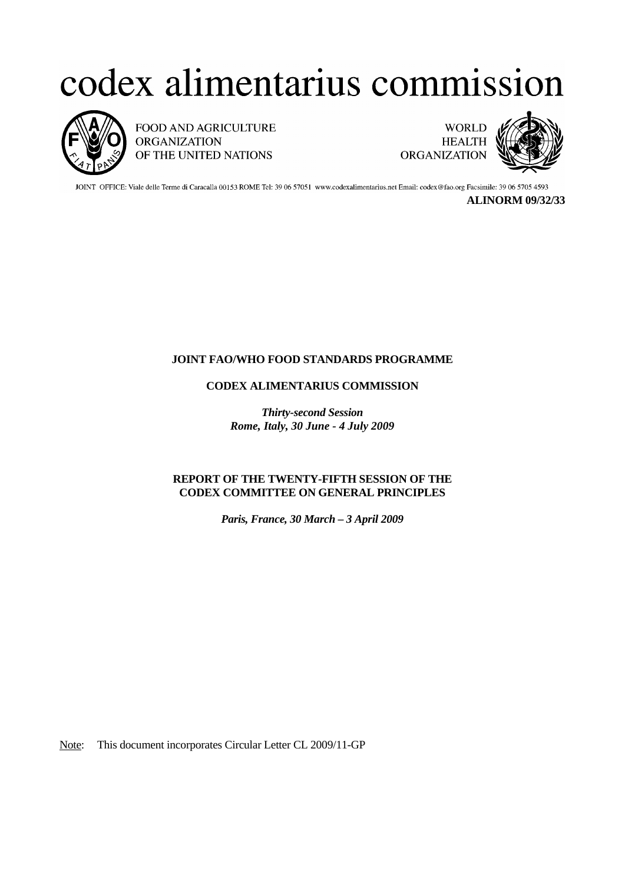# codex alimentarius commission

FOOD AND AGRICULTURE ORGANIZATION OF THE UNITED NATIONS

WORLD HEALTH ORGANIZATION

JOINT OFFICE: Viale delle Terme di Caracalla 00153 ROME Tel: 39 06 57051 www.codexalimentarius.net Email: codex@fao.org Facsimile: 39 06 5705 4593

**ALINORM 09/32/33**

**JOINT FAO/WHO FOOD STANDARDS PROGRAMME**

**CODEX ALIMENTARIUS COMMISSION**

***Thirty-second Session***
***Rome, Italy, 30 June - 4 July 2009***

**REPORT OF THE TWENTY-FIFTH SESSION OF THE CODEX COMMITTEE ON GENERAL PRINCIPLES**

***Paris, France, 30 March – 3 April 2009***

Note: This document incorporates Circular Letter CL 2009/11-GP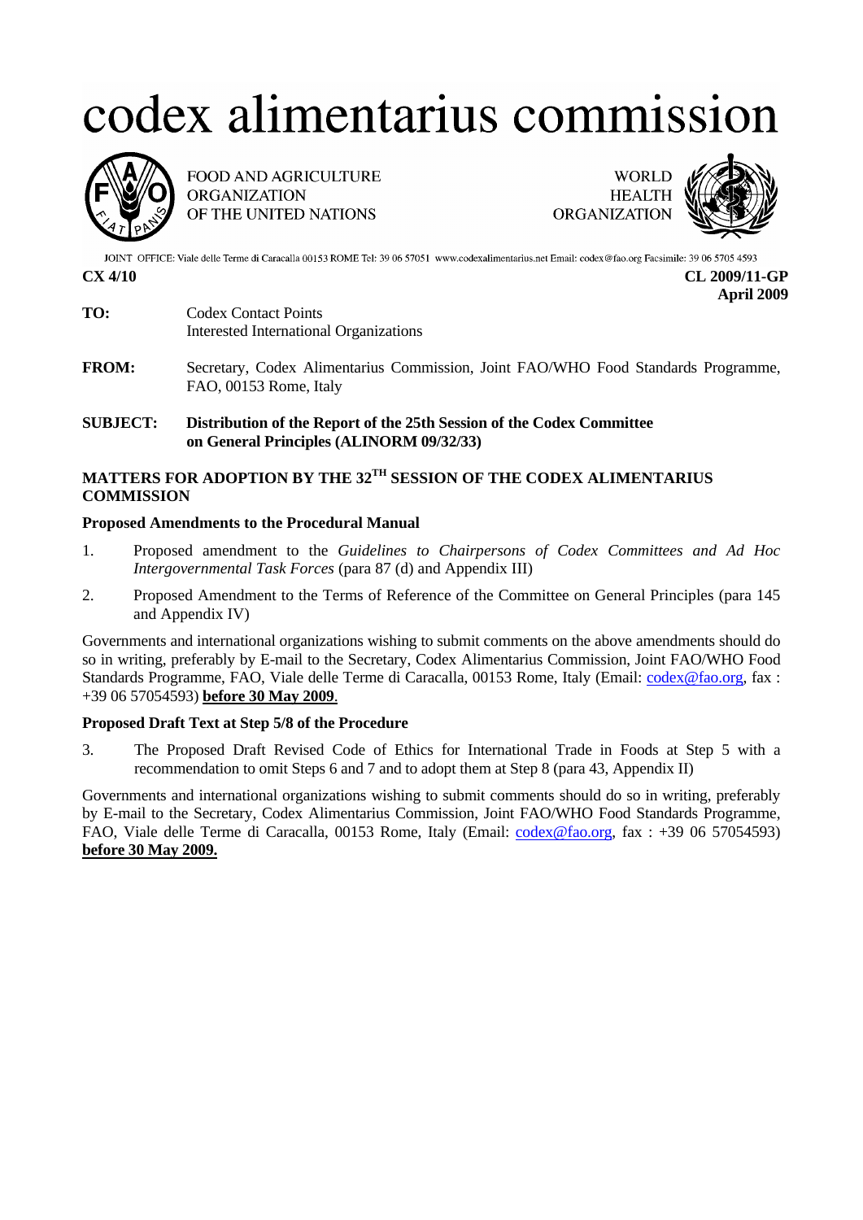# codex alimentarius commission

FOOD AND AGRICULTURE ORGANIZATION OF THE UNITED NATIONS

WORLD HEALTH ORGANIZATION

JOINT OFFICE: Viale delle Terme di Caracalla 00153 ROME Tel: 39 06 57051 www.codexalimentarius.net Email: codex@fao.org Facsimile: 39 06 5705 4593

**CX 4/10** **CL 2009/11-GP**
**April 2009**

**TO:** Codex Contact Points
Interested International Organizations

**FROM:** Secretary, Codex Alimentarius Commission, Joint FAO/WHO Food Standards Programme, FAO, 00153 Rome, Italy

**SUBJECT:** **Distribution of the Report of the 25th Session of the Codex Committee on General Principles (ALINORM 09/32/33)**

## MATTERS FOR ADOPTION BY THE 32[TH] SESSION OF THE CODEX ALIMENTARIUS COMMISSION

### Proposed Amendments to the Procedural Manual

1. Proposed amendment to the *Guidelines to Chairpersons of Codex Committees and Ad Hoc Intergovernmental Task Forces* (para 87 (d) and Appendix III)

2. Proposed Amendment to the Terms of Reference of the Committee on General Principles (para 145 and Appendix IV)

Governments and international organizations wishing to submit comments on the above amendments should do so in writing, preferably by E-mail to the Secretary, Codex Alimentarius Commission, Joint FAO/WHO Food Standards Programme, FAO, Viale delle Terme di Caracalla, 00153 Rome, Italy (Email: codex@fao.org, fax : +39 06 57054593) **before 30 May 2009**.

### Proposed Draft Text at Step 5/8 of the Procedure

3. The Proposed Draft Revised Code of Ethics for International Trade in Foods at Step 5 with a recommendation to omit Steps 6 and 7 and to adopt them at Step 8 (para 43, Appendix II)

Governments and international organizations wishing to submit comments should do so in writing, preferably by E-mail to the Secretary, Codex Alimentarius Commission, Joint FAO/WHO Food Standards Programme, FAO, Viale delle Terme di Caracalla, 00153 Rome, Italy (Email: codex@fao.org, fax : +39 06 57054593) **before 30 May 2009.**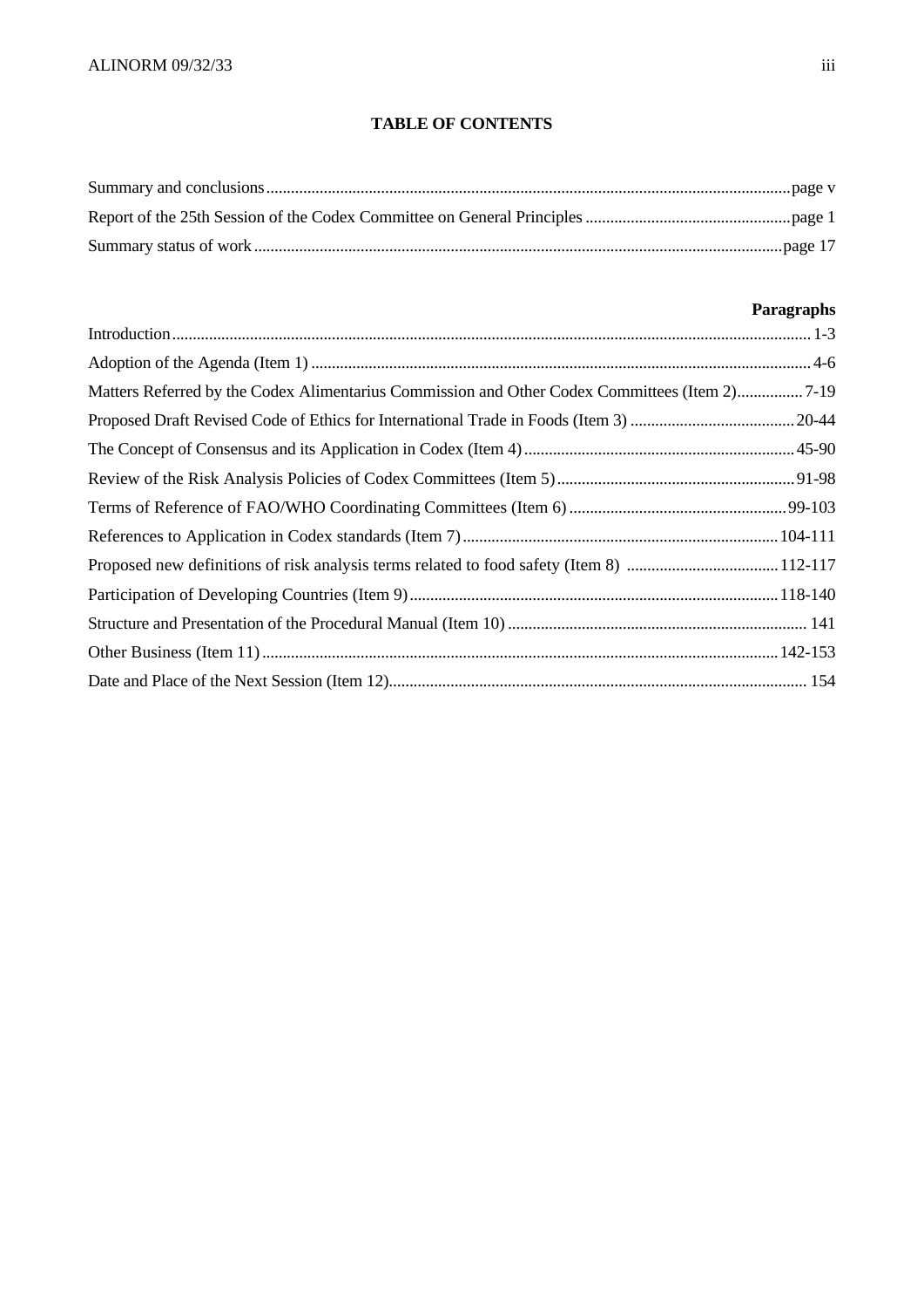# TABLE OF CONTENTS

| | |
|---|---|
| Summary and conclusions | page v |
| Report of the 25th Session of the Codex Committee on General Principles | page 1 |
| Summary status of work | page 17 |

| | **Paragraphs** |
|---|---|
| Introduction | 1-3 |
| Adoption of the Agenda (Item 1) | 4-6 |
| Matters Referred by the Codex Alimentarius Commission and Other Codex Committees (Item 2) | 7-19 |
| Proposed Draft Revised Code of Ethics for International Trade in Foods (Item 3) | 20-44 |
| The Concept of Consensus and its Application in Codex (Item 4) | 45-90 |
| Review of the Risk Analysis Policies of Codex Committees (Item 5) | 91-98 |
| Terms of Reference of FAO/WHO Coordinating Committees (Item 6) | 99-103 |
| References to Application in Codex standards (Item 7) | 104-111 |
| Proposed new definitions of risk analysis terms related to food safety (Item 8) | 112-117 |
| Participation of Developing Countries (Item 9) | 118-140 |
| Structure and Presentation of the Procedural Manual (Item 10) | 141 |
| Other Business (Item 11) | 142-153 |
| Date and Place of the Next Session (Item 12) | 154 |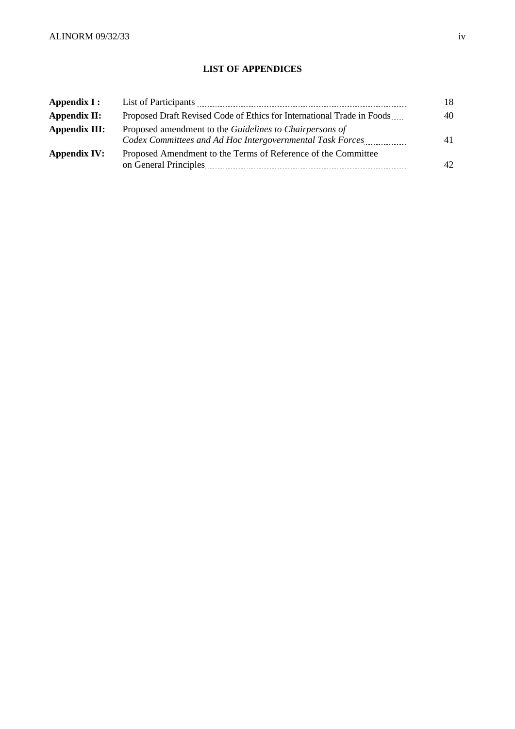## LIST OF APPENDICES

| | | |
|---|---|---|
| **Appendix I :** | List of Participants | 18 |
| **Appendix II:** | Proposed Draft Revised Code of Ethics for International Trade in Foods | 40 |
| **Appendix III:** | Proposed amendment to the *Guidelines to Chairpersons of Codex Committees and Ad Hoc Intergovernmental Task Forces* | 41 |
| **Appendix IV:** | Proposed Amendment to the Terms of Reference of the Committee on General Principles | 42 |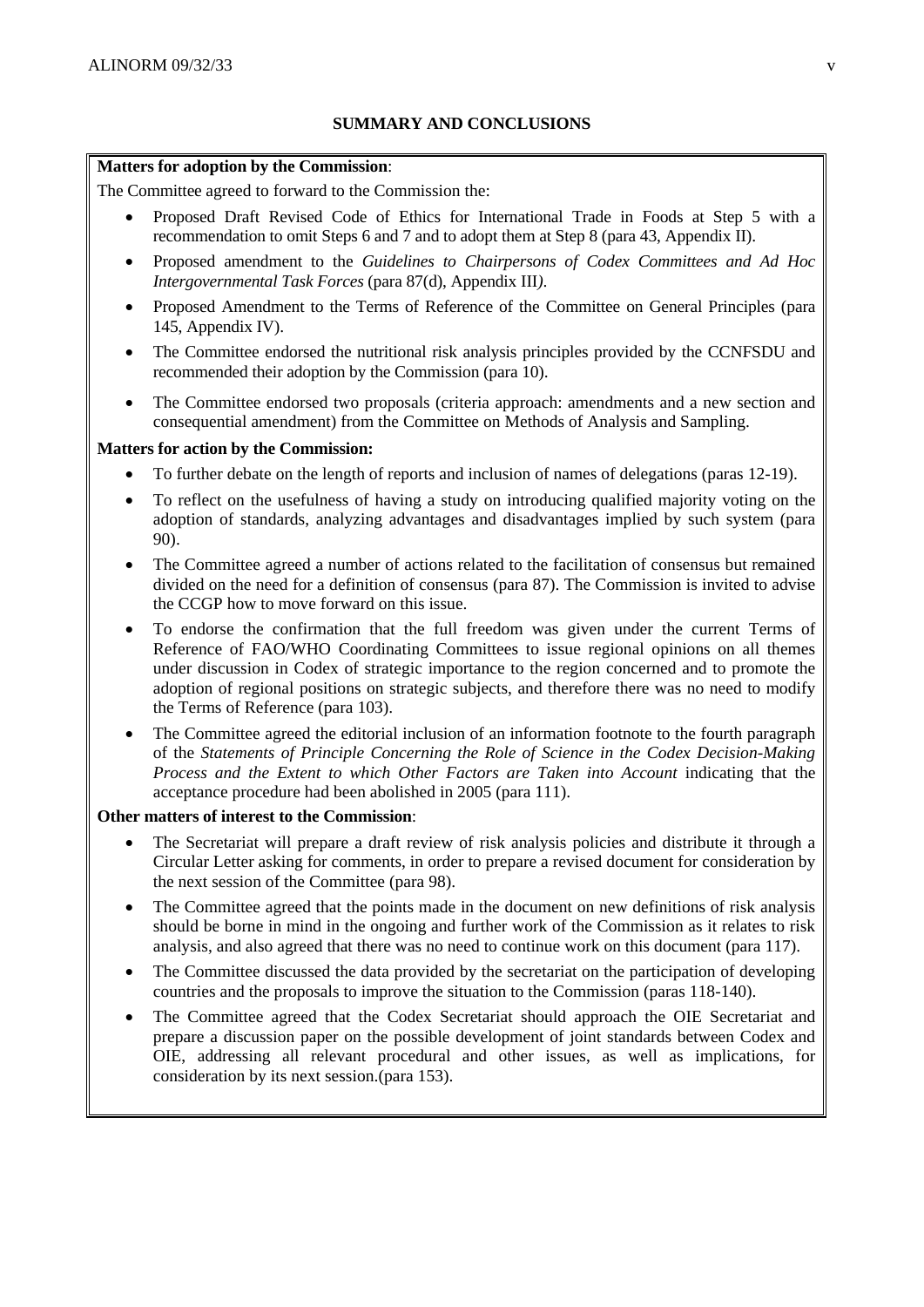## SUMMARY AND CONCLUSIONS

**Matters for adoption by the Commission**:

The Committee agreed to forward to the Commission the:

- Proposed Draft Revised Code of Ethics for International Trade in Foods at Step 5 with a recommendation to omit Steps 6 and 7 and to adopt them at Step 8 (para 43, Appendix II).
- Proposed amendment to the *Guidelines to Chairpersons of Codex Committees and Ad Hoc Intergovernmental Task Forces* (para 87(d), Appendix III).
- Proposed Amendment to the Terms of Reference of the Committee on General Principles (para 145, Appendix IV).
- The Committee endorsed the nutritional risk analysis principles provided by the CCNFSDU and recommended their adoption by the Commission (para 10).
- The Committee endorsed two proposals (criteria approach: amendments and a new section and consequential amendment) from the Committee on Methods of Analysis and Sampling.

**Matters for action by the Commission:**

- To further debate on the length of reports and inclusion of names of delegations (paras 12-19).
- To reflect on the usefulness of having a study on introducing qualified majority voting on the adoption of standards, analyzing advantages and disadvantages implied by such system (para 90).
- The Committee agreed a number of actions related to the facilitation of consensus but remained divided on the need for a definition of consensus (para 87). The Commission is invited to advise the CCGP how to move forward on this issue.
- To endorse the confirmation that the full freedom was given under the current Terms of Reference of FAO/WHO Coordinating Committees to issue regional opinions on all themes under discussion in Codex of strategic importance to the region concerned and to promote the adoption of regional positions on strategic subjects, and therefore there was no need to modify the Terms of Reference (para 103).
- The Committee agreed the editorial inclusion of an information footnote to the fourth paragraph of the *Statements of Principle Concerning the Role of Science in the Codex Decision-Making Process and the Extent to which Other Factors are Taken into Account* indicating that the acceptance procedure had been abolished in 2005 (para 111).

**Other matters of interest to the Commission**:

- The Secretariat will prepare a draft review of risk analysis policies and distribute it through a Circular Letter asking for comments, in order to prepare a revised document for consideration by the next session of the Committee (para 98).
- The Committee agreed that the points made in the document on new definitions of risk analysis should be borne in mind in the ongoing and further work of the Commission as it relates to risk analysis, and also agreed that there was no need to continue work on this document (para 117).
- The Committee discussed the data provided by the secretariat on the participation of developing countries and the proposals to improve the situation to the Commission (paras 118-140).
- The Committee agreed that the Codex Secretariat should approach the OIE Secretariat and prepare a discussion paper on the possible development of joint standards between Codex and OIE, addressing all relevant procedural and other issues, as well as implications, for consideration by its next session.(para 153).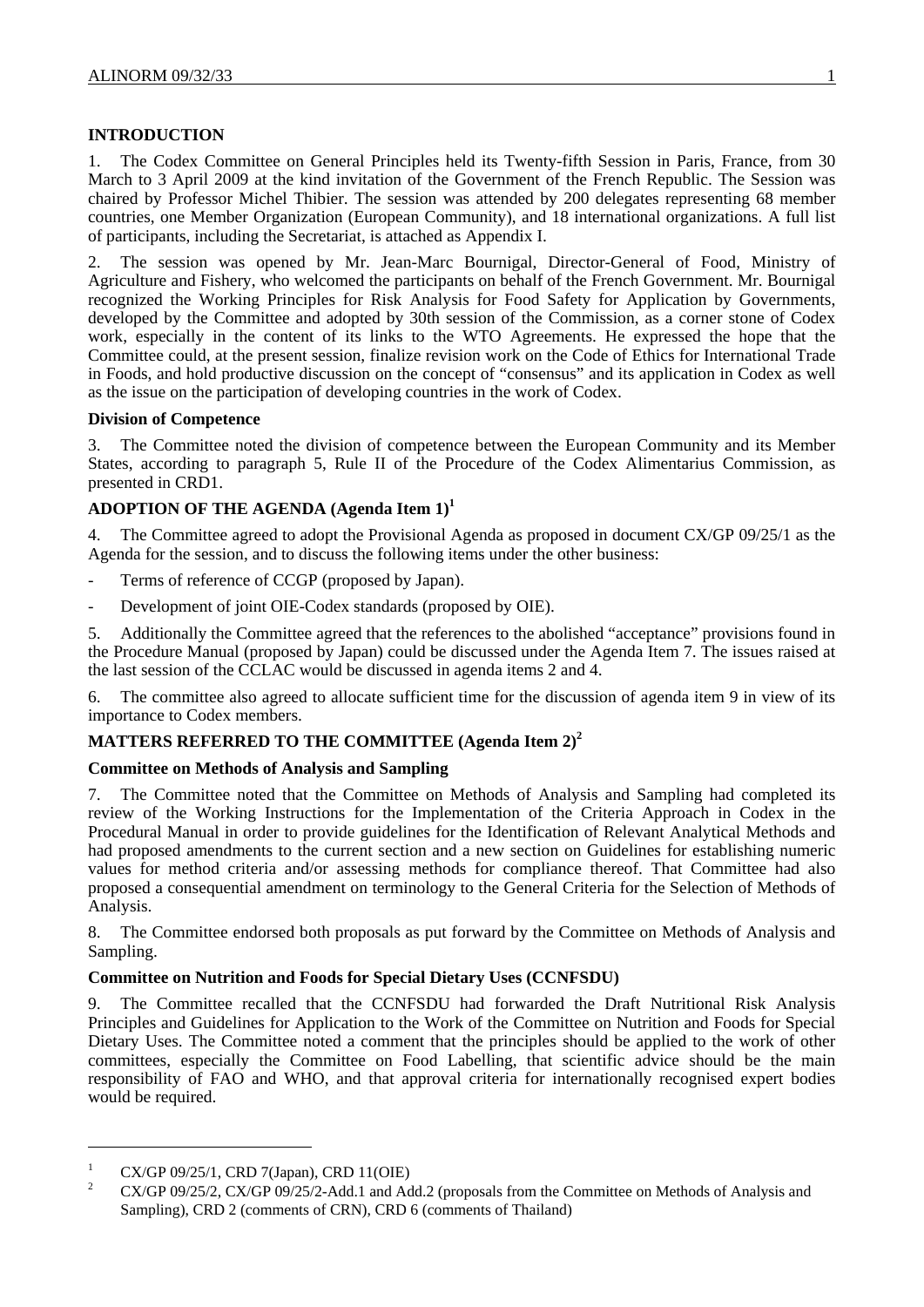## INTRODUCTION

1. The Codex Committee on General Principles held its Twenty-fifth Session in Paris, France, from 30 March to 3 April 2009 at the kind invitation of the Government of the French Republic. The Session was chaired by Professor Michel Thibier. The session was attended by 200 delegates representing 68 member countries, one Member Organization (European Community), and 18 international organizations. A full list of participants, including the Secretariat, is attached as Appendix I.

2. The session was opened by Mr. Jean-Marc Bournigal, Director-General of Food, Ministry of Agriculture and Fishery, who welcomed the participants on behalf of the French Government. Mr. Bournigal recognized the Working Principles for Risk Analysis for Food Safety for Application by Governments, developed by the Committee and adopted by 30th session of the Commission, as a corner stone of Codex work, especially in the content of its links to the WTO Agreements. He expressed the hope that the Committee could, at the present session, finalize revision work on the Code of Ethics for International Trade in Foods, and hold productive discussion on the concept of "consensus" and its application in Codex as well as the issue on the participation of developing countries in the work of Codex.

### Division of Competence

3. The Committee noted the division of competence between the European Community and its Member States, according to paragraph 5, Rule II of the Procedure of the Codex Alimentarius Commission, as presented in CRD1.

## ADOPTION OF THE AGENDA (Agenda Item 1)[1]

4. The Committee agreed to adopt the Provisional Agenda as proposed in document CX/GP 09/25/1 as the Agenda for the session, and to discuss the following items under the other business:

- Terms of reference of CCGP (proposed by Japan).
- Development of joint OIE-Codex standards (proposed by OIE).

5. Additionally the Committee agreed that the references to the abolished "acceptance" provisions found in the Procedure Manual (proposed by Japan) could be discussed under the Agenda Item 7. The issues raised at the last session of the CCLAC would be discussed in agenda items 2 and 4.

6. The committee also agreed to allocate sufficient time for the discussion of agenda item 9 in view of its importance to Codex members.

## MATTERS REFERRED TO THE COMMITTEE (Agenda Item 2)[2]

### Committee on Methods of Analysis and Sampling

7. The Committee noted that the Committee on Methods of Analysis and Sampling had completed its review of the Working Instructions for the Implementation of the Criteria Approach in Codex in the Procedural Manual in order to provide guidelines for the Identification of Relevant Analytical Methods and had proposed amendments to the current section and a new section on Guidelines for establishing numeric values for method criteria and/or assessing methods for compliance thereof. That Committee had also proposed a consequential amendment on terminology to the General Criteria for the Selection of Methods of Analysis.

8. The Committee endorsed both proposals as put forward by the Committee on Methods of Analysis and Sampling.

### Committee on Nutrition and Foods for Special Dietary Uses (CCNFSDU)

9. The Committee recalled that the CCNFSDU had forwarded the Draft Nutritional Risk Analysis Principles and Guidelines for Application to the Work of the Committee on Nutrition and Foods for Special Dietary Uses. The Committee noted a comment that the principles should be applied to the work of other committees, especially the Committee on Food Labelling, that scientific advice should be the main responsibility of FAO and WHO, and that approval criteria for internationally recognised expert bodies would be required.

---

[1] CX/GP 09/25/1, CRD 7(Japan), CRD 11(OIE)

[2] CX/GP 09/25/2, CX/GP 09/25/2-Add.1 and Add.2 (proposals from the Committee on Methods of Analysis and Sampling), CRD 2 (comments of CRN), CRD 6 (comments of Thailand)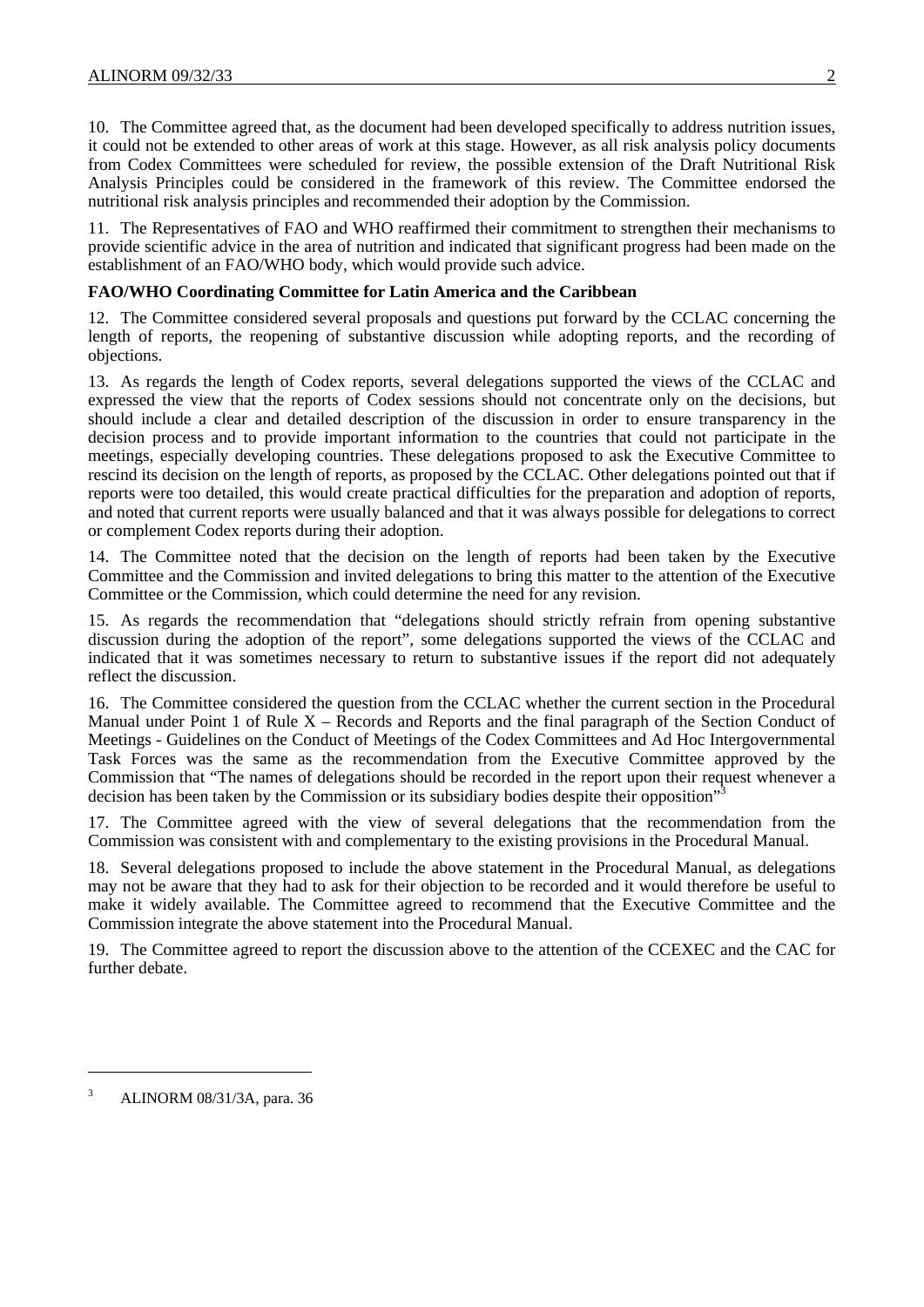10. The Committee agreed that, as the document had been developed specifically to address nutrition issues, it could not be extended to other areas of work at this stage. However, as all risk analysis policy documents from Codex Committees were scheduled for review, the possible extension of the Draft Nutritional Risk Analysis Principles could be considered in the framework of this review. The Committee endorsed the nutritional risk analysis principles and recommended their adoption by the Commission.

11. The Representatives of FAO and WHO reaffirmed their commitment to strengthen their mechanisms to provide scientific advice in the area of nutrition and indicated that significant progress had been made on the establishment of an FAO/WHO body, which would provide such advice.

**FAO/WHO Coordinating Committee for Latin America and the Caribbean**

12. The Committee considered several proposals and questions put forward by the CCLAC concerning the length of reports, the reopening of substantive discussion while adopting reports, and the recording of objections.

13. As regards the length of Codex reports, several delegations supported the views of the CCLAC and expressed the view that the reports of Codex sessions should not concentrate only on the decisions, but should include a clear and detailed description of the discussion in order to ensure transparency in the decision process and to provide important information to the countries that could not participate in the meetings, especially developing countries. These delegations proposed to ask the Executive Committee to rescind its decision on the length of reports, as proposed by the CCLAC. Other delegations pointed out that if reports were too detailed, this would create practical difficulties for the preparation and adoption of reports, and noted that current reports were usually balanced and that it was always possible for delegations to correct or complement Codex reports during their adoption.

14. The Committee noted that the decision on the length of reports had been taken by the Executive Committee and the Commission and invited delegations to bring this matter to the attention of the Executive Committee or the Commission, which could determine the need for any revision.

15. As regards the recommendation that "delegations should strictly refrain from opening substantive discussion during the adoption of the report", some delegations supported the views of the CCLAC and indicated that it was sometimes necessary to return to substantive issues if the report did not adequately reflect the discussion.

16. The Committee considered the question from the CCLAC whether the current section in the Procedural Manual under Point 1 of Rule X – Records and Reports and the final paragraph of the Section Conduct of Meetings - Guidelines on the Conduct of Meetings of the Codex Committees and Ad Hoc Intergovernmental Task Forces was the same as the recommendation from the Executive Committee approved by the Commission that "The names of delegations should be recorded in the report upon their request whenever a decision has been taken by the Commission or its subsidiary bodies despite their opposition"[3]

17. The Committee agreed with the view of several delegations that the recommendation from the Commission was consistent with and complementary to the existing provisions in the Procedural Manual.

18. Several delegations proposed to include the above statement in the Procedural Manual, as delegations may not be aware that they had to ask for their objection to be recorded and it would therefore be useful to make it widely available. The Committee agreed to recommend that the Executive Committee and the Commission integrate the above statement into the Procedural Manual.

19. The Committee agreed to report the discussion above to the attention of the CCEXEC and the CAC for further debate.

---

[3] ALINORM 08/31/3A, para. 36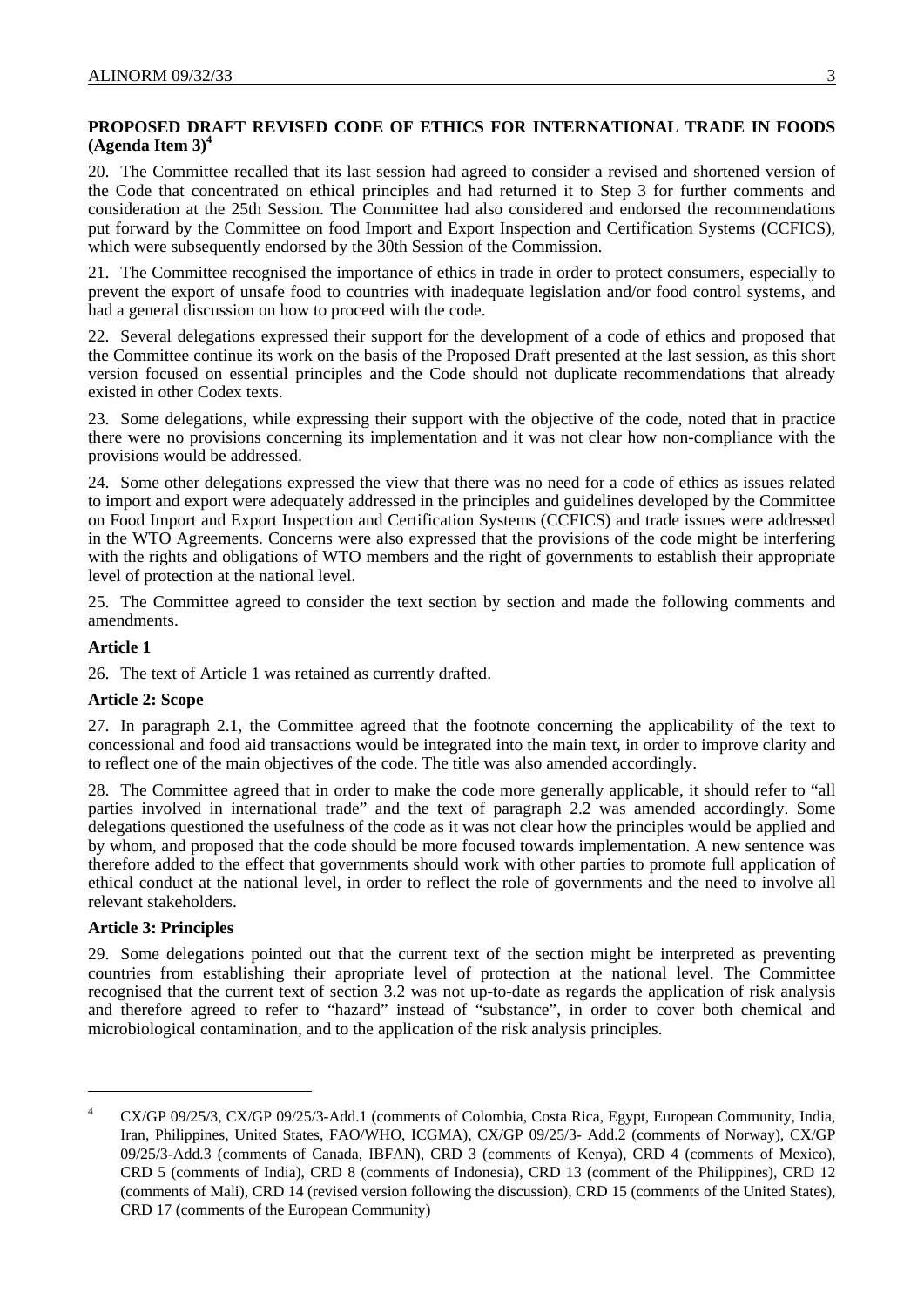**PROPOSED DRAFT REVISED CODE OF ETHICS FOR INTERNATIONAL TRADE IN FOODS (Agenda Item 3)**[4]

20. The Committee recalled that its last session had agreed to consider a revised and shortened version of the Code that concentrated on ethical principles and had returned it to Step 3 for further comments and consideration at the 25th Session. The Committee had also considered and endorsed the recommendations put forward by the Committee on food Import and Export Inspection and Certification Systems (CCFICS), which were subsequently endorsed by the 30th Session of the Commission.

21. The Committee recognised the importance of ethics in trade in order to protect consumers, especially to prevent the export of unsafe food to countries with inadequate legislation and/or food control systems, and had a general discussion on how to proceed with the code.

22. Several delegations expressed their support for the development of a code of ethics and proposed that the Committee continue its work on the basis of the Proposed Draft presented at the last session, as this short version focused on essential principles and the Code should not duplicate recommendations that already existed in other Codex texts.

23. Some delegations, while expressing their support with the objective of the code, noted that in practice there were no provisions concerning its implementation and it was not clear how non-compliance with the provisions would be addressed.

24. Some other delegations expressed the view that there was no need for a code of ethics as issues related to import and export were adequately addressed in the principles and guidelines developed by the Committee on Food Import and Export Inspection and Certification Systems (CCFICS) and trade issues were addressed in the WTO Agreements. Concerns were also expressed that the provisions of the code might be interfering with the rights and obligations of WTO members and the right of governments to establish their appropriate level of protection at the national level.

25. The Committee agreed to consider the text section by section and made the following comments and amendments.

**Article 1**

26. The text of Article 1 was retained as currently drafted.

**Article 2: Scope**

27. In paragraph 2.1, the Committee agreed that the footnote concerning the applicability of the text to concessional and food aid transactions would be integrated into the main text, in order to improve clarity and to reflect one of the main objectives of the code. The title was also amended accordingly.

28. The Committee agreed that in order to make the code more generally applicable, it should refer to "all parties involved in international trade" and the text of paragraph 2.2 was amended accordingly. Some delegations questioned the usefulness of the code as it was not clear how the principles would be applied and by whom, and proposed that the code should be more focused towards implementation. A new sentence was therefore added to the effect that governments should work with other parties to promote full application of ethical conduct at the national level, in order to reflect the role of governments and the need to involve all relevant stakeholders.

**Article 3: Principles**

29. Some delegations pointed out that the current text of the section might be interpreted as preventing countries from establishing their apropriate level of protection at the national level. The Committee recognised that the current text of section 3.2 was not up-to-date as regards the application of risk analysis and therefore agreed to refer to "hazard" instead of "substance", in order to cover both chemical and microbiological contamination, and to the application of the risk analysis principles.

---

[4] CX/GP 09/25/3, CX/GP 09/25/3-Add.1 (comments of Colombia, Costa Rica, Egypt, European Community, India, Iran, Philippines, United States, FAO/WHO, ICGMA), CX/GP 09/25/3- Add.2 (comments of Norway), CX/GP 09/25/3-Add.3 (comments of Canada, IBFAN), CRD 3 (comments of Kenya), CRD 4 (comments of Mexico), CRD 5 (comments of India), CRD 8 (comments of Indonesia), CRD 13 (comment of the Philippines), CRD 12 (comments of Mali), CRD 14 (revised version following the discussion), CRD 15 (comments of the United States), CRD 17 (comments of the European Community)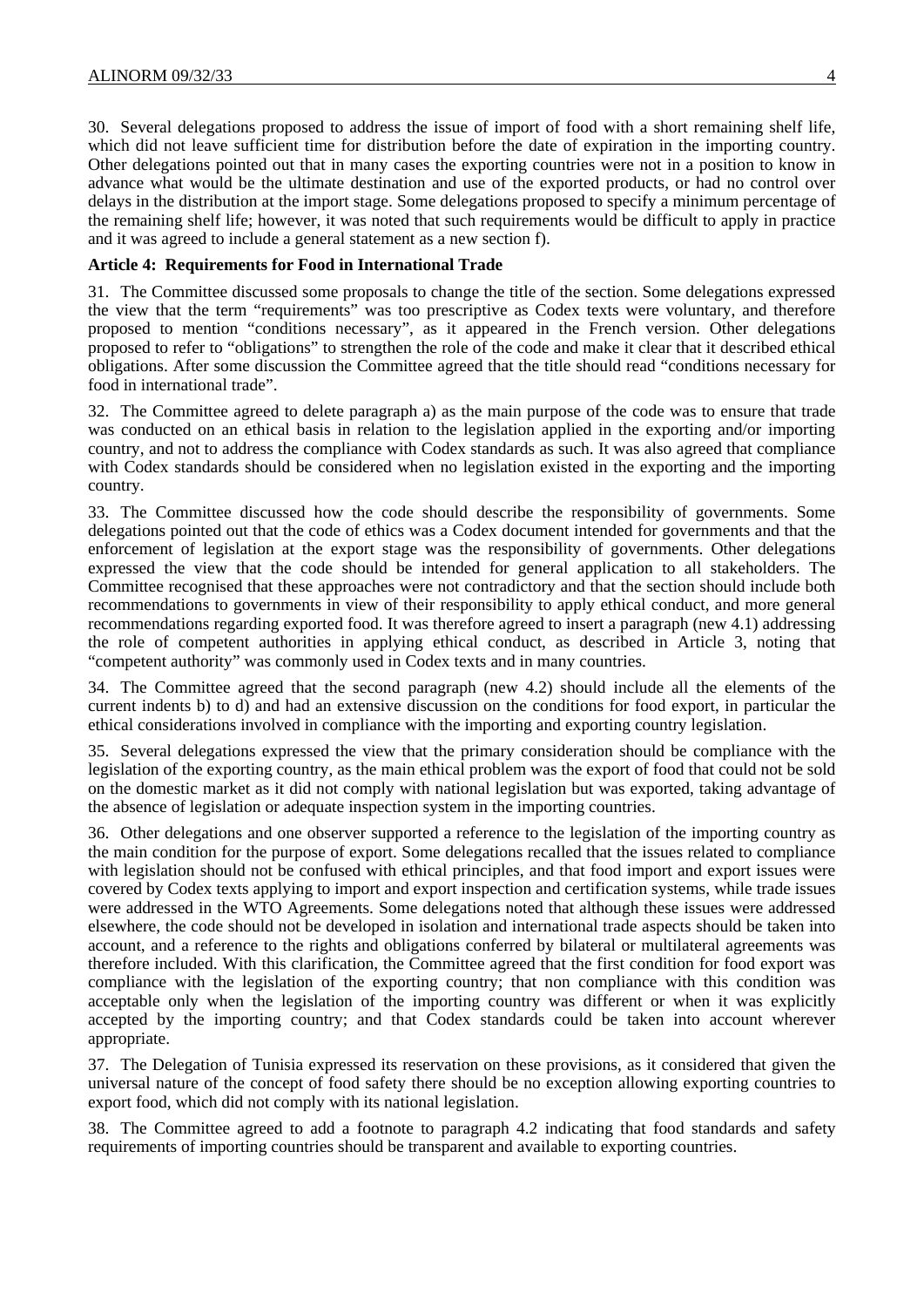30. Several delegations proposed to address the issue of import of food with a short remaining shelf life, which did not leave sufficient time for distribution before the date of expiration in the importing country. Other delegations pointed out that in many cases the exporting countries were not in a position to know in advance what would be the ultimate destination and use of the exported products, or had no control over delays in the distribution at the import stage. Some delegations proposed to specify a minimum percentage of the remaining shelf life; however, it was noted that such requirements would be difficult to apply in practice and it was agreed to include a general statement as a new section f).

**Article 4: Requirements for Food in International Trade**

31. The Committee discussed some proposals to change the title of the section. Some delegations expressed the view that the term "requirements" was too prescriptive as Codex texts were voluntary, and therefore proposed to mention "conditions necessary", as it appeared in the French version. Other delegations proposed to refer to "obligations" to strengthen the role of the code and make it clear that it described ethical obligations. After some discussion the Committee agreed that the title should read "conditions necessary for food in international trade".

32. The Committee agreed to delete paragraph a) as the main purpose of the code was to ensure that trade was conducted on an ethical basis in relation to the legislation applied in the exporting and/or importing country, and not to address the compliance with Codex standards as such. It was also agreed that compliance with Codex standards should be considered when no legislation existed in the exporting and the importing country.

33. The Committee discussed how the code should describe the responsibility of governments. Some delegations pointed out that the code of ethics was a Codex document intended for governments and that the enforcement of legislation at the export stage was the responsibility of governments. Other delegations expressed the view that the code should be intended for general application to all stakeholders. The Committee recognised that these approaches were not contradictory and that the section should include both recommendations to governments in view of their responsibility to apply ethical conduct, and more general recommendations regarding exported food. It was therefore agreed to insert a paragraph (new 4.1) addressing the role of competent authorities in applying ethical conduct, as described in Article 3, noting that "competent authority" was commonly used in Codex texts and in many countries.

34. The Committee agreed that the second paragraph (new 4.2) should include all the elements of the current indents b) to d) and had an extensive discussion on the conditions for food export, in particular the ethical considerations involved in compliance with the importing and exporting country legislation.

35. Several delegations expressed the view that the primary consideration should be compliance with the legislation of the exporting country, as the main ethical problem was the export of food that could not be sold on the domestic market as it did not comply with national legislation but was exported, taking advantage of the absence of legislation or adequate inspection system in the importing countries.

36. Other delegations and one observer supported a reference to the legislation of the importing country as the main condition for the purpose of export. Some delegations recalled that the issues related to compliance with legislation should not be confused with ethical principles, and that food import and export issues were covered by Codex texts applying to import and export inspection and certification systems, while trade issues were addressed in the WTO Agreements. Some delegations noted that although these issues were addressed elsewhere, the code should not be developed in isolation and international trade aspects should be taken into account, and a reference to the rights and obligations conferred by bilateral or multilateral agreements was therefore included. With this clarification, the Committee agreed that the first condition for food export was compliance with the legislation of the exporting country; that non compliance with this condition was acceptable only when the legislation of the importing country was different or when it was explicitly accepted by the importing country; and that Codex standards could be taken into account wherever appropriate.

37. The Delegation of Tunisia expressed its reservation on these provisions, as it considered that given the universal nature of the concept of food safety there should be no exception allowing exporting countries to export food, which did not comply with its national legislation.

38. The Committee agreed to add a footnote to paragraph 4.2 indicating that food standards and safety requirements of importing countries should be transparent and available to exporting countries.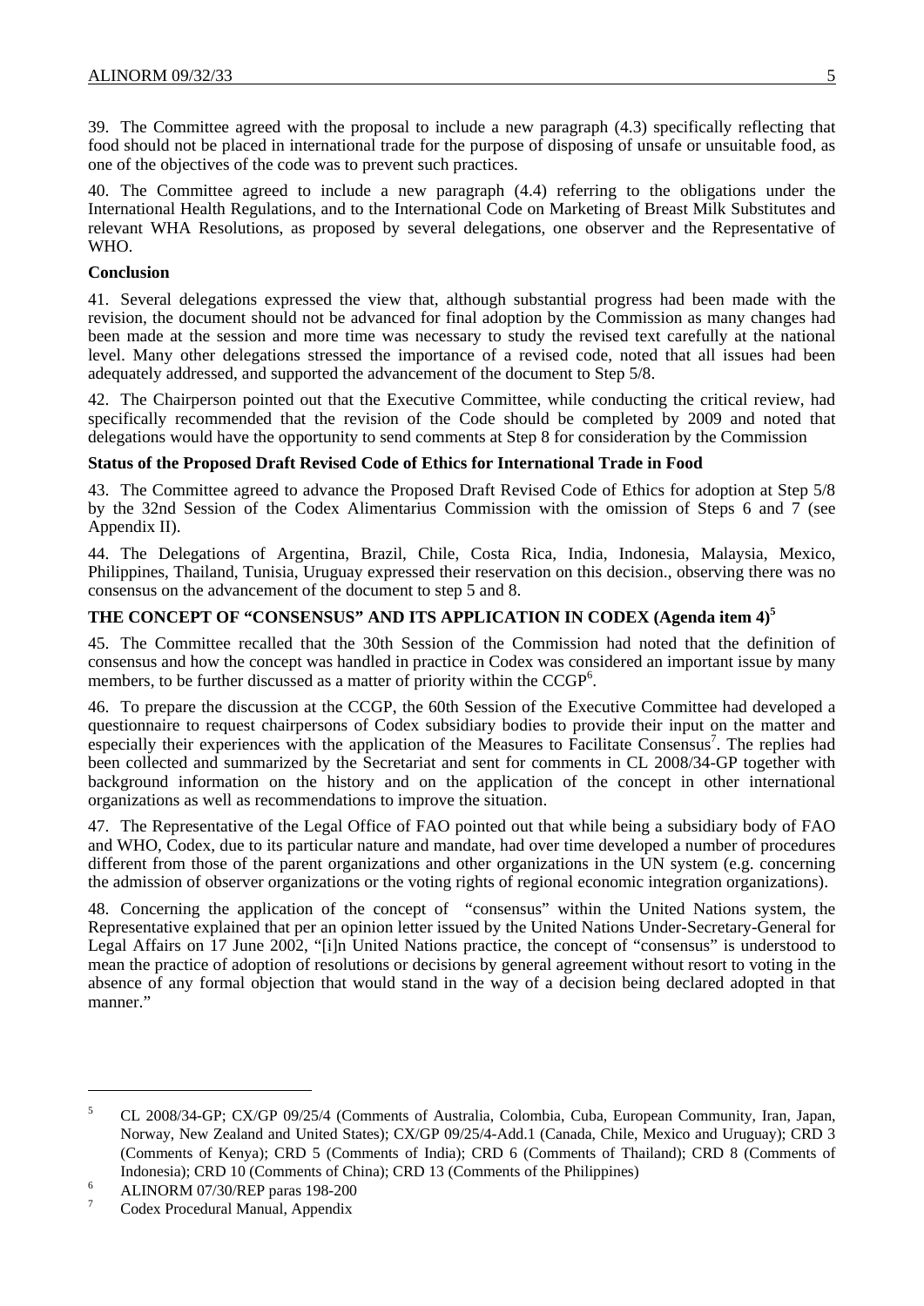39. The Committee agreed with the proposal to include a new paragraph (4.3) specifically reflecting that food should not be placed in international trade for the purpose of disposing of unsafe or unsuitable food, as one of the objectives of the code was to prevent such practices.

40. The Committee agreed to include a new paragraph (4.4) referring to the obligations under the International Health Regulations, and to the International Code on Marketing of Breast Milk Substitutes and relevant WHA Resolutions, as proposed by several delegations, one observer and the Representative of WHO.

**Conclusion**

41. Several delegations expressed the view that, although substantial progress had been made with the revision, the document should not be advanced for final adoption by the Commission as many changes had been made at the session and more time was necessary to study the revised text carefully at the national level. Many other delegations stressed the importance of a revised code, noted that all issues had been adequately addressed, and supported the advancement of the document to Step 5/8.

42. The Chairperson pointed out that the Executive Committee, while conducting the critical review, had specifically recommended that the revision of the Code should be completed by 2009 and noted that delegations would have the opportunity to send comments at Step 8 for consideration by the Commission

**Status of the Proposed Draft Revised Code of Ethics for International Trade in Food**

43. The Committee agreed to advance the Proposed Draft Revised Code of Ethics for adoption at Step 5/8 by the 32nd Session of the Codex Alimentarius Commission with the omission of Steps 6 and 7 (see Appendix II).

44. The Delegations of Argentina, Brazil, Chile, Costa Rica, India, Indonesia, Malaysia, Mexico, Philippines, Thailand, Tunisia, Uruguay expressed their reservation on this decision., observing there was no consensus on the advancement of the document to step 5 and 8.

## THE CONCEPT OF "CONSENSUS" AND ITS APPLICATION IN CODEX (Agenda item 4)[5]

45. The Committee recalled that the 30th Session of the Commission had noted that the definition of consensus and how the concept was handled in practice in Codex was considered an important issue by many members, to be further discussed as a matter of priority within the CCGP[6].

46. To prepare the discussion at the CCGP, the 60th Session of the Executive Committee had developed a questionnaire to request chairpersons of Codex subsidiary bodies to provide their input on the matter and especially their experiences with the application of the Measures to Facilitate Consensus[7]. The replies had been collected and summarized by the Secretariat and sent for comments in CL 2008/34-GP together with background information on the history and on the application of the concept in other international organizations as well as recommendations to improve the situation.

47. The Representative of the Legal Office of FAO pointed out that while being a subsidiary body of FAO and WHO, Codex, due to its particular nature and mandate, had over time developed a number of procedures different from those of the parent organizations and other organizations in the UN system (e.g. concerning the admission of observer organizations or the voting rights of regional economic integration organizations).

48. Concerning the application of the concept of "consensus" within the United Nations system, the Representative explained that per an opinion letter issued by the United Nations Under-Secretary-General for Legal Affairs on 17 June 2002, "[i]n United Nations practice, the concept of "consensus" is understood to mean the practice of adoption of resolutions or decisions by general agreement without resort to voting in the absence of any formal objection that would stand in the way of a decision being declared adopted in that manner."

---

[5] CL 2008/34-GP; CX/GP 09/25/4 (Comments of Australia, Colombia, Cuba, European Community, Iran, Japan, Norway, New Zealand and United States); CX/GP 09/25/4-Add.1 (Canada, Chile, Mexico and Uruguay); CRD 3 (Comments of Kenya); CRD 5 (Comments of India); CRD 6 (Comments of Thailand); CRD 8 (Comments of Indonesia); CRD 10 (Comments of China); CRD 13 (Comments of the Philippines)

[6] ALINORM 07/30/REP paras 198-200

[7] Codex Procedural Manual, Appendix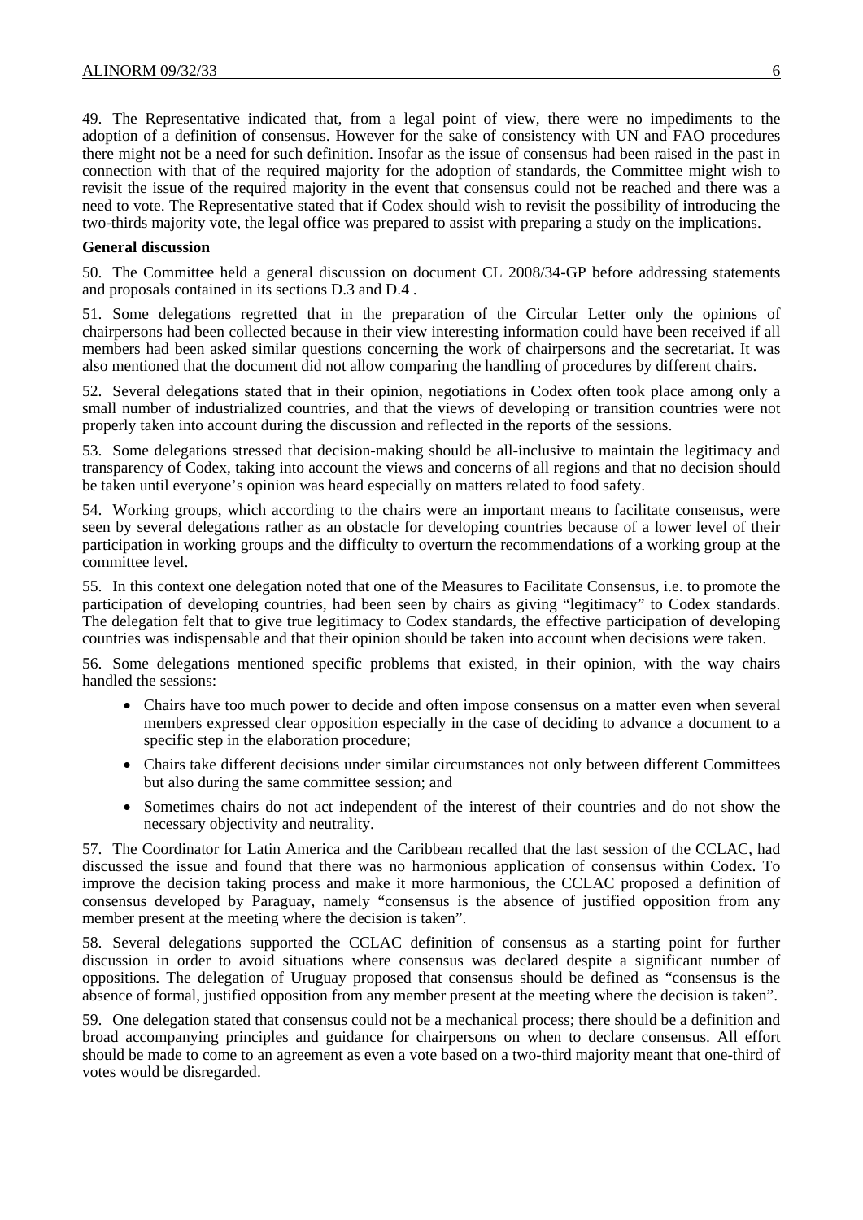49. The Representative indicated that, from a legal point of view, there were no impediments to the adoption of a definition of consensus. However for the sake of consistency with UN and FAO procedures there might not be a need for such definition. Insofar as the issue of consensus had been raised in the past in connection with that of the required majority for the adoption of standards, the Committee might wish to revisit the issue of the required majority in the event that consensus could not be reached and there was a need to vote. The Representative stated that if Codex should wish to revisit the possibility of introducing the two-thirds majority vote, the legal office was prepared to assist with preparing a study on the implications.

**General discussion**

50. The Committee held a general discussion on document CL 2008/34-GP before addressing statements and proposals contained in its sections D.3 and D.4 .

51. Some delegations regretted that in the preparation of the Circular Letter only the opinions of chairpersons had been collected because in their view interesting information could have been received if all members had been asked similar questions concerning the work of chairpersons and the secretariat. It was also mentioned that the document did not allow comparing the handling of procedures by different chairs.

52. Several delegations stated that in their opinion, negotiations in Codex often took place among only a small number of industrialized countries, and that the views of developing or transition countries were not properly taken into account during the discussion and reflected in the reports of the sessions.

53. Some delegations stressed that decision-making should be all-inclusive to maintain the legitimacy and transparency of Codex, taking into account the views and concerns of all regions and that no decision should be taken until everyone's opinion was heard especially on matters related to food safety.

54. Working groups, which according to the chairs were an important means to facilitate consensus, were seen by several delegations rather as an obstacle for developing countries because of a lower level of their participation in working groups and the difficulty to overturn the recommendations of a working group at the committee level.

55. In this context one delegation noted that one of the Measures to Facilitate Consensus, i.e. to promote the participation of developing countries, had been seen by chairs as giving "legitimacy" to Codex standards. The delegation felt that to give true legitimacy to Codex standards, the effective participation of developing countries was indispensable and that their opinion should be taken into account when decisions were taken.

56. Some delegations mentioned specific problems that existed, in their opinion, with the way chairs handled the sessions:

- Chairs have too much power to decide and often impose consensus on a matter even when several members expressed clear opposition especially in the case of deciding to advance a document to a specific step in the elaboration procedure;
- Chairs take different decisions under similar circumstances not only between different Committees but also during the same committee session; and
- Sometimes chairs do not act independent of the interest of their countries and do not show the necessary objectivity and neutrality.

57. The Coordinator for Latin America and the Caribbean recalled that the last session of the CCLAC, had discussed the issue and found that there was no harmonious application of consensus within Codex. To improve the decision taking process and make it more harmonious, the CCLAC proposed a definition of consensus developed by Paraguay, namely "consensus is the absence of justified opposition from any member present at the meeting where the decision is taken".

58. Several delegations supported the CCLAC definition of consensus as a starting point for further discussion in order to avoid situations where consensus was declared despite a significant number of oppositions. The delegation of Uruguay proposed that consensus should be defined as "consensus is the absence of formal, justified opposition from any member present at the meeting where the decision is taken".

59. One delegation stated that consensus could not be a mechanical process; there should be a definition and broad accompanying principles and guidance for chairpersons on when to declare consensus. All effort should be made to come to an agreement as even a vote based on a two-third majority meant that one-third of votes would be disregarded.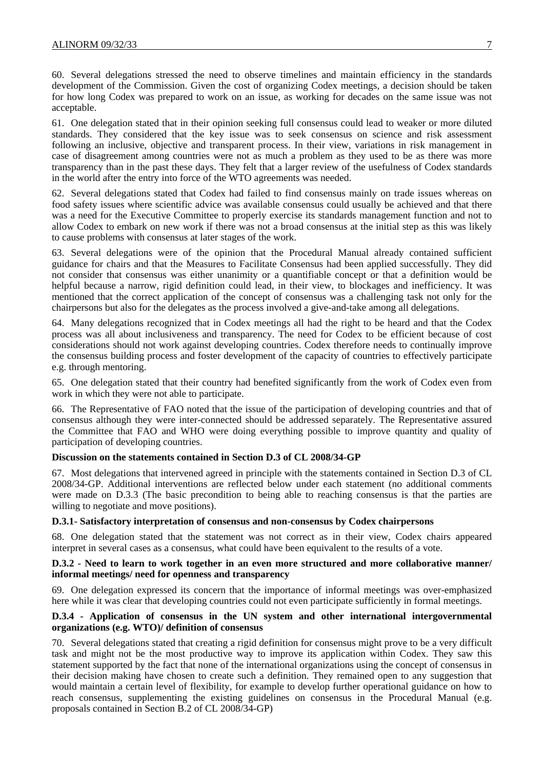60. Several delegations stressed the need to observe timelines and maintain efficiency in the standards development of the Commission. Given the cost of organizing Codex meetings, a decision should be taken for how long Codex was prepared to work on an issue, as working for decades on the same issue was not acceptable.

61. One delegation stated that in their opinion seeking full consensus could lead to weaker or more diluted standards. They considered that the key issue was to seek consensus on science and risk assessment following an inclusive, objective and transparent process. In their view, variations in risk management in case of disagreement among countries were not as much a problem as they used to be as there was more transparency than in the past these days. They felt that a larger review of the usefulness of Codex standards in the world after the entry into force of the WTO agreements was needed.

62. Several delegations stated that Codex had failed to find consensus mainly on trade issues whereas on food safety issues where scientific advice was available consensus could usually be achieved and that there was a need for the Executive Committee to properly exercise its standards management function and not to allow Codex to embark on new work if there was not a broad consensus at the initial step as this was likely to cause problems with consensus at later stages of the work.

63. Several delegations were of the opinion that the Procedural Manual already contained sufficient guidance for chairs and that the Measures to Facilitate Consensus had been applied successfully. They did not consider that consensus was either unanimity or a quantifiable concept or that a definition would be helpful because a narrow, rigid definition could lead, in their view, to blockages and inefficiency. It was mentioned that the correct application of the concept of consensus was a challenging task not only for the chairpersons but also for the delegates as the process involved a give-and-take among all delegations.

64. Many delegations recognized that in Codex meetings all had the right to be heard and that the Codex process was all about inclusiveness and transparency. The need for Codex to be efficient because of cost considerations should not work against developing countries. Codex therefore needs to continually improve the consensus building process and foster development of the capacity of countries to effectively participate e.g. through mentoring.

65. One delegation stated that their country had benefited significantly from the work of Codex even from work in which they were not able to participate.

66. The Representative of FAO noted that the issue of the participation of developing countries and that of consensus although they were inter-connected should be addressed separately. The Representative assured the Committee that FAO and WHO were doing everything possible to improve quantity and quality of participation of developing countries.

**Discussion on the statements contained in Section D.3 of CL 2008/34-GP**

67. Most delegations that intervened agreed in principle with the statements contained in Section D.3 of CL 2008/34-GP. Additional interventions are reflected below under each statement (no additional comments were made on D.3.3 (The basic precondition to being able to reaching consensus is that the parties are willing to negotiate and move positions).

**D.3.1- Satisfactory interpretation of consensus and non-consensus by Codex chairpersons**

68. One delegation stated that the statement was not correct as in their view, Codex chairs appeared interpret in several cases as a consensus, what could have been equivalent to the results of a vote.

**D.3.2 - Need to learn to work together in an even more structured and more collaborative manner/ informal meetings/ need for openness and transparency**

69. One delegation expressed its concern that the importance of informal meetings was over-emphasized here while it was clear that developing countries could not even participate sufficiently in formal meetings.

**D.3.4 - Application of consensus in the UN system and other international intergovernmental organizations (e.g. WTO)/ definition of consensus**

70. Several delegations stated that creating a rigid definition for consensus might prove to be a very difficult task and might not be the most productive way to improve its application within Codex. They saw this statement supported by the fact that none of the international organizations using the concept of consensus in their decision making have chosen to create such a definition. They remained open to any suggestion that would maintain a certain level of flexibility, for example to develop further operational guidance on how to reach consensus, supplementing the existing guidelines on consensus in the Procedural Manual (e.g. proposals contained in Section B.2 of CL 2008/34-GP)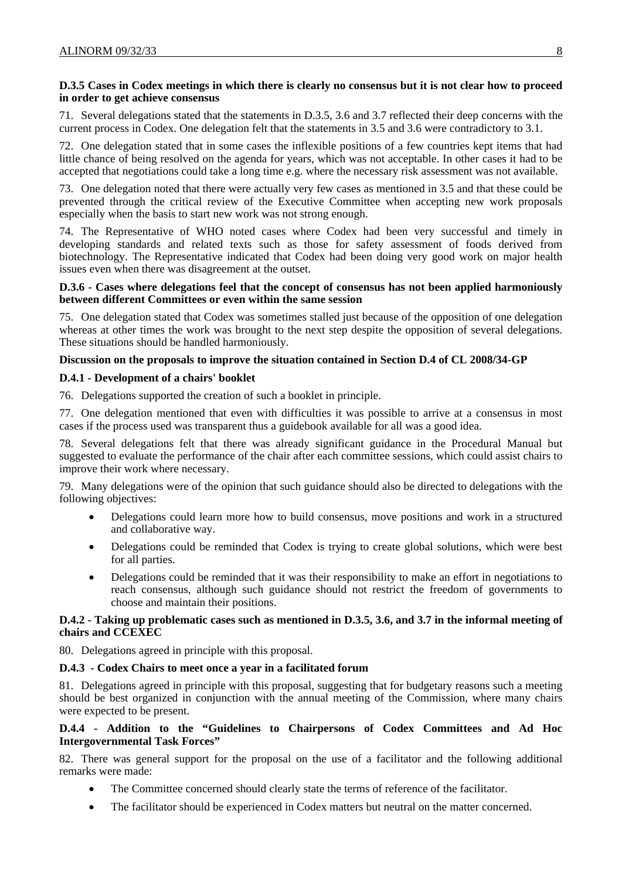**D.3.5 Cases in Codex meetings in which there is clearly no consensus but it is not clear how to proceed in order to get achieve consensus**

71. Several delegations stated that the statements in D.3.5, 3.6 and 3.7 reflected their deep concerns with the current process in Codex. One delegation felt that the statements in 3.5 and 3.6 were contradictory to 3.1.

72. One delegation stated that in some cases the inflexible positions of a few countries kept items that had little chance of being resolved on the agenda for years, which was not acceptable. In other cases it had to be accepted that negotiations could take a long time e.g. where the necessary risk assessment was not available.

73. One delegation noted that there were actually very few cases as mentioned in 3.5 and that these could be prevented through the critical review of the Executive Committee when accepting new work proposals especially when the basis to start new work was not strong enough.

74. The Representative of WHO noted cases where Codex had been very successful and timely in developing standards and related texts such as those for safety assessment of foods derived from biotechnology. The Representative indicated that Codex had been doing very good work on major health issues even when there was disagreement at the outset.

**D.3.6 - Cases where delegations feel that the concept of consensus has not been applied harmoniously between different Committees or even within the same session**

75. One delegation stated that Codex was sometimes stalled just because of the opposition of one delegation whereas at other times the work was brought to the next step despite the opposition of several delegations. These situations should be handled harmoniously.

**Discussion on the proposals to improve the situation contained in Section D.4 of CL 2008/34-GP**

**D.4.1 - Development of a chairs' booklet**

76. Delegations supported the creation of such a booklet in principle.

77. One delegation mentioned that even with difficulties it was possible to arrive at a consensus in most cases if the process used was transparent thus a guidebook available for all was a good idea.

78. Several delegations felt that there was already significant guidance in the Procedural Manual but suggested to evaluate the performance of the chair after each committee sessions, which could assist chairs to improve their work where necessary.

79. Many delegations were of the opinion that such guidance should also be directed to delegations with the following objectives:

- Delegations could learn more how to build consensus, move positions and work in a structured and collaborative way.
- Delegations could be reminded that Codex is trying to create global solutions, which were best for all parties.
- Delegations could be reminded that it was their responsibility to make an effort in negotiations to reach consensus, although such guidance should not restrict the freedom of governments to choose and maintain their positions.

**D.4.2 - Taking up problematic cases such as mentioned in D.3.5, 3.6, and 3.7 in the informal meeting of chairs and CCEXEC**

80. Delegations agreed in principle with this proposal.

**D.4.3 - Codex Chairs to meet once a year in a facilitated forum**

81. Delegations agreed in principle with this proposal, suggesting that for budgetary reasons such a meeting should be best organized in conjunction with the annual meeting of the Commission, where many chairs were expected to be present.

**D.4.4 - Addition to the "Guidelines to Chairpersons of Codex Committees and Ad Hoc Intergovernmental Task Forces"**

82. There was general support for the proposal on the use of a facilitator and the following additional remarks were made:

- The Committee concerned should clearly state the terms of reference of the facilitator.
- The facilitator should be experienced in Codex matters but neutral on the matter concerned.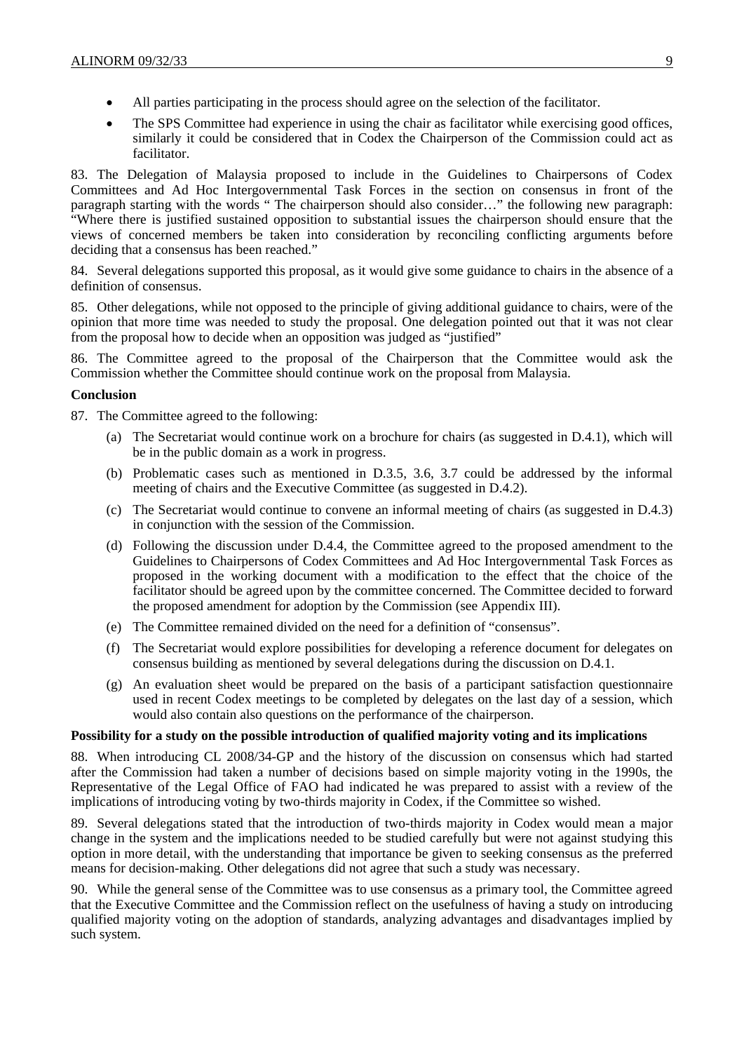- All parties participating in the process should agree on the selection of the facilitator.
- The SPS Committee had experience in using the chair as facilitator while exercising good offices, similarly it could be considered that in Codex the Chairperson of the Commission could act as facilitator.

83. The Delegation of Malaysia proposed to include in the Guidelines to Chairpersons of Codex Committees and Ad Hoc Intergovernmental Task Forces in the section on consensus in front of the paragraph starting with the words " The chairperson should also consider…" the following new paragraph: "Where there is justified sustained opposition to substantial issues the chairperson should ensure that the views of concerned members be taken into consideration by reconciling conflicting arguments before deciding that a consensus has been reached."

84. Several delegations supported this proposal, as it would give some guidance to chairs in the absence of a definition of consensus.

85. Other delegations, while not opposed to the principle of giving additional guidance to chairs, were of the opinion that more time was needed to study the proposal. One delegation pointed out that it was not clear from the proposal how to decide when an opposition was judged as "justified"

86. The Committee agreed to the proposal of the Chairperson that the Committee would ask the Commission whether the Committee should continue work on the proposal from Malaysia.

**Conclusion**

87. The Committee agreed to the following:

(a) The Secretariat would continue work on a brochure for chairs (as suggested in D.4.1), which will be in the public domain as a work in progress.

(b) Problematic cases such as mentioned in D.3.5, 3.6, 3.7 could be addressed by the informal meeting of chairs and the Executive Committee (as suggested in D.4.2).

(c) The Secretariat would continue to convene an informal meeting of chairs (as suggested in D.4.3) in conjunction with the session of the Commission.

(d) Following the discussion under D.4.4, the Committee agreed to the proposed amendment to the Guidelines to Chairpersons of Codex Committees and Ad Hoc Intergovernmental Task Forces as proposed in the working document with a modification to the effect that the choice of the facilitator should be agreed upon by the committee concerned. The Committee decided to forward the proposed amendment for adoption by the Commission (see Appendix III).

(e) The Committee remained divided on the need for a definition of "consensus".

(f) The Secretariat would explore possibilities for developing a reference document for delegates on consensus building as mentioned by several delegations during the discussion on D.4.1.

(g) An evaluation sheet would be prepared on the basis of a participant satisfaction questionnaire used in recent Codex meetings to be completed by delegates on the last day of a session, which would also contain also questions on the performance of the chairperson.

**Possibility for a study on the possible introduction of qualified majority voting and its implications**

88. When introducing CL 2008/34-GP and the history of the discussion on consensus which had started after the Commission had taken a number of decisions based on simple majority voting in the 1990s, the Representative of the Legal Office of FAO had indicated he was prepared to assist with a review of the implications of introducing voting by two-thirds majority in Codex, if the Committee so wished.

89. Several delegations stated that the introduction of two-thirds majority in Codex would mean a major change in the system and the implications needed to be studied carefully but were not against studying this option in more detail, with the understanding that importance be given to seeking consensus as the preferred means for decision-making. Other delegations did not agree that such a study was necessary.

90. While the general sense of the Committee was to use consensus as a primary tool, the Committee agreed that the Executive Committee and the Commission reflect on the usefulness of having a study on introducing qualified majority voting on the adoption of standards, analyzing advantages and disadvantages implied by such system.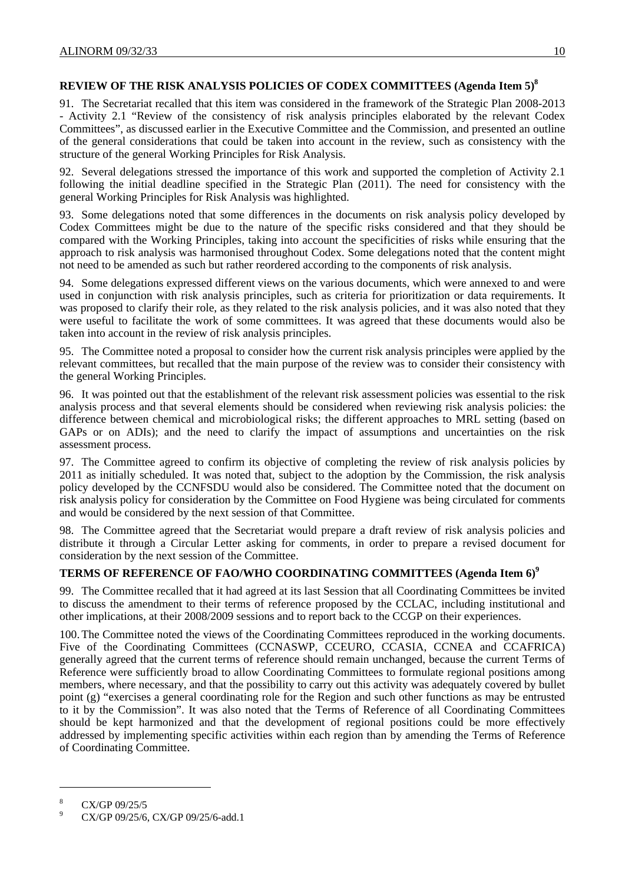## REVIEW OF THE RISK ANALYSIS POLICIES OF CODEX COMMITTEES (Agenda Item 5)[8]

91. The Secretariat recalled that this item was considered in the framework of the Strategic Plan 2008-2013 - Activity 2.1 "Review of the consistency of risk analysis principles elaborated by the relevant Codex Committees", as discussed earlier in the Executive Committee and the Commission, and presented an outline of the general considerations that could be taken into account in the review, such as consistency with the structure of the general Working Principles for Risk Analysis.

92. Several delegations stressed the importance of this work and supported the completion of Activity 2.1 following the initial deadline specified in the Strategic Plan (2011). The need for consistency with the general Working Principles for Risk Analysis was highlighted.

93. Some delegations noted that some differences in the documents on risk analysis policy developed by Codex Committees might be due to the nature of the specific risks considered and that they should be compared with the Working Principles, taking into account the specificities of risks while ensuring that the approach to risk analysis was harmonised throughout Codex. Some delegations noted that the content might not need to be amended as such but rather reordered according to the components of risk analysis.

94. Some delegations expressed different views on the various documents, which were annexed to and were used in conjunction with risk analysis principles, such as criteria for prioritization or data requirements. It was proposed to clarify their role, as they related to the risk analysis policies, and it was also noted that they were useful to facilitate the work of some committees. It was agreed that these documents would also be taken into account in the review of risk analysis principles.

95. The Committee noted a proposal to consider how the current risk analysis principles were applied by the relevant committees, but recalled that the main purpose of the review was to consider their consistency with the general Working Principles.

96. It was pointed out that the establishment of the relevant risk assessment policies was essential to the risk analysis process and that several elements should be considered when reviewing risk analysis policies: the difference between chemical and microbiological risks; the different approaches to MRL setting (based on GAPs or on ADIs); and the need to clarify the impact of assumptions and uncertainties on the risk assessment process.

97. The Committee agreed to confirm its objective of completing the review of risk analysis policies by 2011 as initially scheduled. It was noted that, subject to the adoption by the Commission, the risk analysis policy developed by the CCNFSDU would also be considered. The Committee noted that the document on risk analysis policy for consideration by the Committee on Food Hygiene was being circulated for comments and would be considered by the next session of that Committee.

98. The Committee agreed that the Secretariat would prepare a draft review of risk analysis policies and distribute it through a Circular Letter asking for comments, in order to prepare a revised document for consideration by the next session of the Committee.

## TERMS OF REFERENCE OF FAO/WHO COORDINATING COMMITTEES (Agenda Item 6)[9]

99. The Committee recalled that it had agreed at its last Session that all Coordinating Committees be invited to discuss the amendment to their terms of reference proposed by the CCLAC, including institutional and other implications, at their 2008/2009 sessions and to report back to the CCGP on their experiences.

100. The Committee noted the views of the Coordinating Committees reproduced in the working documents. Five of the Coordinating Committees (CCNASWP, CCEURO, CCASIA, CCNEA and CCAFRICA) generally agreed that the current terms of reference should remain unchanged, because the current Terms of Reference were sufficiently broad to allow Coordinating Committees to formulate regional positions among members, where necessary, and that the possibility to carry out this activity was adequately covered by bullet point (g) "exercises a general coordinating role for the Region and such other functions as may be entrusted to it by the Commission". It was also noted that the Terms of Reference of all Coordinating Committees should be kept harmonized and that the development of regional positions could be more effectively addressed by implementing specific activities within each region than by amending the Terms of Reference of Coordinating Committee.

---

[8] CX/GP 09/25/5

[9] CX/GP 09/25/6, CX/GP 09/25/6-add.1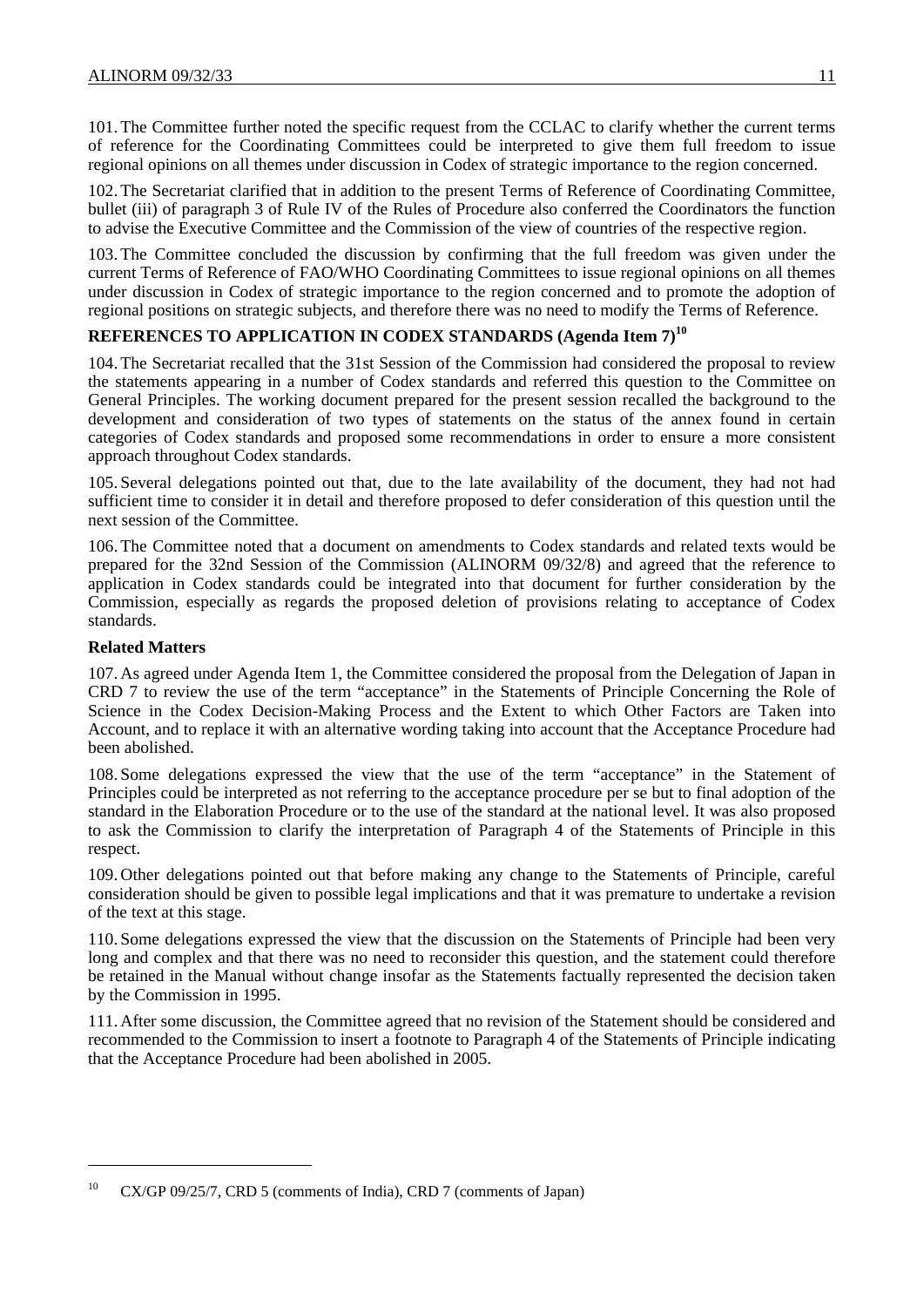101. The Committee further noted the specific request from the CCLAC to clarify whether the current terms of reference for the Coordinating Committees could be interpreted to give them full freedom to issue regional opinions on all themes under discussion in Codex of strategic importance to the region concerned.

102. The Secretariat clarified that in addition to the present Terms of Reference of Coordinating Committee, bullet (iii) of paragraph 3 of Rule IV of the Rules of Procedure also conferred the Coordinators the function to advise the Executive Committee and the Commission of the view of countries of the respective region.

103. The Committee concluded the discussion by confirming that the full freedom was given under the current Terms of Reference of FAO/WHO Coordinating Committees to issue regional opinions on all themes under discussion in Codex of strategic importance to the region concerned and to promote the adoption of regional positions on strategic subjects, and therefore there was no need to modify the Terms of Reference.

## REFERENCES TO APPLICATION IN CODEX STANDARDS (Agenda Item 7)[10]

104. The Secretariat recalled that the 31st Session of the Commission had considered the proposal to review the statements appearing in a number of Codex standards and referred this question to the Committee on General Principles. The working document prepared for the present session recalled the background to the development and consideration of two types of statements on the status of the annex found in certain categories of Codex standards and proposed some recommendations in order to ensure a more consistent approach throughout Codex standards.

105. Several delegations pointed out that, due to the late availability of the document, they had not had sufficient time to consider it in detail and therefore proposed to defer consideration of this question until the next session of the Committee.

106. The Committee noted that a document on amendments to Codex standards and related texts would be prepared for the 32nd Session of the Commission (ALINORM 09/32/8) and agreed that the reference to application in Codex standards could be integrated into that document for further consideration by the Commission, especially as regards the proposed deletion of provisions relating to acceptance of Codex standards.

### Related Matters

107. As agreed under Agenda Item 1, the Committee considered the proposal from the Delegation of Japan in CRD 7 to review the use of the term "acceptance" in the Statements of Principle Concerning the Role of Science in the Codex Decision-Making Process and the Extent to which Other Factors are Taken into Account, and to replace it with an alternative wording taking into account that the Acceptance Procedure had been abolished.

108. Some delegations expressed the view that the use of the term "acceptance" in the Statement of Principles could be interpreted as not referring to the acceptance procedure per se but to final adoption of the standard in the Elaboration Procedure or to the use of the standard at the national level. It was also proposed to ask the Commission to clarify the interpretation of Paragraph 4 of the Statements of Principle in this respect.

109. Other delegations pointed out that before making any change to the Statements of Principle, careful consideration should be given to possible legal implications and that it was premature to undertake a revision of the text at this stage.

110. Some delegations expressed the view that the discussion on the Statements of Principle had been very long and complex and that there was no need to reconsider this question, and the statement could therefore be retained in the Manual without change insofar as the Statements factually represented the decision taken by the Commission in 1995.

111. After some discussion, the Committee agreed that no revision of the Statement should be considered and recommended to the Commission to insert a footnote to Paragraph 4 of the Statements of Principle indicating that the Acceptance Procedure had been abolished in 2005.

---

[10] CX/GP 09/25/7, CRD 5 (comments of India), CRD 7 (comments of Japan)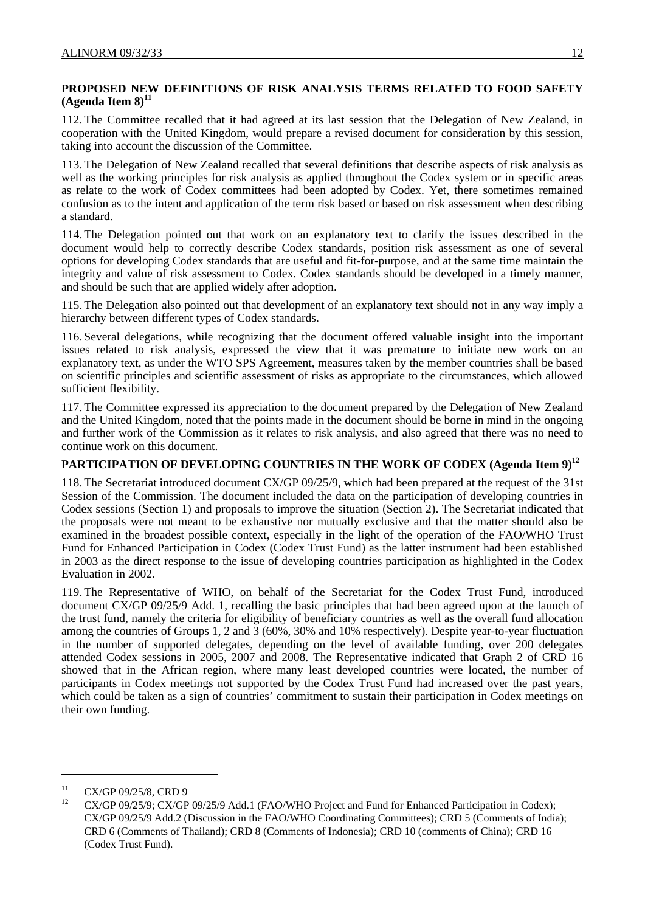**PROPOSED NEW DEFINITIONS OF RISK ANALYSIS TERMS RELATED TO FOOD SAFETY (Agenda Item 8)[11]**

112. The Committee recalled that it had agreed at its last session that the Delegation of New Zealand, in cooperation with the United Kingdom, would prepare a revised document for consideration by this session, taking into account the discussion of the Committee.

113. The Delegation of New Zealand recalled that several definitions that describe aspects of risk analysis as well as the working principles for risk analysis as applied throughout the Codex system or in specific areas as relate to the work of Codex committees had been adopted by Codex. Yet, there sometimes remained confusion as to the intent and application of the term risk based or based on risk assessment when describing a standard.

114. The Delegation pointed out that work on an explanatory text to clarify the issues described in the document would help to correctly describe Codex standards, position risk assessment as one of several options for developing Codex standards that are useful and fit-for-purpose, and at the same time maintain the integrity and value of risk assessment to Codex. Codex standards should be developed in a timely manner, and should be such that are applied widely after adoption.

115. The Delegation also pointed out that development of an explanatory text should not in any way imply a hierarchy between different types of Codex standards.

116. Several delegations, while recognizing that the document offered valuable insight into the important issues related to risk analysis, expressed the view that it was premature to initiate new work on an explanatory text, as under the WTO SPS Agreement, measures taken by the member countries shall be based on scientific principles and scientific assessment of risks as appropriate to the circumstances, which allowed sufficient flexibility.

117. The Committee expressed its appreciation to the document prepared by the Delegation of New Zealand and the United Kingdom, noted that the points made in the document should be borne in mind in the ongoing and further work of the Commission as it relates to risk analysis, and also agreed that there was no need to continue work on this document.

**PARTICIPATION OF DEVELOPING COUNTRIES IN THE WORK OF CODEX (Agenda Item 9)[12]**

118. The Secretariat introduced document CX/GP 09/25/9, which had been prepared at the request of the 31st Session of the Commission. The document included the data on the participation of developing countries in Codex sessions (Section 1) and proposals to improve the situation (Section 2). The Secretariat indicated that the proposals were not meant to be exhaustive nor mutually exclusive and that the matter should also be examined in the broadest possible context, especially in the light of the operation of the FAO/WHO Trust Fund for Enhanced Participation in Codex (Codex Trust Fund) as the latter instrument had been established in 2003 as the direct response to the issue of developing countries participation as highlighted in the Codex Evaluation in 2002.

119. The Representative of WHO, on behalf of the Secretariat for the Codex Trust Fund, introduced document CX/GP 09/25/9 Add. 1, recalling the basic principles that had been agreed upon at the launch of the trust fund, namely the criteria for eligibility of beneficiary countries as well as the overall fund allocation among the countries of Groups 1, 2 and 3 (60%, 30% and 10% respectively). Despite year-to-year fluctuation in the number of supported delegates, depending on the level of available funding, over 200 delegates attended Codex sessions in 2005, 2007 and 2008. The Representative indicated that Graph 2 of CRD 16 showed that in the African region, where many least developed countries were located, the number of participants in Codex meetings not supported by the Codex Trust Fund had increased over the past years, which could be taken as a sign of countries' commitment to sustain their participation in Codex meetings on their own funding.

---

[11] CX/GP 09/25/8, CRD 9

[12] CX/GP 09/25/9; CX/GP 09/25/9 Add.1 (FAO/WHO Project and Fund for Enhanced Participation in Codex); CX/GP 09/25/9 Add.2 (Discussion in the FAO/WHO Coordinating Committees); CRD 5 (Comments of India); CRD 6 (Comments of Thailand); CRD 8 (Comments of Indonesia); CRD 10 (comments of China); CRD 16 (Codex Trust Fund).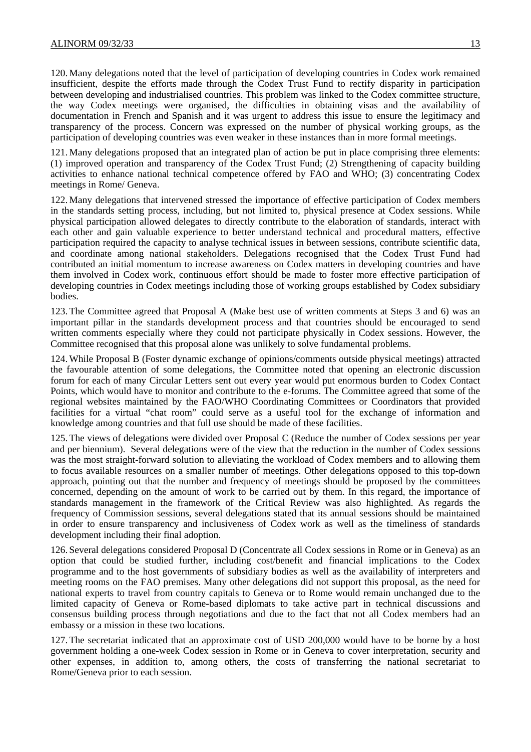120. Many delegations noted that the level of participation of developing countries in Codex work remained insufficient, despite the efforts made through the Codex Trust Fund to rectify disparity in participation between developing and industrialised countries. This problem was linked to the Codex committee structure, the way Codex meetings were organised, the difficulties in obtaining visas and the availability of documentation in French and Spanish and it was urgent to address this issue to ensure the legitimacy and transparency of the process. Concern was expressed on the number of physical working groups, as the participation of developing countries was even weaker in these instances than in more formal meetings.

121. Many delegations proposed that an integrated plan of action be put in place comprising three elements: (1) improved operation and transparency of the Codex Trust Fund; (2) Strengthening of capacity building activities to enhance national technical competence offered by FAO and WHO; (3) concentrating Codex meetings in Rome/ Geneva.

122. Many delegations that intervened stressed the importance of effective participation of Codex members in the standards setting process, including, but not limited to, physical presence at Codex sessions. While physical participation allowed delegates to directly contribute to the elaboration of standards, interact with each other and gain valuable experience to better understand technical and procedural matters, effective participation required the capacity to analyse technical issues in between sessions, contribute scientific data, and coordinate among national stakeholders. Delegations recognised that the Codex Trust Fund had contributed an initial momentum to increase awareness on Codex matters in developing countries and have them involved in Codex work, continuous effort should be made to foster more effective participation of developing countries in Codex meetings including those of working groups established by Codex subsidiary bodies.

123. The Committee agreed that Proposal A (Make best use of written comments at Steps 3 and 6) was an important pillar in the standards development process and that countries should be encouraged to send written comments especially where they could not participate physically in Codex sessions. However, the Committee recognised that this proposal alone was unlikely to solve fundamental problems.

124. While Proposal B (Foster dynamic exchange of opinions/comments outside physical meetings) attracted the favourable attention of some delegations, the Committee noted that opening an electronic discussion forum for each of many Circular Letters sent out every year would put enormous burden to Codex Contact Points, which would have to monitor and contribute to the e-forums. The Committee agreed that some of the regional websites maintained by the FAO/WHO Coordinating Committees or Coordinators that provided facilities for a virtual "chat room" could serve as a useful tool for the exchange of information and knowledge among countries and that full use should be made of these facilities.

125. The views of delegations were divided over Proposal C (Reduce the number of Codex sessions per year and per biennium). Several delegations were of the view that the reduction in the number of Codex sessions was the most straight-forward solution to alleviating the workload of Codex members and to allowing them to focus available resources on a smaller number of meetings. Other delegations opposed to this top-down approach, pointing out that the number and frequency of meetings should be proposed by the committees concerned, depending on the amount of work to be carried out by them. In this regard, the importance of standards management in the framework of the Critical Review was also highlighted. As regards the frequency of Commission sessions, several delegations stated that its annual sessions should be maintained in order to ensure transparency and inclusiveness of Codex work as well as the timeliness of standards development including their final adoption.

126. Several delegations considered Proposal D (Concentrate all Codex sessions in Rome or in Geneva) as an option that could be studied further, including cost/benefit and financial implications to the Codex programme and to the host governments of subsidiary bodies as well as the availability of interpreters and meeting rooms on the FAO premises. Many other delegations did not support this proposal, as the need for national experts to travel from country capitals to Geneva or to Rome would remain unchanged due to the limited capacity of Geneva or Rome-based diplomats to take active part in technical discussions and consensus building process through negotiations and due to the fact that not all Codex members had an embassy or a mission in these two locations.

127. The secretariat indicated that an approximate cost of USD 200,000 would have to be borne by a host government holding a one-week Codex session in Rome or in Geneva to cover interpretation, security and other expenses, in addition to, among others, the costs of transferring the national secretariat to Rome/Geneva prior to each session.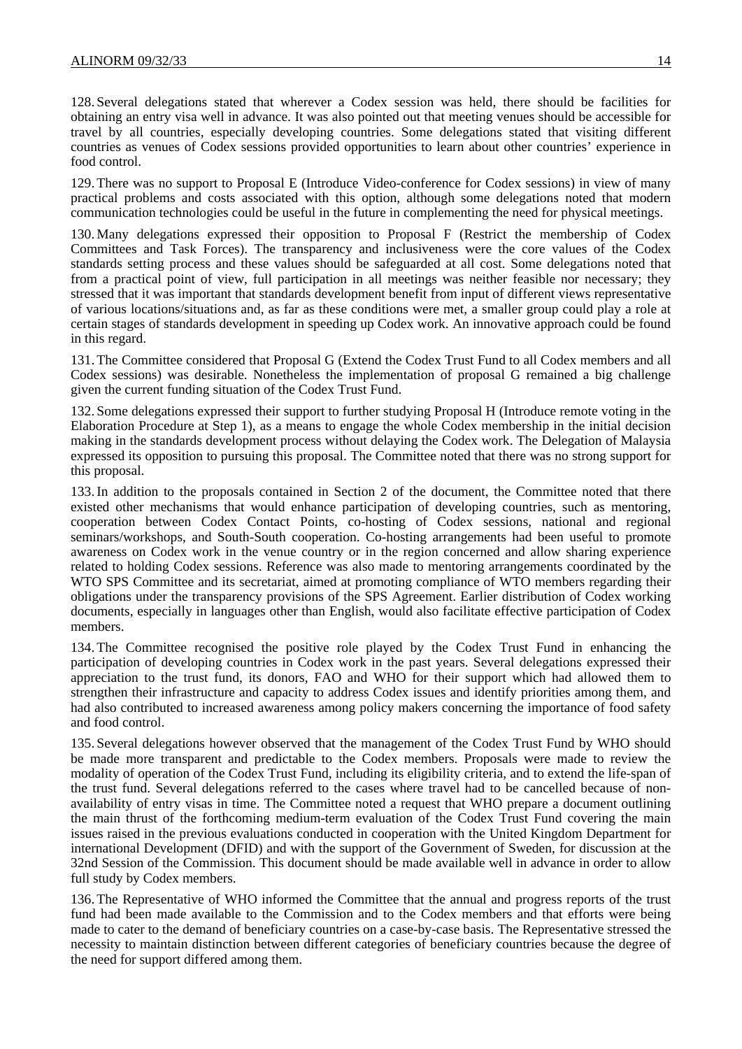128. Several delegations stated that wherever a Codex session was held, there should be facilities for obtaining an entry visa well in advance. It was also pointed out that meeting venues should be accessible for travel by all countries, especially developing countries. Some delegations stated that visiting different countries as venues of Codex sessions provided opportunities to learn about other countries' experience in food control.

129. There was no support to Proposal E (Introduce Video-conference for Codex sessions) in view of many practical problems and costs associated with this option, although some delegations noted that modern communication technologies could be useful in the future in complementing the need for physical meetings.

130. Many delegations expressed their opposition to Proposal F (Restrict the membership of Codex Committees and Task Forces). The transparency and inclusiveness were the core values of the Codex standards setting process and these values should be safeguarded at all cost. Some delegations noted that from a practical point of view, full participation in all meetings was neither feasible nor necessary; they stressed that it was important that standards development benefit from input of different views representative of various locations/situations and, as far as these conditions were met, a smaller group could play a role at certain stages of standards development in speeding up Codex work. An innovative approach could be found in this regard.

131. The Committee considered that Proposal G (Extend the Codex Trust Fund to all Codex members and all Codex sessions) was desirable. Nonetheless the implementation of proposal G remained a big challenge given the current funding situation of the Codex Trust Fund.

132. Some delegations expressed their support to further studying Proposal H (Introduce remote voting in the Elaboration Procedure at Step 1), as a means to engage the whole Codex membership in the initial decision making in the standards development process without delaying the Codex work. The Delegation of Malaysia expressed its opposition to pursuing this proposal. The Committee noted that there was no strong support for this proposal.

133. In addition to the proposals contained in Section 2 of the document, the Committee noted that there existed other mechanisms that would enhance participation of developing countries, such as mentoring, cooperation between Codex Contact Points, co-hosting of Codex sessions, national and regional seminars/workshops, and South-South cooperation. Co-hosting arrangements had been useful to promote awareness on Codex work in the venue country or in the region concerned and allow sharing experience related to holding Codex sessions. Reference was also made to mentoring arrangements coordinated by the WTO SPS Committee and its secretariat, aimed at promoting compliance of WTO members regarding their obligations under the transparency provisions of the SPS Agreement. Earlier distribution of Codex working documents, especially in languages other than English, would also facilitate effective participation of Codex members.

134. The Committee recognised the positive role played by the Codex Trust Fund in enhancing the participation of developing countries in Codex work in the past years. Several delegations expressed their appreciation to the trust fund, its donors, FAO and WHO for their support which had allowed them to strengthen their infrastructure and capacity to address Codex issues and identify priorities among them, and had also contributed to increased awareness among policy makers concerning the importance of food safety and food control.

135. Several delegations however observed that the management of the Codex Trust Fund by WHO should be made more transparent and predictable to the Codex members. Proposals were made to review the modality of operation of the Codex Trust Fund, including its eligibility criteria, and to extend the life-span of the trust fund. Several delegations referred to the cases where travel had to be cancelled because of non-availability of entry visas in time. The Committee noted a request that WHO prepare a document outlining the main thrust of the forthcoming medium-term evaluation of the Codex Trust Fund covering the main issues raised in the previous evaluations conducted in cooperation with the United Kingdom Department for international Development (DFID) and with the support of the Government of Sweden, for discussion at the 32nd Session of the Commission. This document should be made available well in advance in order to allow full study by Codex members.

136. The Representative of WHO informed the Committee that the annual and progress reports of the trust fund had been made available to the Commission and to the Codex members and that efforts were being made to cater to the demand of beneficiary countries on a case-by-case basis. The Representative stressed the necessity to maintain distinction between different categories of beneficiary countries because the degree of the need for support differed among them.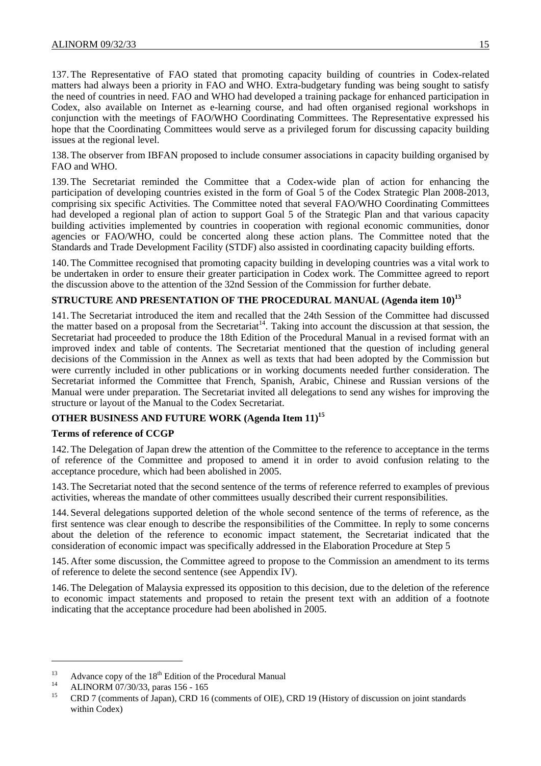137. The Representative of FAO stated that promoting capacity building of countries in Codex-related matters had always been a priority in FAO and WHO. Extra-budgetary funding was being sought to satisfy the need of countries in need. FAO and WHO had developed a training package for enhanced participation in Codex, also available on Internet as e-learning course, and had often organised regional workshops in conjunction with the meetings of FAO/WHO Coordinating Committees. The Representative expressed his hope that the Coordinating Committees would serve as a privileged forum for discussing capacity building issues at the regional level.

138. The observer from IBFAN proposed to include consumer associations in capacity building organised by FAO and WHO.

139. The Secretariat reminded the Committee that a Codex-wide plan of action for enhancing the participation of developing countries existed in the form of Goal 5 of the Codex Strategic Plan 2008-2013, comprising six specific Activities. The Committee noted that several FAO/WHO Coordinating Committees had developed a regional plan of action to support Goal 5 of the Strategic Plan and that various capacity building activities implemented by countries in cooperation with regional economic communities, donor agencies or FAO/WHO, could be concerted along these action plans. The Committee noted that the Standards and Trade Development Facility (STDF) also assisted in coordinating capacity building efforts.

140. The Committee recognised that promoting capacity building in developing countries was a vital work to be undertaken in order to ensure their greater participation in Codex work. The Committee agreed to report the discussion above to the attention of the 32nd Session of the Commission for further debate.

## STRUCTURE AND PRESENTATION OF THE PROCEDURAL MANUAL (Agenda item 10)[13]

141. The Secretariat introduced the item and recalled that the 24th Session of the Committee had discussed the matter based on a proposal from the Secretariat[14]. Taking into account the discussion at that session, the Secretariat had proceeded to produce the 18th Edition of the Procedural Manual in a revised format with an improved index and table of contents. The Secretariat mentioned that the question of including general decisions of the Commission in the Annex as well as texts that had been adopted by the Commission but were currently included in other publications or in working documents needed further consideration. The Secretariat informed the Committee that French, Spanish, Arabic, Chinese and Russian versions of the Manual were under preparation. The Secretariat invited all delegations to send any wishes for improving the structure or layout of the Manual to the Codex Secretariat.

## OTHER BUSINESS AND FUTURE WORK (Agenda Item 11)[15]

### Terms of reference of CCGP

142. The Delegation of Japan drew the attention of the Committee to the reference to acceptance in the terms of reference of the Committee and proposed to amend it in order to avoid confusion relating to the acceptance procedure, which had been abolished in 2005.

143. The Secretariat noted that the second sentence of the terms of reference referred to examples of previous activities, whereas the mandate of other committees usually described their current responsibilities.

144. Several delegations supported deletion of the whole second sentence of the terms of reference, as the first sentence was clear enough to describe the responsibilities of the Committee. In reply to some concerns about the deletion of the reference to economic impact statement, the Secretariat indicated that the consideration of economic impact was specifically addressed in the Elaboration Procedure at Step 5

145. After some discussion, the Committee agreed to propose to the Commission an amendment to its terms of reference to delete the second sentence (see Appendix IV).

146. The Delegation of Malaysia expressed its opposition to this decision, due to the deletion of the reference to economic impact statements and proposed to retain the present text with an addition of a footnote indicating that the acceptance procedure had been abolished in 2005.

---

[13] Advance copy of the 18th Edition of the Procedural Manual

[14] ALINORM 07/30/33, paras 156 - 165

[15] CRD 7 (comments of Japan), CRD 16 (comments of OIE), CRD 19 (History of discussion on joint standards within Codex)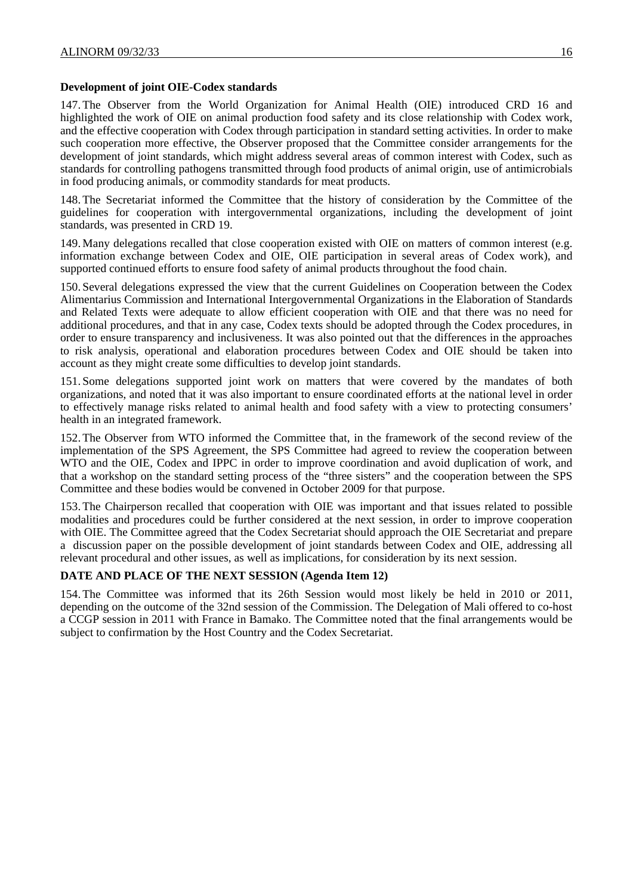**Development of joint OIE-Codex standards**

147. The Observer from the World Organization for Animal Health (OIE) introduced CRD 16 and highlighted the work of OIE on animal production food safety and its close relationship with Codex work, and the effective cooperation with Codex through participation in standard setting activities. In order to make such cooperation more effective, the Observer proposed that the Committee consider arrangements for the development of joint standards, which might address several areas of common interest with Codex, such as standards for controlling pathogens transmitted through food products of animal origin, use of antimicrobials in food producing animals, or commodity standards for meat products.

148. The Secretariat informed the Committee that the history of consideration by the Committee of the guidelines for cooperation with intergovernmental organizations, including the development of joint standards, was presented in CRD 19.

149. Many delegations recalled that close cooperation existed with OIE on matters of common interest (e.g. information exchange between Codex and OIE, OIE participation in several areas of Codex work), and supported continued efforts to ensure food safety of animal products throughout the food chain.

150. Several delegations expressed the view that the current Guidelines on Cooperation between the Codex Alimentarius Commission and International Intergovernmental Organizations in the Elaboration of Standards and Related Texts were adequate to allow efficient cooperation with OIE and that there was no need for additional procedures, and that in any case, Codex texts should be adopted through the Codex procedures, in order to ensure transparency and inclusiveness. It was also pointed out that the differences in the approaches to risk analysis, operational and elaboration procedures between Codex and OIE should be taken into account as they might create some difficulties to develop joint standards.

151. Some delegations supported joint work on matters that were covered by the mandates of both organizations, and noted that it was also important to ensure coordinated efforts at the national level in order to effectively manage risks related to animal health and food safety with a view to protecting consumers' health in an integrated framework.

152. The Observer from WTO informed the Committee that, in the framework of the second review of the implementation of the SPS Agreement, the SPS Committee had agreed to review the cooperation between WTO and the OIE, Codex and IPPC in order to improve coordination and avoid duplication of work, and that a workshop on the standard setting process of the "three sisters" and the cooperation between the SPS Committee and these bodies would be convened in October 2009 for that purpose.

153. The Chairperson recalled that cooperation with OIE was important and that issues related to possible modalities and procedures could be further considered at the next session, in order to improve cooperation with OIE. The Committee agreed that the Codex Secretariat should approach the OIE Secretariat and prepare a discussion paper on the possible development of joint standards between Codex and OIE, addressing all relevant procedural and other issues, as well as implications, for consideration by its next session.

**DATE AND PLACE OF THE NEXT SESSION (Agenda Item 12)**

154. The Committee was informed that its 26th Session would most likely be held in 2010 or 2011, depending on the outcome of the 32nd session of the Commission. The Delegation of Mali offered to co-host a CCGP session in 2011 with France in Bamako. The Committee noted that the final arrangements would be subject to confirmation by the Host Country and the Codex Secretariat.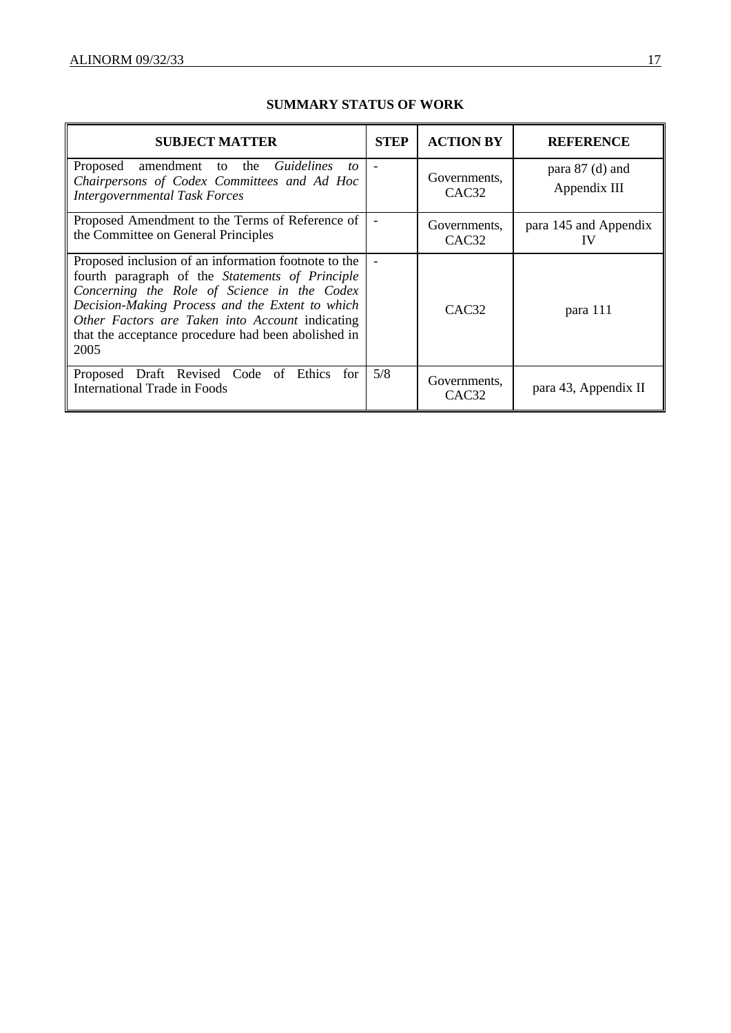## SUMMARY STATUS OF WORK

| SUBJECT MATTER | STEP | ACTION BY | REFERENCE |
|---|---|---|---|
| Proposed amendment to the *Guidelines to Chairpersons of Codex Committees and Ad Hoc Intergovernmental Task Forces* | - | Governments, CAC32 | para 87 (d) and Appendix III |
| Proposed Amendment to the Terms of Reference of the Committee on General Principles | - | Governments, CAC32 | para 145 and Appendix IV |
| Proposed inclusion of an information footnote to the fourth paragraph of the *Statements of Principle Concerning the Role of Science in the Codex Decision-Making Process and the Extent to which Other Factors are Taken into Account* indicating that the acceptance procedure had been abolished in 2005 | - | CAC32 | para 111 |
| Proposed Draft Revised Code of Ethics for International Trade in Foods | 5/8 | Governments, CAC32 | para 43, Appendix II |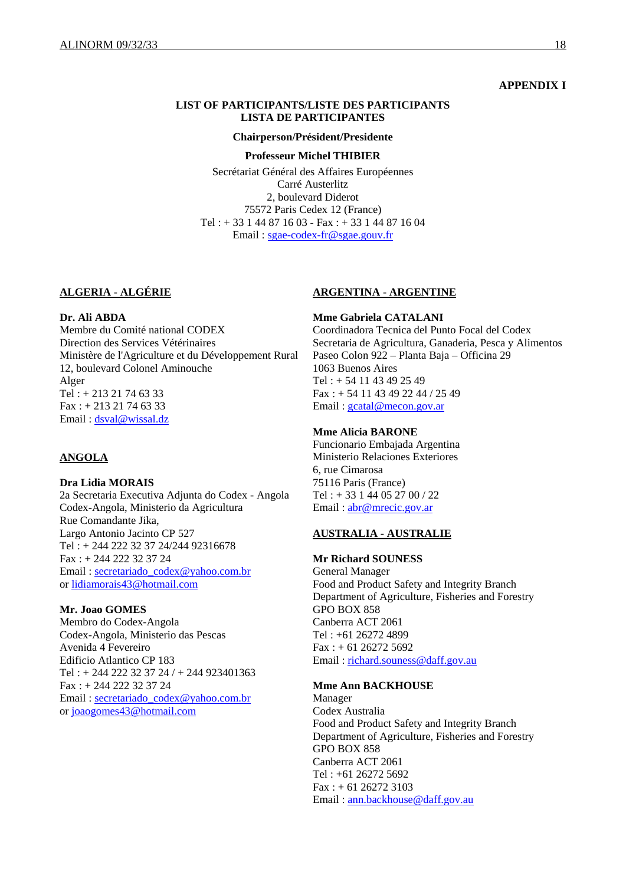**APPENDIX I**

## LIST OF PARTICIPANTS/LISTE DES PARTICIPANTS
## LISTA DE PARTICIPANTES

**Chairperson/Président/Presidente**

**Professeur Michel THIBIER**

Secrétariat Général des Affaires Européennes
Carré Austerlitz
2, boulevard Diderot
75572 Paris Cedex 12 (France)
Tel : + 33 1 44 87 16 03 - Fax : + 33 1 44 87 16 04
Email : sgae-codex-fr@sgae.gouv.fr

### ALGERIA - ALGÉRIE

**Dr. Ali ABDA**
Membre du Comité national CODEX
Direction des Services Vétérinaires
Ministère de l'Agriculture et du Développement Rural
12, boulevard Colonel Aminouche
Alger
Tel : + 213 21 74 63 33
Fax : + 213 21 74 63 33
Email : dsval@wissal.dz

### ANGOLA

**Dra Lidia MORAIS**
2a Secretaria Executiva Adjunta do Codex - Angola
Codex-Angola, Ministerio da Agricultura
Rue Comandante Jika,
Largo Antonio Jacinto CP 527
Tel : + 244 222 32 37 24/244 92316678
Fax : + 244 222 32 37 24
Email : secretariado_codex@yahoo.com.br
or lidiamorais43@hotmail.com

**Mr. Joao GOMES**
Membro do Codex-Angola
Codex-Angola, Ministerio das Pescas
Avenida 4 Fevereiro
Edificio Atlantico CP 183
Tel : + 244 222 32 37 24 / + 244 923401363
Fax : + 244 222 32 37 24
Email : secretariado_codex@yahoo.com.br
or joaogomes43@hotmail.com

### ARGENTINA - ARGENTINE

**Mme Gabriela CATALANI**
Coordinadora Tecnica del Punto Focal del Codex
Secretaria de Agricultura, Ganaderia, Pesca y Alimentos
Paseo Colon 922 – Planta Baja – Officina 29
1063 Buenos Aires
Tel : + 54 11 43 49 25 49
Fax : + 54 11 43 49 22 44 / 25 49
Email : gcatal@mecon.gov.ar

**Mme Alicia BARONE**
Funcionario Embajada Argentina
Ministerio Relaciones Exteriores
6, rue Cimarosa
75116 Paris (France)
Tel : + 33 1 44 05 27 00 / 22
Email : abr@mrecic.gov.ar

### AUSTRALIA - AUSTRALIE

**Mr Richard SOUNESS**
General Manager
Food and Product Safety and Integrity Branch
Department of Agriculture, Fisheries and Forestry
GPO BOX 858
Canberra ACT 2061
Tel : +61 26272 4899
Fax : + 61 26272 5692
Email : richard.souness@daff.gov.au

**Mme Ann BACKHOUSE**
Manager
Codex Australia
Food and Product Safety and Integrity Branch
Department of Agriculture, Fisheries and Forestry
GPO BOX 858
Canberra ACT 2061
Tel : +61 26272 5692
Fax : + 61 26272 3103
Email : ann.backhouse@daff.gov.au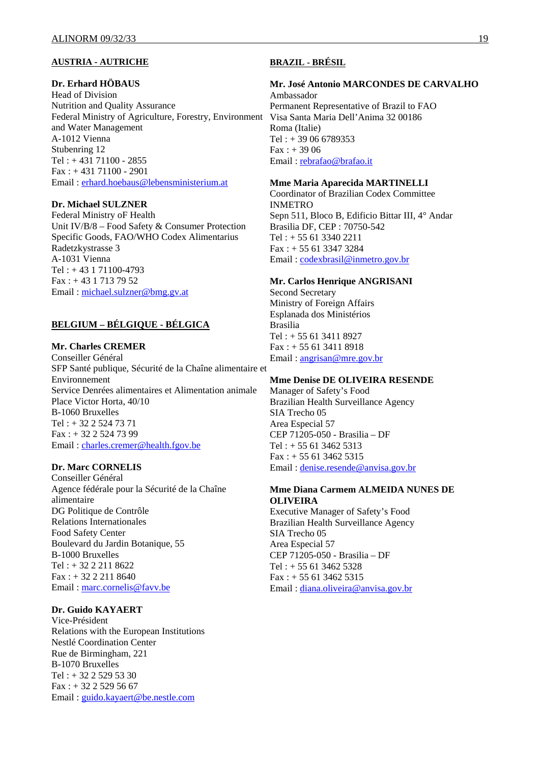**AUSTRIA - AUTRICHE**

**Dr. Erhard HÖBAUS**
Head of Division
Nutrition and Quality Assurance
Federal Ministry of Agriculture, Forestry, Environment and Water Management
A-1012 Vienna
Stubenring 12
Tel : + 431 71100 - 2855
Fax : + 431 71100 - 2901
Email : erhard.hoebaus@lebensministerium.at

**Dr. Michael SULZNER**
Federal Ministry oF Health
Unit IV/B/8 – Food Safety & Consumer Protection
Specific Goods, FAO/WHO Codex Alimentarius
Radetzkystrasse 3
A-1031 Vienna
Tel : + 43 1 71100-4793
Fax : + 43 1 713 79 52
Email : michael.sulzner@bmg.gv.at

**BELGIUM – BÉLGIQUE - BÉLGICA**

**Mr. Charles CREMER**
Conseiller Général
SFP Santé publique, Sécurité de la Chaîne alimentaire et Environnement
Service Denrées alimentaires et Alimentation animale
Place Victor Horta, 40/10
B-1060 Bruxelles
Tel : + 32 2 524 73 71
Fax : + 32 2 524 73 99
Email : charles.cremer@health.fgov.be

**Dr. Marc CORNELIS**
Conseiller Général
Agence fédérale pour la Sécurité de la Chaîne alimentaire
DG Politique de Contrôle
Relations Internationales
Food Safety Center
Boulevard du Jardin Botanique, 55
B-1000 Bruxelles
Tel : + 32 2 211 8622
Fax : + 32 2 211 8640
Email : marc.cornelis@favv.be

**Dr. Guido KAYAERT**
Vice-Président
Relations with the European Institutions
Nestlé Coordination Center
Rue de Birmingham, 221
B-1070 Bruxelles
Tel : + 32 2 529 53 30
Fax : + 32 2 529 56 67
Email : guido.kayaert@be.nestle.com

**BRAZIL - BRÉSIL**

**Mr. José Antonio MARCONDES DE CARVALHO**
Ambassador
Permanent Representative of Brazil to FAO
Visa Santa Maria Dell'Anima 32 00186
Roma (Italie)
Tel : + 39 06 6789353
Fax : + 39 06
Email : rebrafao@brafao.it

**Mme Maria Aparecida MARTINELLI**
Coordinator of Brazilian Codex Committee
INMETRO
Sepn 511, Bloco B, Edificio Bittar III, 4° Andar
Brasilia DF, CEP : 70750-542
Tel : + 55 61 3340 2211
Fax : + 55 61 3347 3284
Email : codexbrasil@inmetro.gov.br

**Mr. Carlos Henrique ANGRISANI**
Second Secretary
Ministry of Foreign Affairs
Esplanada dos Ministérios
Brasilia
Tel : + 55 61 3411 8927
Fax : + 55 61 3411 8918
Email : angrisan@mre.gov.br

**Mme Denise DE OLIVEIRA RESENDE**
Manager of Safety's Food
Brazilian Health Surveillance Agency
SIA Trecho 05
Area Especial 57
CEP 71205-050 - Brasilia – DF
Tel : + 55 61 3462 5313
Fax : + 55 61 3462 5315
Email : denise.resende@anvisa.gov.br

**Mme Diana Carmem ALMEIDA NUNES DE OLIVEIRA**
Executive Manager of Safety's Food
Brazilian Health Surveillance Agency
SIA Trecho 05
Area Especial 57
CEP 71205-050 - Brasilia – DF
Tel : + 55 61 3462 5328
Fax : + 55 61 3462 5315
Email : diana.oliveira@anvisa.gov.br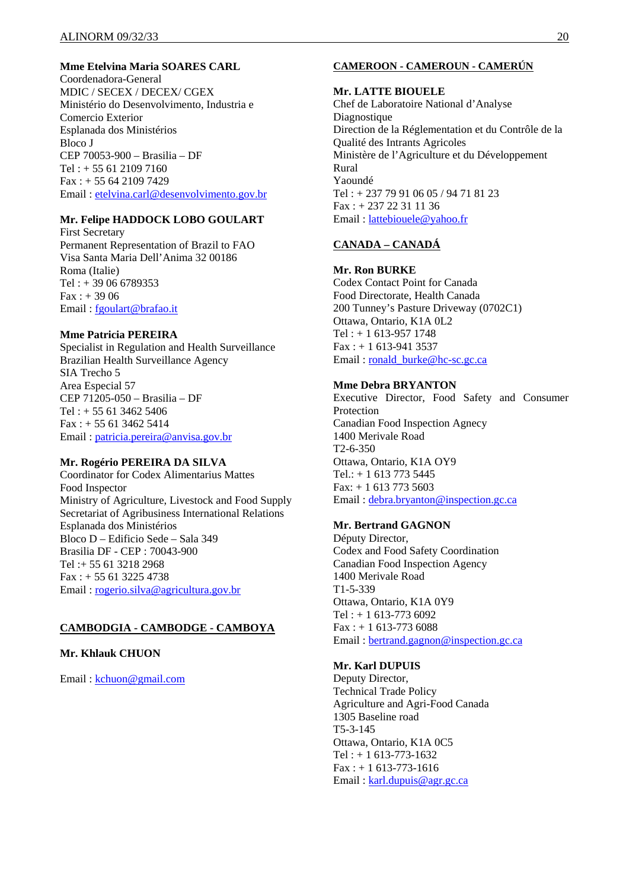**Mme Etelvina Maria SOARES CARL**
Coordenadora-General
MDIC / SECEX / DECEX/ CGEX
Ministério do Desenvolvimento, Industria e Comercio Exterior
Esplanada dos Ministérios
Bloco J
CEP 70053-900 – Brasilia – DF
Tel : + 55 61 2109 7160
Fax : + 55 64 2109 7429
Email : etelvina.carl@desenvolvimento.gov.br

**Mr. Felipe HADDOCK LOBO GOULART**
First Secretary
Permanent Representation of Brazil to FAO
Visa Santa Maria Dell'Anima 32 00186
Roma (Italie)
Tel : + 39 06 6789353
Fax : + 39 06
Email : fgoulart@brafao.it

**Mme Patricia PEREIRA**
Specialist in Regulation and Health Surveillance
Brazilian Health Surveillance Agency
SIA Trecho 5
Area Especial 57
CEP 71205-050 – Brasilia – DF
Tel : + 55 61 3462 5406
Fax : + 55 61 3462 5414
Email : patricia.pereira@anvisa.gov.br

**Mr. Rogério PEREIRA DA SILVA**
Coordinator for Codex Alimentarius Mattes
Food Inspector
Ministry of Agriculture, Livestock and Food Supply
Secretariat of Agribusiness International Relations
Esplanada dos Ministérios
Bloco D – Edificio Sede – Sala 349
Brasilia DF - CEP : 70043-900
Tel :+ 55 61 3218 2968
Fax : + 55 61 3225 4738
Email : rogerio.silva@agricultura.gov.br

## CAMBODGIA - CAMBODGE - CAMBOYA

**Mr. Khlauk CHUON**

Email : kchuon@gmail.com

## CAMEROON - CAMEROUN - CAMERÚN

**Mr. LATTE BIOUELE**
Chef de Laboratoire National d'Analyse Diagnostique
Direction de la Réglementation et du Contrôle de la Qualité des Intrants Agricoles
Ministère de l'Agriculture et du Développement Rural
Yaoundé
Tel : + 237 79 91 06 05 / 94 71 81 23
Fax : + 237 22 31 11 36
Email : lattebiouele@yahoo.fr

## CANADA – CANADÁ

**Mr. Ron BURKE**
Codex Contact Point for Canada
Food Directorate, Health Canada
200 Tunney's Pasture Driveway (0702C1)
Ottawa, Ontario, K1A 0L2
Tel : + 1 613-957 1748
Fax : + 1 613-941 3537
Email : ronald_burke@hc-sc.gc.ca

**Mme Debra BRYANTON**
Executive Director, Food Safety and Consumer Protection
Canadian Food Inspection Agecy
1400 Merivale Road
T2-6-350
Ottawa, Ontario, K1A OY9
Tel.: + 1 613 773 5445
Fax: + 1 613 773 5603
Email : debra.bryanton@inspection.gc.ca

**Mr. Bertrand GAGNON**
Députy Director,
Codex and Food Safety Coordination
Canadian Food Inspection Agency
1400 Merivale Road
T1-5-339
Ottawa, Ontario, K1A 0Y9
Tel : + 1 613-773 6092
Fax : + 1 613-773 6088
Email : bertrand.gagnon@inspection.gc.ca

**Mr. Karl DUPUIS**
Deputy Director,
Technical Trade Policy
Agriculture and Agri-Food Canada
1305 Baseline road
T5-3-145
Ottawa, Ontario, K1A 0C5
Tel : + 1 613-773-1632
Fax : + 1 613-773-1616
Email : karl.dupuis@agr.gc.ca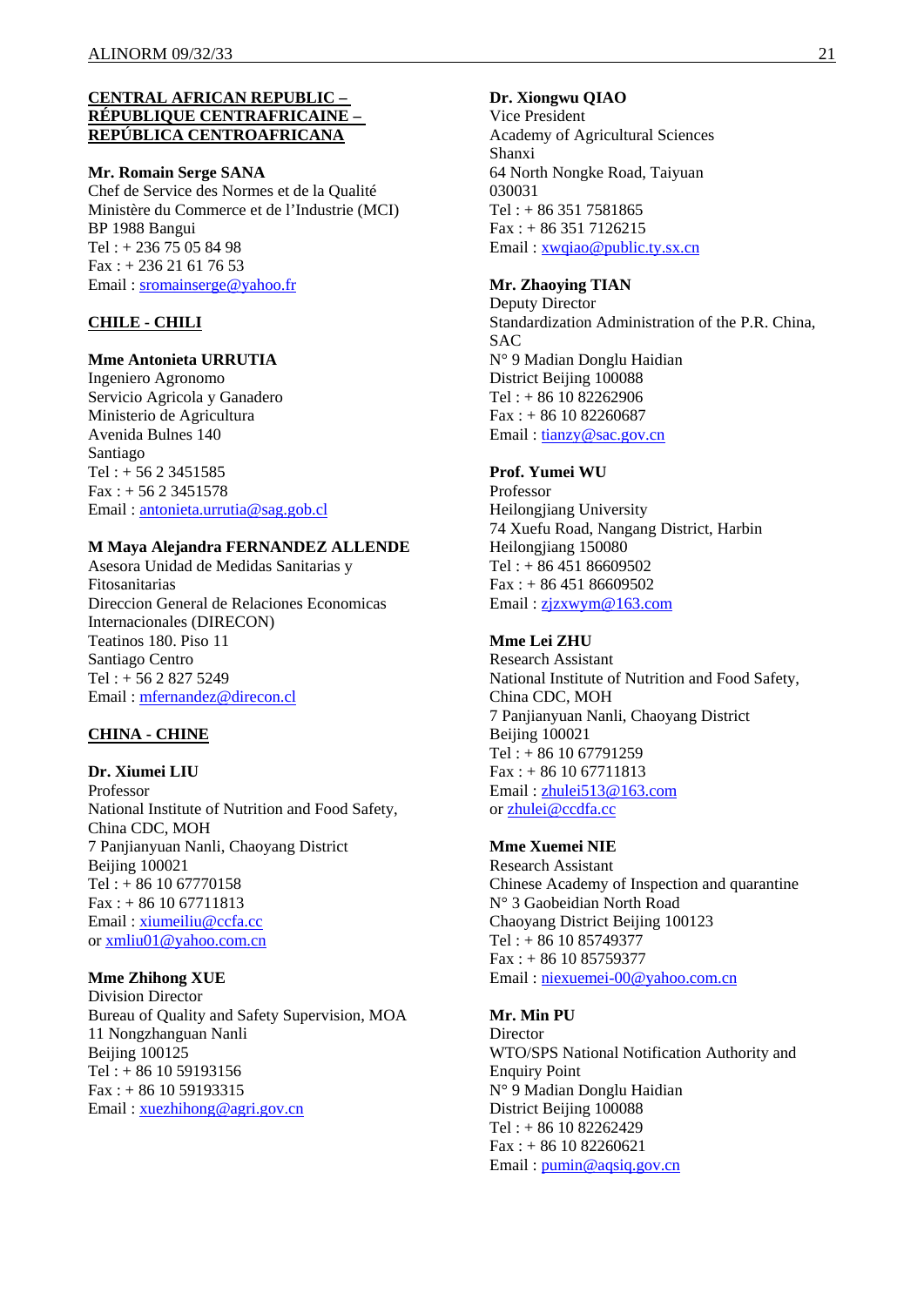**CENTRAL AFRICAN REPUBLIC – RÉPUBLIQUE CENTRAFRICAINE – REPÚBLICA CENTROAFRICANA**

**Mr. Romain Serge SANA**
Chef de Service des Normes et de la Qualité
Ministère du Commerce et de l'Industrie (MCI)
BP 1988 Bangui
Tel : + 236 75 05 84 98
Fax : + 236 21 61 76 53
Email : sromainserge@yahoo.fr

**CHILE - CHILI**

**Mme Antonieta URRUTIA**
Ingeniero Agronomo
Servicio Agricola y Ganadero
Ministerio de Agricultura
Avenida Bulnes 140
Santiago
Tel : + 56 2 3451585
Fax : + 56 2 3451578
Email : antonieta.urrutia@sag.gob.cl

**M Maya Alejandra FERNANDEZ ALLENDE**
Asesora Unidad de Medidas Sanitarias y Fitosanitarias
Direccion General de Relaciones Economicas Internacionales (DIRECON)
Teatinos 180. Piso 11
Santiago Centro
Tel : + 56 2 827 5249
Email : mfernandez@direcon.cl

**CHINA - CHINE**

**Dr. Xiumei LIU**
Professor
National Institute of Nutrition and Food Safety, China CDC, MOH
7 Panjianyuan Nanli, Chaoyang District
Beijing 100021
Tel : + 86 10 67770158
Fax : + 86 10 67711813
Email : xiumeiliu@ccfa.cc
or xmliu01@yahoo.com.cn

**Mme Zhihong XUE**
Division Director
Bureau of Quality and Safety Supervision, MOA
11 Nongzhanguan Nanli
Beijing 100125
Tel : + 86 10 59193156
Fax : + 86 10 59193315
Email : xuezhihong@agri.gov.cn

**Dr. Xiongwu QIAO**
Vice President
Academy of Agricultural Sciences
Shanxi
64 North Nongke Road, Taiyuan
030031
Tel : + 86 351 7581865
Fax : + 86 351 7126215
Email : xwqiao@public.ty.sx.cn

**Mr. Zhaoying TIAN**
Deputy Director
Standardization Administration of the P.R. China, SAC
N° 9 Madian Donglu Haidian
District Beijing 100088
Tel : + 86 10 82262906
Fax : + 86 10 82260687
Email : tianzy@sac.gov.cn

**Prof. Yumei WU**
Professor
Heilongjiang University
74 Xuefu Road, Nangang District, Harbin
Heilongjiang 150080
Tel : + 86 451 86609502
Fax : + 86 451 86609502
Email : zjzxwym@163.com

**Mme Lei ZHU**
Research Assistant
National Institute of Nutrition and Food Safety, China CDC, MOH
7 Panjianyuan Nanli, Chaoyang District
Beijing 100021
Tel : + 86 10 67791259
Fax : + 86 10 67711813
Email : zhulei513@163.com
or zhulei@ccdfa.cc

**Mme Xuemei NIE**
Research Assistant
Chinese Academy of Inspection and quarantine
N° 3 Gaobeidian North Road
Chaoyang District Beijing 100123
Tel : + 86 10 85749377
Fax : + 86 10 85759377
Email : niexuemei-00@yahoo.com.cn

**Mr. Min PU**
Director
WTO/SPS National Notification Authority and Enquiry Point
N° 9 Madian Donglu Haidian
District Beijing 100088
Tel : + 86 10 82262429
Fax : + 86 10 82260621
Email : pumin@aqsiq.gov.cn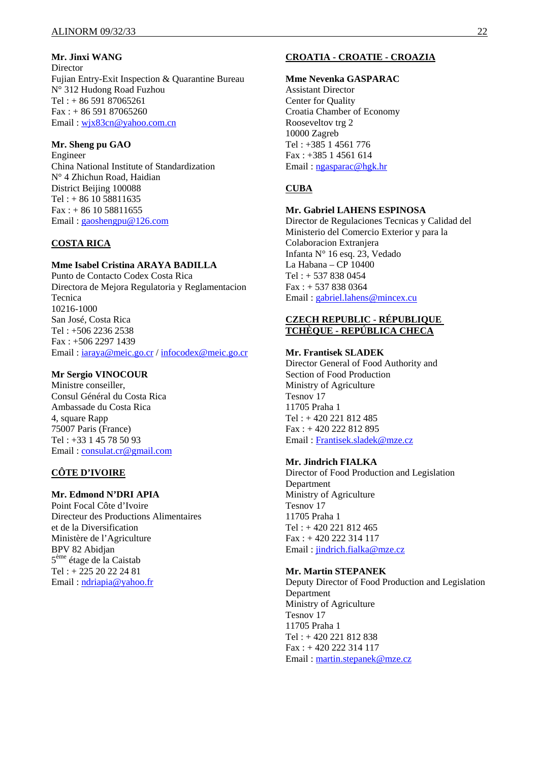**Mr. Jinxi WANG**
Director
Fujian Entry-Exit Inspection & Quarantine Bureau
N° 312 Hudong Road Fuzhou
Tel : + 86 591 87065261
Fax : + 86 591 87065260
Email : wjx83cn@yahoo.com.cn

**Mr. Sheng pu GAO**
Engineer
China National Institute of Standardization
N° 4 Zhichun Road, Haidian
District Beijing 100088
Tel : + 86 10 58811635
Fax : + 86 10 58811655
Email : gaoshengpu@126.com

## COSTA RICA

**Mme Isabel Cristina ARAYA BADILLA**
Punto de Contacto Codex Costa Rica
Directora de Mejora Regulatoria y Reglamentacion Tecnica
10216-1000
San José, Costa Rica
Tel : +506 2236 2538
Fax : +506 2297 1439
Email : iaraya@meic.go.cr / infocodex@meic.go.cr

**Mr Sergio VINOCOUR**
Ministre conseiller,
Consul Général du Costa Rica
Ambassade du Costa Rica
4, square Rapp
75007 Paris (France)
Tel : +33 1 45 78 50 93
Email : consulat.cr@gmail.com

## CÔTE D'IVOIRE

**Mr. Edmond N'DRI APIA**
Point Focal Côte d'Ivoire
Directeur des Productions Alimentaires et de la Diversification
Ministère de l'Agriculture
BPV 82 Abidjan
5ème étage de la Caistab
Tel : + 225 20 22 24 81
Email : ndriapia@yahoo.fr

## CROATIA - CROATIE - CROAZIA

**Mme Nevenka GASPARAC**
Assistant Director
Center for Quality
Croatia Chamber of Economy
Rooseveltov trg 2
10000 Zagreb
Tel : +385 1 4561 776
Fax : +385 1 4561 614
Email : ngasparac@hgk.hr

## CUBA

**Mr. Gabriel LAHENS ESPINOSA**
Director de Regulaciones Tecnicas y Calidad del Ministerio del Comercio Exterior y para la Colaboracion Extranjera
Infanta N° 16 esq. 23, Vedado
La Habana – CP 10400
Tel : + 537 838 0454
Fax : + 537 838 0364
Email : gabriel.lahens@mincex.cu

## CZECH REPUBLIC - RÉPUBLIQUE TCHÈQUE - REPÚBLICA CHECA

**Mr. Frantisek SLADEK**
Director General of Food Authority and Section of Food Production
Ministry of Agriculture
Tesnov 17
11705 Praha 1
Tel : + 420 221 812 485
Fax : + 420 222 812 895
Email : Frantisek.sladek@mze.cz

**Mr. Jindrich FIALKA**
Director of Food Production and Legislation Department
Ministry of Agriculture
Tesnov 17
11705 Praha 1
Tel : + 420 221 812 465
Fax : + 420 222 314 117
Email : jindrich.fialka@mze.cz

**Mr. Martin STEPANEK**
Deputy Director of Food Production and Legislation Department
Ministry of Agriculture
Tesnov 17
11705 Praha 1
Tel : + 420 221 812 838
Fax : + 420 222 314 117
Email : martin.stepanek@mze.cz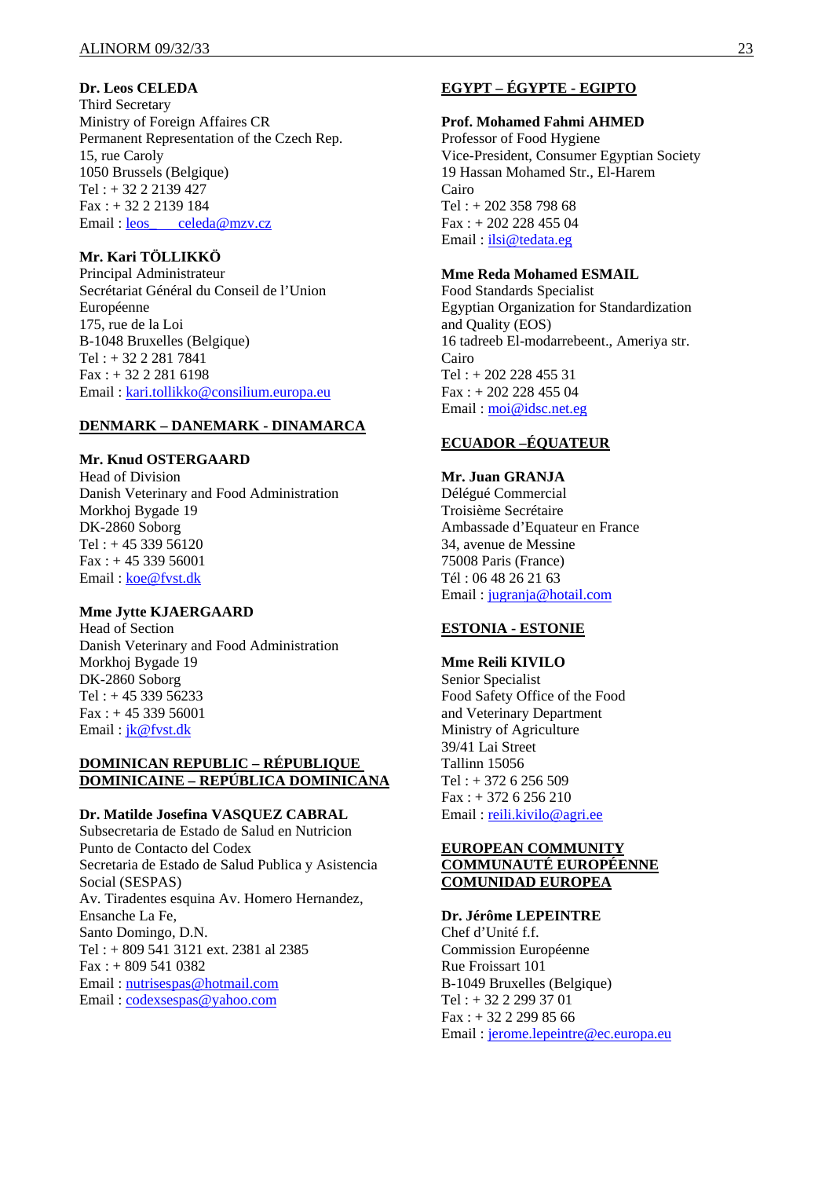**Dr. Leos CELEDA**
Third Secretary
Ministry of Foreign Affaires CR
Permanent Representation of the Czech Rep.
15, rue Caroly
1050 Brussels (Belgique)
Tel : + 32 2 2139 427
Fax : + 32 2 2139 184
Email : leos_ celeda@mzv.cz

**Mr. Kari TÖLLIKKÖ**
Principal Administrateur
Secrétariat Général du Conseil de l'Union Européenne
175, rue de la Loi
B-1048 Bruxelles (Belgique)
Tel : + 32 2 281 7841
Fax : + 32 2 281 6198
Email : kari.tollikko@consilium.europa.eu

## DENMARK – DANEMARK - DINAMARCA

**Mr. Knud OSTERGAARD**
Head of Division
Danish Veterinary and Food Administration
Morkhoj Bygade 19
DK-2860 Soborg
Tel : + 45 339 56120
Fax : + 45 339 56001
Email : koe@fvst.dk

**Mme Jytte KJAERGAARD**
Head of Section
Danish Veterinary and Food Administration
Morkhoj Bygade 19
DK-2860 Soborg
Tel : + 45 339 56233
Fax : + 45 339 56001
Email : jk@fvst.dk

## DOMINICAN REPUBLIC – RÉPUBLIQUE DOMINICAINE – REPÚBLICA DOMINICANA

**Dr. Matilde Josefina VASQUEZ CABRAL**
Subsecretaria de Estado de Salud en Nutricion
Punto de Contacto del Codex
Secretaria de Estado de Salud Publica y Asistencia Social (SESPAS)
Av. Tiradentes esquina Av. Homero Hernandez,
Ensanche La Fe,
Santo Domingo, D.N.
Tel : + 809 541 3121 ext. 2381 al 2385
Fax : + 809 541 0382
Email : nutrisespas@hotmail.com
Email : codexsespas@yahoo.com

## EGYPT – ÉGYPTE - EGIPTO

**Prof. Mohamed Fahmi AHMED**
Professor of Food Hygiene
Vice-President, Consumer Egyptian Society
19 Hassan Mohamed Str., El-Harem
Cairo
Tel : + 202 358 798 68
Fax : + 202 228 455 04
Email : ilsi@tedata.eg

**Mme Reda Mohamed ESMAIL**
Food Standards Specialist
Egyptian Organization for Standardization and Quality (EOS)
16 tadreeb El-modarrebeent., Ameriya str.
Cairo
Tel : + 202 228 455 31
Fax : + 202 228 455 04
Email : moi@idsc.net.eg

## ECUADOR –ÉQUATEUR

**Mr. Juan GRANJA**
Délégué Commercial
Troisième Secrétaire
Ambassade d'Equateur en France
34, avenue de Messine
75008 Paris (France)
Tél : 06 48 26 21 63
Email : jugranja@hotail.com

## ESTONIA - ESTONIE

**Mme Reili KIVILO**
Senior Specialist
Food Safety Office of the Food and Veterinary Department
Ministry of Agriculture
39/41 Lai Street
Tallinn 15056
Tel : + 372 6 256 509
Fax : + 372 6 256 210
Email : reili.kivilo@agri.ee

## EUROPEAN COMMUNITY COMMUNAUTÉ EUROPÉENNE COMUNIDAD EUROPEA

**Dr. Jérôme LEPEINTRE**
Chef d'Unité f.f.
Commission Européenne
Rue Froissart 101
B-1049 Bruxelles (Belgique)
Tel : + 32 2 299 37 01
Fax : + 32 2 299 85 66
Email : jerome.lepeintre@ec.europa.eu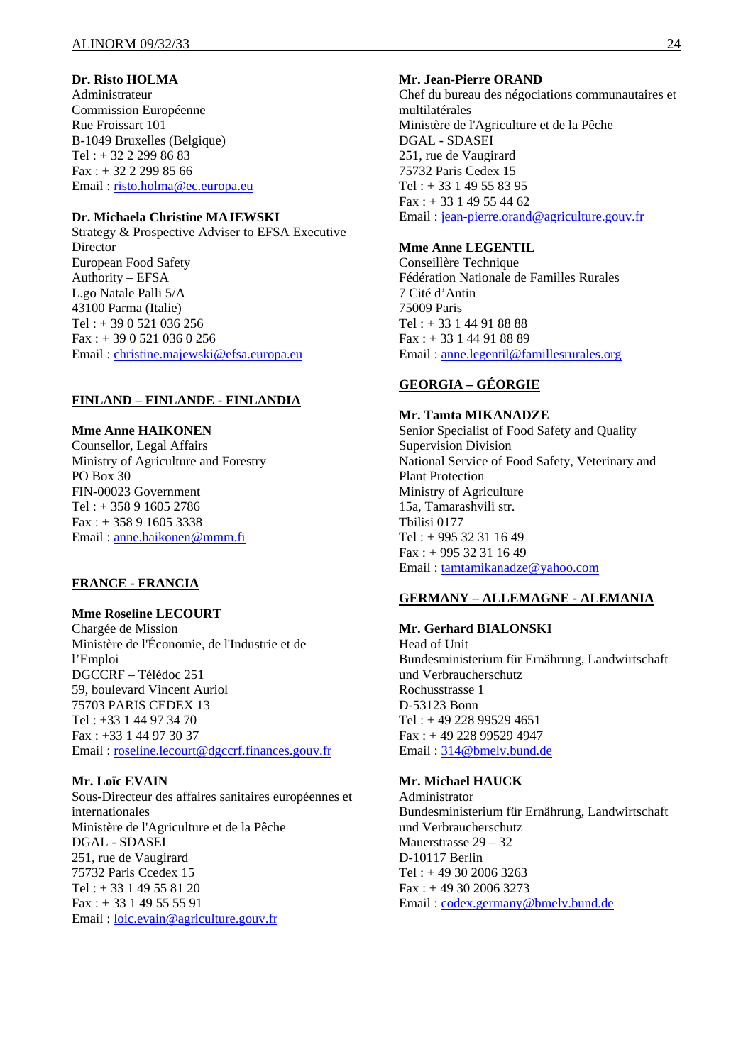**Dr. Risto HOLMA**
Administrateur
Commission Européenne
Rue Froissart 101
B-1049 Bruxelles (Belgique)
Tel : + 32 2 299 86 83
Fax : + 32 2 299 85 66
Email : risto.holma@ec.europa.eu

**Dr. Michaela Christine MAJEWSKI**
Strategy & Prospective Adviser to EFSA Executive Director
European Food Safety
Authority – EFSA
L.go Natale Palli 5/A
43100 Parma (Italie)
Tel : + 39 0 521 036 256
Fax : + 39 0 521 036 0 256
Email : christine.majewski@efsa.europa.eu

## FINLAND – FINLANDE - FINLANDIA

**Mme Anne HAIKONEN**
Counsellor, Legal Affairs
Ministry of Agriculture and Forestry
PO Box 30
FIN-00023 Government
Tel : + 358 9 1605 2786
Fax : + 358 9 1605 3338
Email : anne.haikonen@mmm.fi

## FRANCE - FRANCIA

**Mme Roseline LECOURT**
Chargée de Mission
Ministère de l'Économie, de l'Industrie et de l'Emploi
DGCCRF – Télédoc 251
59, boulevard Vincent Auriol
75703 PARIS CEDEX 13
Tel : +33 1 44 97 34 70
Fax : +33 1 44 97 30 37
Email : roseline.lecourt@dgccrf.finances.gouv.fr

**Mr. Loïc EVAIN**
Sous-Directeur des affaires sanitaires européennes et internationales
Ministère de l'Agriculture et de la Pêche
DGAL - SDASEI
251, rue de Vaugirard
75732 Paris Ccedex 15
Tel : + 33 1 49 55 81 20
Fax : + 33 1 49 55 55 91
Email : loic.evain@agriculture.gouv.fr

**Mr. Jean-Pierre ORAND**
Chef du bureau des négociations communautaires et multilatérales
Ministère de l'Agriculture et de la Pêche
DGAL - SDASEI
251, rue de Vaugirard
75732 Paris Cedex 15
Tel : + 33 1 49 55 83 95
Fax : + 33 1 49 55 44 62
Email : jean-pierre.orand@agriculture.gouv.fr

**Mme Anne LEGENTIL**
Conseillère Technique
Fédération Nationale de Familles Rurales
7 Cité d'Antin
75009 Paris
Tel : + 33 1 44 91 88 88
Fax : + 33 1 44 91 88 89
Email : anne.legentil@famillesrurales.org

## GEORGIA – GÉORGIE

**Mr. Tamta MIKANADZE**
Senior Specialist of Food Safety and Quality Supervision Division
National Service of Food Safety, Veterinary and Plant Protection
Ministry of Agriculture
15a, Tamarashvili str.
Tbilisi 0177
Tel : + 995 32 31 16 49
Fax : + 995 32 31 16 49
Email : tamtamikanadze@yahoo.com

## GERMANY – ALLEMAGNE - ALEMANIA

**Mr. Gerhard BIALONSKI**
Head of Unit
Bundesministerium für Ernährung, Landwirtschaft und Verbraucherschutz
Rochusstrasse 1
D-53123 Bonn
Tel : + 49 228 99529 4651
Fax : + 49 228 99529 4947
Email : 314@bmelv.bund.de

**Mr. Michael HAUCK**
Administrator
Bundesministerium für Ernährung, Landwirtschaft und Verbraucherschutz
Mauerstrasse 29 – 32
D-10117 Berlin
Tel : + 49 30 2006 3263
Fax : + 49 30 2006 3273
Email : codex.germany@bmelv.bund.de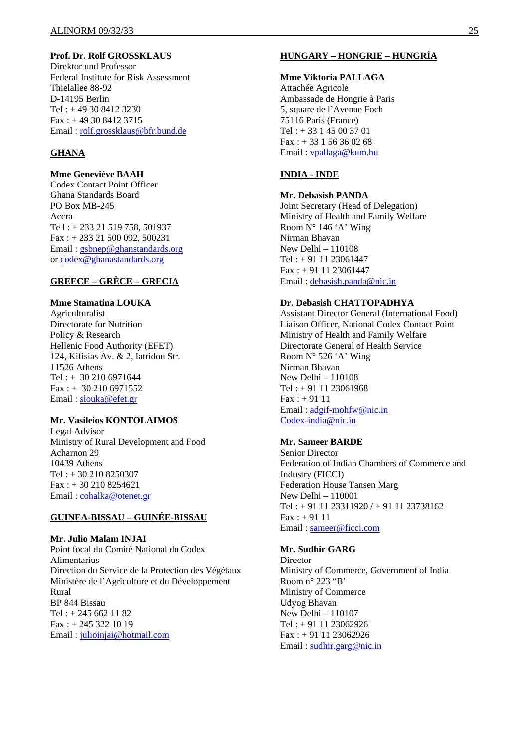**Prof. Dr. Rolf GROSSKLAUS**
Direktor und Professor
Federal Institute for Risk Assessment
Thielallee 88-92
D-14195 Berlin
Tel : + 49 30 8412 3230
Fax : + 49 30 8412 3715
Email : rolf.grossklaus@bfr.bund.de

## GHANA

**Mme Geneviève BAAH**
Codex Contact Point Officer
Ghana Standards Board
PO Box MB-245
Accra
Te l : + 233 21 519 758, 501937
Fax : + 233 21 500 092, 500231
Email : gsbnep@ghanstandards.org
or codex@ghanastandards.org

## GREECE – GRÈCE – GRECIA

**Mme Stamatina LOUKA**
Agriculturalist
Directorate for Nutrition
Policy & Research
Hellenic Food Authority (EFET)
124, Kifisias Av. & 2, Iatridou Str.
11526 Athens
Tel : + 30 210 6971644
Fax : + 30 210 6971552
Email : slouka@efet.gr

**Mr. Vasileios KONTOLAIMOS**
Legal Advisor
Ministry of Rural Development and Food
Acharnon 29
10439 Athens
Tel : + 30 210 8250307
Fax : + 30 210 8254621
Email : cohalka@otenet.gr

## GUINEA-BISSAU – GUINÉE-BISSAU

**Mr. Julio Malam INJAI**
Point focal du Comité National du Codex Alimentarius
Direction du Service de la Protection des Végétaux
Ministère de l'Agriculture et du Développement Rural
BP 844 Bissau
Tel : + 245 662 11 82
Fax : + 245 322 10 19
Email : julioinjai@hotmail.com

## HUNGARY – HONGRIE – HUNGRÍA

**Mme Viktoria PALLAGA**
Attachée Agricole
Ambassade de Hongrie à Paris
5, square de l'Avenue Foch
75116 Paris (France)
Tel : + 33 1 45 00 37 01
Fax : + 33 1 56 36 02 68
Email : vpallaga@kum.hu

## INDIA - INDE

**Mr. Debasish PANDA**
Joint Secretary (Head of Delegation)
Ministry of Health and Family Welfare
Room N° 146 'A' Wing
Nirman Bhavan
New Delhi – 110108
Tel : + 91 11 23061447
Fax : + 91 11 23061447
Email : debasish.panda@nic.in

**Dr. Debasish CHATTOPADHYA**
Assistant Director General (International Food)
Liaison Officer, National Codex Contact Point
Ministry of Health and Family Welfare
Directorate General of Health Service
Room N° 526 'A' Wing
Nirman Bhavan
New Delhi – 110108
Tel : + 91 11 23061968
Fax : + 91 11
Email : adgif-mohfw@nic.in
Codex-india@nic.in

**Mr. Sameer BARDE**
Senior Director
Federation of Indian Chambers of Commerce and Industry (FICCI)
Federation House Tansen Marg
New Delhi – 110001
Tel : + 91 11 23311920 / + 91 11 23738162
Fax : + 91 11
Email : sameer@ficci.com

**Mr. Sudhir GARG**
Director
Ministry of Commerce, Government of India
Room n° 223 "B'
Ministry of Commerce
Udyog Bhavan
New Delhi – 110107
Tel : + 91 11 23062926
Fax : + 91 11 23062926
Email : sudhir.garg@nic.in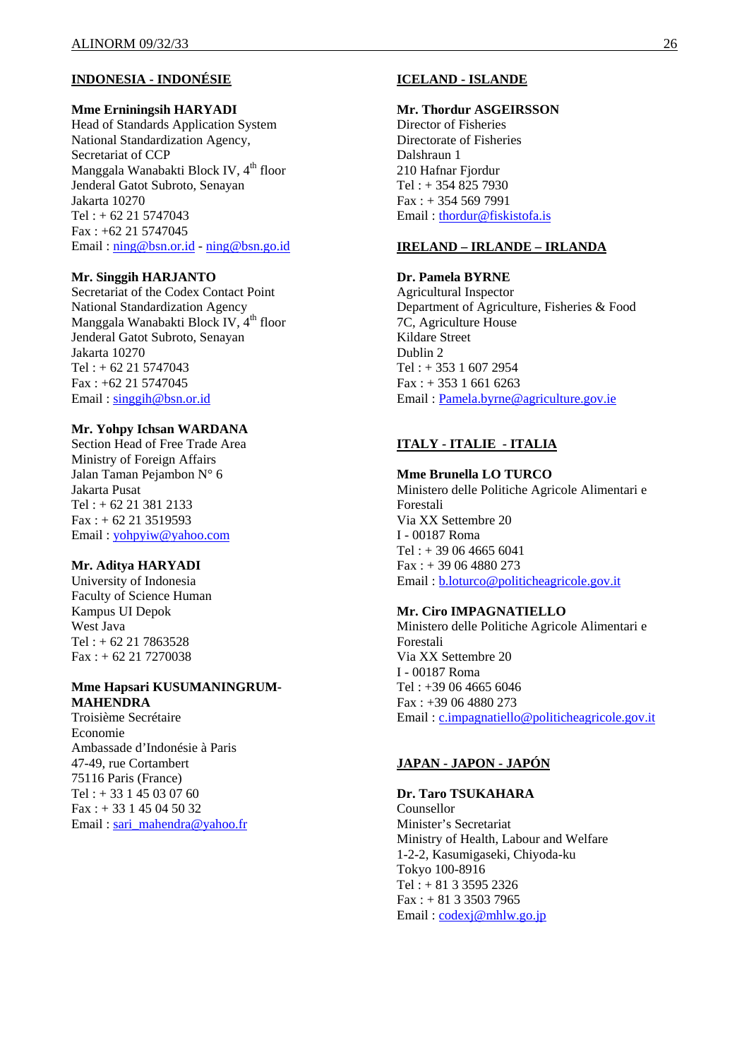**INDONESIA - INDONÉSIE**

**Mme Erningsih HARYADI**
Head of Standards Application System
National Standardization Agency,
Secretariat of CCP
Manggala Wanabakti Block IV, 4th floor
Jenderal Gatot Subroto, Senayan
Jakarta 10270
Tel : + 62 21 5747043
Fax : +62 21 5747045
Email : ning@bsn.or.id - ning@bsn.go.id

**Mr. Singgih HARJANTO**
Secretariat of the Codex Contact Point
National Standardization Agency
Manggala Wanabakti Block IV, 4th floor
Jenderal Gatot Subroto, Senayan
Jakarta 10270
Tel : + 62 21 5747043
Fax : +62 21 5747045
Email : singgih@bsn.or.id

**Mr. Yohpy Ichsan WARDANA**
Section Head of Free Trade Area
Ministry of Foreign Affairs
Jalan Taman Pejambon N° 6
Jakarta Pusat
Tel : + 62 21 381 2133
Fax : + 62 21 3519593
Email : yohpyiw@yahoo.com

**Mr. Aditya HARYADI**
University of Indonesia
Faculty of Science Human
Kampus UI Depok
West Java
Tel : + 62 21 7863528
Fax : + 62 21 7270038

**Mme Hapsari KUSUMANINGRUM-MAHENDRA**
Troisième Secrétaire
Economie
Ambassade d'Indonésie à Paris
47-49, rue Cortambert
75116 Paris (France)
Tel : + 33 1 45 03 07 60
Fax : + 33 1 45 04 50 32
Email : sari_mahendra@yahoo.fr

**ICELAND - ISLANDE**

**Mr. Thordur ASGEIRSSON**
Director of Fisheries
Directorate of Fisheries
Dalshraun 1
210 Hafnar Fjordur
Tel : + 354 825 7930
Fax : + 354 569 7991
Email : thordur@fiskistofa.is

**IRELAND – IRLANDE – IRLANDA**

**Dr. Pamela BYRNE**
Agricultural Inspector
Department of Agriculture, Fisheries & Food
7C, Agriculture House
Kildare Street
Dublin 2
Tel : + 353 1 607 2954
Fax : + 353 1 661 6263
Email : Pamela.byrne@agriculture.gov.ie

**ITALY - ITALIE - ITALIA**

**Mme Brunella LO TURCO**
Ministero delle Politiche Agricole Alimentari e Forestali
Via XX Settembre 20
I - 00187 Roma
Tel : + 39 06 4665 6041
Fax : + 39 06 4880 273
Email : b.loturco@politicheagricole.gov.it

**Mr. Ciro IMPAGNATIELLO**
Ministero delle Politiche Agricole Alimentari e Forestali
Via XX Settembre 20
I - 00187 Roma
Tel : +39 06 4665 6046
Fax : +39 06 4880 273
Email : c.impagnatiello@politicheagricole.gov.it

**JAPAN - JAPON - JAPÓN**

**Dr. Taro TSUKAHARA**
Counsellor
Minister's Secretariat
Ministry of Health, Labour and Welfare
1-2-2, Kasumigaseki, Chiyoda-ku
Tokyo 100-8916
Tel : + 81 3 3595 2326
Fax : + 81 3 3503 7965
Email : codexj@mhlw.go.jp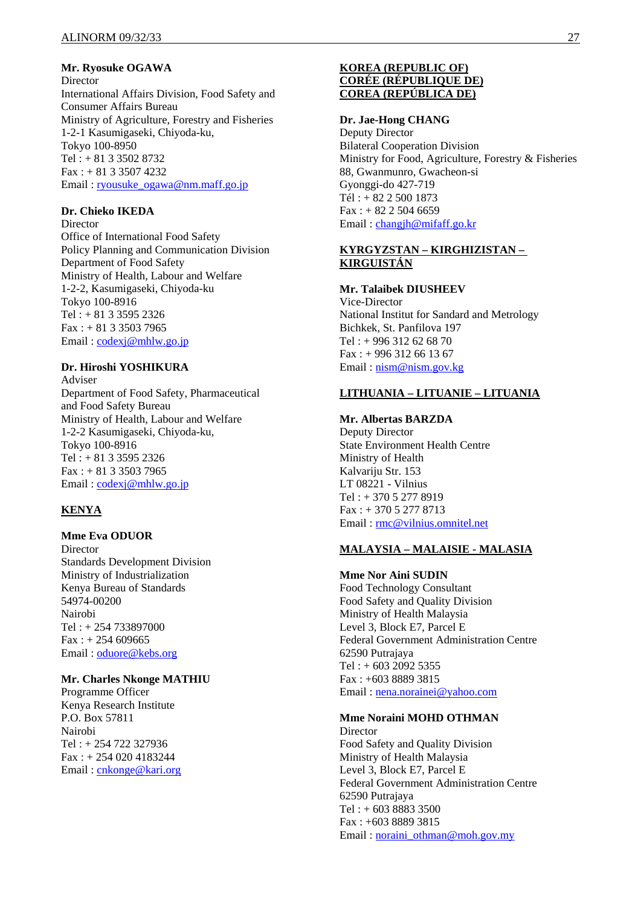**Mr. Ryosuke OGAWA**
Director
International Affairs Division, Food Safety and Consumer Affairs Bureau
Ministry of Agriculture, Forestry and Fisheries
1-2-1 Kasumigaseki, Chiyoda-ku,
Tokyo 100-8950
Tel : + 81 3 3502 8732
Fax : + 81 3 3507 4232
Email : ryousuke_ogawa@nm.maff.go.jp

**Dr. Chieko IKEDA**
Director
Office of International Food Safety
Policy Planning and Communication Division
Department of Food Safety
Ministry of Health, Labour and Welfare
1-2-2, Kasumigaseki, Chiyoda-ku
Tokyo 100-8916
Tel : + 81 3 3595 2326
Fax : + 81 3 3503 7965
Email : codexj@mhlw.go.jp

**Dr. Hiroshi YOSHIKURA**
Adviser
Department of Food Safety, Pharmaceutical and Food Safety Bureau
Ministry of Health, Labour and Welfare
1-2-2 Kasumigaseki, Chiyoda-ku,
Tokyo 100-8916
Tel : + 81 3 3595 2326
Fax : + 81 3 3503 7965
Email : codexj@mhlw.go.jp

**KENYA**

**Mme Eva ODUOR**
Director
Standards Development Division
Ministry of Industrialization
Kenya Bureau of Standards
54974-00200
Nairobi
Tel : + 254 733897000
Fax : + 254 609665
Email : oduore@kebs.org

**Mr. Charles Nkonge MATHIU**
Programme Officer
Kenya Research Institute
P.O. Box 57811
Nairobi
Tel : + 254 722 327936
Fax : + 254 020 4183244
Email : cnkonge@kari.org

**KOREA (REPUBLIC OF)**
**CORÉE (RÉPUBLIQUE DE)**
**COREA (REPÚBLICA DE)**

**Dr. Jae-Hong CHANG**
Deputy Director
Bilateral Cooperation Division
Ministry for Food, Agriculture, Forestry & Fisheries
88, Gwanmunro, Gwacheon-si
Gyonggi-do 427-719
Tél : + 82 2 500 1873
Fax : + 82 2 504 6659
Email : changjh@mifaff.go.kr

**KYRGYZSTAN – KIRGHIZISTAN – KIRGUISTÁN**

**Mr. Talaibek DIUSHEEV**
Vice-Director
National Institut for Sandard and Metrology
Bichkek, St. Panfilova 197
Tel : + 996 312 62 68 70
Fax : + 996 312 66 13 67
Email : nism@nism.gov.kg

**LITHUANIA – LITUANIE – LITUANIA**

**Mr. Albertas BARZDA**
Deputy Director
State Environment Health Centre
Ministry of Health
Kalvariju Str. 153
LT 08221 - Vilnius
Tel : + 370 5 277 8919
Fax : + 370 5 277 8713
Email : rmc@vilnius.omnitel.net

**MALAYSIA – MALAISIE - MALASIA**

**Mme Nor Aini SUDIN**
Food Technology Consultant
Food Safety and Quality Division
Ministry of Health Malaysia
Level 3, Block E7, Parcel E
Federal Government Administration Centre
62590 Putrajaya
Tel : + 603 2092 5355
Fax : +603 8889 3815
Email : nena.norainei@yahoo.com

**Mme Noraini MOHD OTHMAN**
Director
Food Safety and Quality Division
Ministry of Health Malaysia
Level 3, Block E7, Parcel E
Federal Government Administration Centre
62590 Putrajaya
Tel : + 603 8883 3500
Fax : +603 8889 3815
Email : noraini_othman@moh.gov.my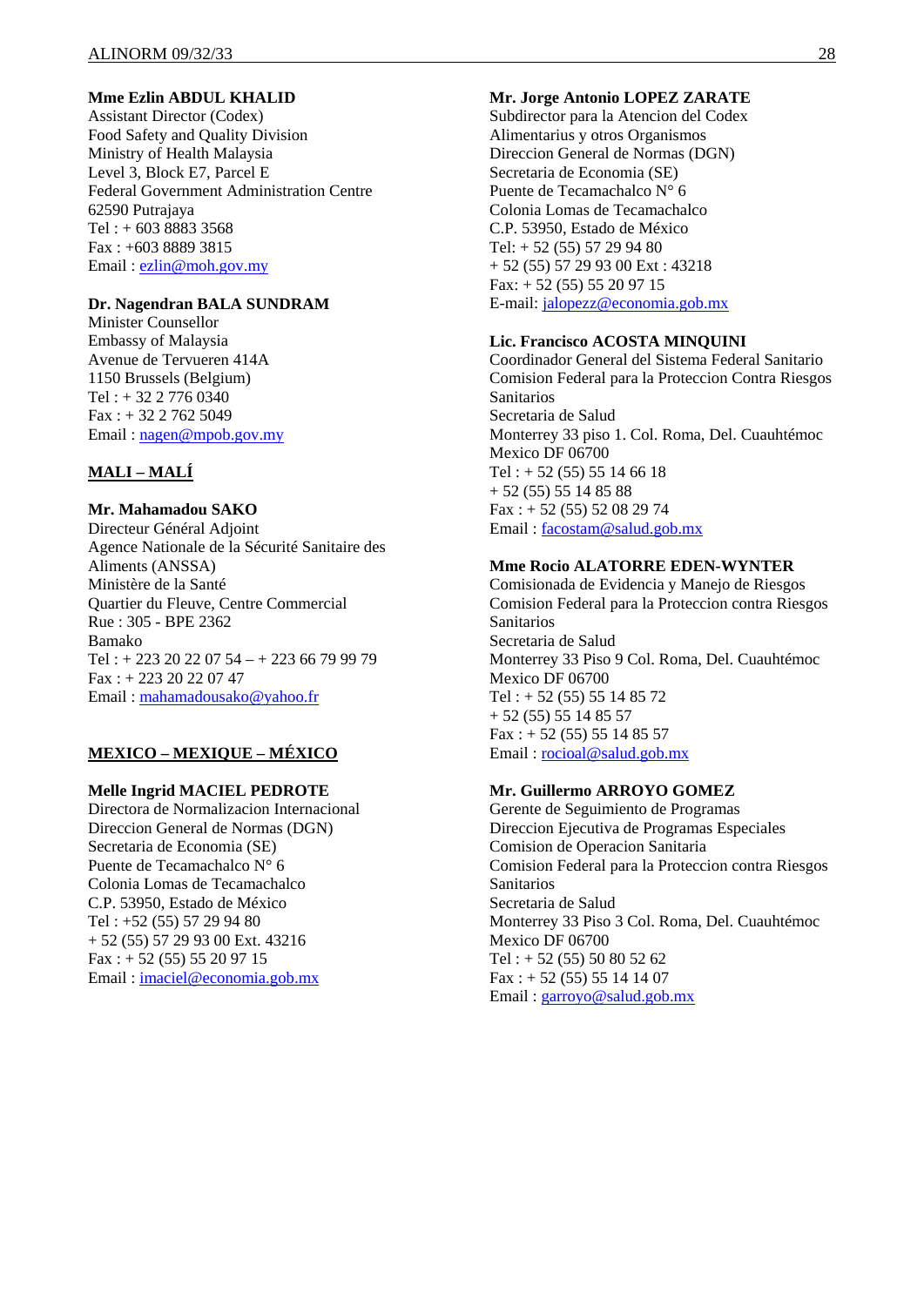**Mme Ezlin ABDUL KHALID**
Assistant Director (Codex)
Food Safety and Quality Division
Ministry of Health Malaysia
Level 3, Block E7, Parcel E
Federal Government Administration Centre
62590 Putrajaya
Tel : + 603 8883 3568
Fax : +603 8889 3815
Email : ezlin@moh.gov.my

**Dr. Nagendran BALA SUNDRAM**
Minister Counsellor
Embassy of Malaysia
Avenue de Tervueren 414A
1150 Brussels (Belgium)
Tel : + 32 2 776 0340
Fax : + 32 2 762 5049
Email : nagen@mpob.gov.my

## MALI – MALÍ

**Mr. Mahamadou SAKO**
Directeur Général Adjoint
Agence Nationale de la Sécurité Sanitaire des Aliments (ANSSA)
Ministère de la Santé
Quartier du Fleuve, Centre Commercial
Rue : 305 - BPE 2362
Bamako
Tel : + 223 20 22 07 54 – + 223 66 79 99 79
Fax : + 223 20 22 07 47
Email : mahamadousako@yahoo.fr

## MEXICO – MEXIQUE – MÉXICO

**Melle Ingrid MACIEL PEDROTE**
Directora de Normalizacion Internacional
Direccion General de Normas (DGN)
Secretaria de Economia (SE)
Puente de Tecamachalco N° 6
Colonia Lomas de Tecamachalco
C.P. 53950, Estado de México
Tel : +52 (55) 57 29 94 80
+ 52 (55) 57 29 93 00 Ext. 43216
Fax : + 52 (55) 55 20 97 15
Email : imaciel@economia.gob.mx

**Mr. Jorge Antonio LOPEZ ZARATE**
Subdirector para la Atencion del Codex Alimentarius y otros Organismos
Direccion General de Normas (DGN)
Secretaria de Economia (SE)
Puente de Tecamachalco N° 6
Colonia Lomas de Tecamachalco
C.P. 53950, Estado de México
Tel: + 52 (55) 57 29 94 80
+ 52 (55) 57 29 93 00 Ext : 43218
Fax: + 52 (55) 55 20 97 15
E-mail: jalopezz@economia.gob.mx

**Lic. Francisco ACOSTA MINQUINI**
Coordinador General del Sistema Federal Sanitario
Comision Federal para la Proteccion Contra Riesgos Sanitarios
Secretaria de Salud
Monterrey 33 piso 1. Col. Roma, Del. Cuauhtémoc
Mexico DF 06700
Tel : + 52 (55) 55 14 66 18
+ 52 (55) 55 14 85 88
Fax : + 52 (55) 52 08 29 74
Email : facostam@salud.gob.mx

**Mme Rocio ALATORRE EDEN-WYNTER**
Comisionada de Evidencia y Manejo de Riesgos
Comision Federal para la Proteccion contra Riesgos Sanitarios
Secretaria de Salud
Monterrey 33 Piso 9 Col. Roma, Del. Cuauhtémoc
Mexico DF 06700
Tel : + 52 (55) 55 14 85 72
+ 52 (55) 55 14 85 57
Fax : + 52 (55) 55 14 85 57
Email : rocioal@salud.gob.mx

**Mr. Guillermo ARROYO GOMEZ**
Gerente de Seguimiento de Programas
Direccion Ejecutiva de Programas Especiales
Comision de Operacion Sanitaria
Comision Federal para la Proteccion contra Riesgos Sanitarios
Secretaria de Salud
Monterrey 33 Piso 3 Col. Roma, Del. Cuauhtémoc
Mexico DF 06700
Tel : + 52 (55) 50 80 52 62
Fax : + 52 (55) 55 14 14 07
Email : garroyo@salud.gob.mx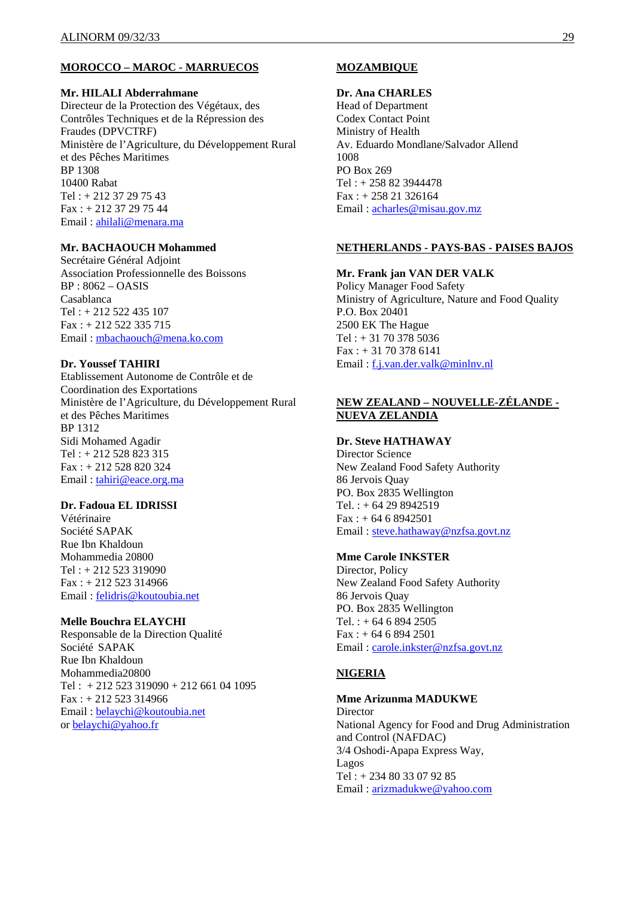**MOROCCO – MAROC - MARRUECOS**

**Mr. HILALI Abderrahmane**
Directeur de la Protection des Végétaux, des Contrôles Techniques et de la Répression des Fraudes (DPVCTRF)
Ministère de l'Agriculture, du Développement Rural et des Pêches Maritimes
BP 1308
10400 Rabat
Tel : + 212 37 29 75 43
Fax : + 212 37 29 75 44
Email : ahilali@menara.ma

**Mr. BACHAOUCH Mohammed**
Secrétaire Général Adjoint
Association Professionnelle des Boissons
BP : 8062 – OASIS
Casablanca
Tel : + 212 522 435 107
Fax : + 212 522 335 715
Email : mbachaouch@mena.ko.com

**Dr. Youssef TAHIRI**
Etablissement Autonome de Contrôle et de Coordination des Exportations
Ministère de l'Agriculture, du Développement Rural et des Pêches Maritimes
BP 1312
Sidi Mohamed Agadir
Tel : + 212 528 823 315
Fax : + 212 528 820 324
Email : tahiri@eace.org.ma

**Dr. Fadoua EL IDRISSI**
Vétérinaire
Société SAPAK
Rue Ibn Khaldoun
Mohammedia 20800
Tel : + 212 523 319090
Fax : + 212 523 314966
Email : felidris@koutoubia.net

**Melle Bouchra ELAYCHI**
Responsable de la Direction Qualité
Société SAPAK
Rue Ibn Khaldoun
Mohammedia20800
Tel : + 212 523 319090 + 212 661 04 1095
Fax : + 212 523 314966
Email : belaychi@koutoubia.net
or belaychi@yahoo.fr

**MOZAMBIQUE**

**Dr. Ana CHARLES**
Head of Department
Codex Contact Point
Ministry of Health
Av. Eduardo Mondlane/Salvador Allend
1008
PO Box 269
Tel : + 258 82 3944478
Fax : + 258 21 326164
Email : acharles@misau.gov.mz

**NETHERLANDS - PAYS-BAS - PAISES BAJOS**

**Mr. Frank jan VAN DER VALK**
Policy Manager Food Safety
Ministry of Agriculture, Nature and Food Quality
P.O. Box 20401
2500 EK The Hague
Tel : + 31 70 378 5036
Fax : + 31 70 378 6141
Email : f.j.van.der.valk@minlnv.nl

**NEW ZEALAND – NOUVELLE-ZÉLANDE - NUEVA ZELANDIA**

**Dr. Steve HATHAWAY**
Director Science
New Zealand Food Safety Authority
86 Jervois Quay
PO. Box 2835 Wellington
Tel. : + 64 29 8942519
Fax : + 64 6 8942501
Email : steve.hathaway@nzfsa.govt.nz

**Mme Carole INKSTER**
Director, Policy
New Zealand Food Safety Authority
86 Jervois Quay
PO. Box 2835 Wellington
Tel. : + 64 6 894 2505
Fax : + 64 6 894 2501
Email : carole.inkster@nzfsa.govt.nz

**NIGERIA**

**Mme Arizunma MADUKWE**
Director
National Agency for Food and Drug Administration and Control (NAFDAC)
3/4 Oshodi-Apapa Express Way,
Lagos
Tel : + 234 80 33 07 92 85
Email : arizmadukwe@yahoo.com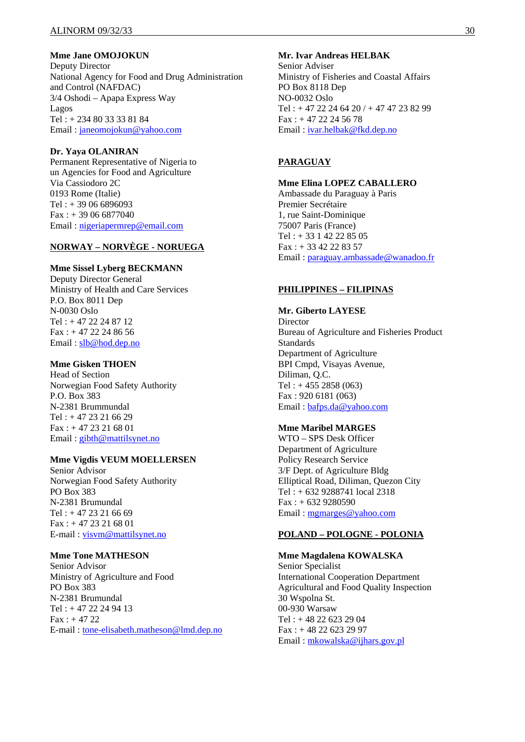**Mme Jane OMOJOKUN**
Deputy Director
National Agency for Food and Drug Administration and Control (NAFDAC)
3/4 Oshodi – Apapa Express Way
Lagos
Tel : + 234 80 33 33 81 84
Email : janeomojokun@yahoo.com

**Dr. Yaya OLANIRAN**
Permanent Representative of Nigeria to un Agencies for Food and Agriculture
Via Cassiodoro 2C
0193 Rome (Italie)
Tel : + 39 06 6896093
Fax : + 39 06 6877040
Email : nigeriapermrep@email.com

## NORWAY – NORVÈGE - NORUEGA

**Mme Sissel Lyberg BECKMANN**
Deputy Director General
Ministry of Health and Care Services
P.O. Box 8011 Dep
N-0030 Oslo
Tel : + 47 22 24 87 12
Fax : + 47 22 24 86 56
Email : slb@hod.dep.no

**Mme Gisken THOEN**
Head of Section
Norwegian Food Safety Authority
P.O. Box 383
N-2381 Brummundal
Tel : + 47 23 21 66 29
Fax : + 47 23 21 68 01
Email : gibth@mattilsynet.no

**Mme Vigdis VEUM MOELLERSEN**
Senior Advisor
Norwegian Food Safety Authority
PO Box 383
N-2381 Brumundal
Tel : + 47 23 21 66 69
Fax : + 47 23 21 68 01
E-mail : visvm@mattilsynet.no

**Mme Tone MATHESON**
Senior Advisor
Ministry of Agriculture and Food
PO Box 383
N-2381 Brumundal
Tel : + 47 22 24 94 13
Fax : + 47 22
E-mail : tone-elisabeth.matheson@lmd.dep.no

**Mr. Ivar Andreas HELBAK**
Senior Adviser
Ministry of Fisheries and Coastal Affairs
PO Box 8118 Dep
NO-0032 Oslo
Tel : + 47 22 24 64 20 / + 47 47 23 82 99
Fax : + 47 22 24 56 78
Email : ivar.helbak@fkd.dep.no

## PARAGUAY

**Mme Elina LOPEZ CABALLERO**
Ambassade du Paraguay à Paris
Premier Secrétaire
1, rue Saint-Dominique
75007 Paris (France)
Tel : + 33 1 42 22 85 05
Fax : + 33 42 22 83 57
Email : paraguay.ambassade@wanadoo.fr

## PHILIPPINES – FILIPINAS

**Mr. Giberto LAYESE**
Director
Bureau of Agriculture and Fisheries Product Standards
Department of Agriculture
BPI Cmpd, Visayas Avenue,
Diliman, Q.C.
Tel : + 455 2858 (063)
Fax : 920 6181 (063)
Email : bafps.da@yahoo.com

**Mme Maribel MARGES**
WTO – SPS Desk Officer
Department of Agriculture
Policy Research Service
3/F Dept. of Agriculture Bldg
Elliptical Road, Diliman, Quezon City
Tel : + 632 9288741 local 2318
Fax : + 632 9280590
Email : mgmarges@yahoo.com

## POLAND – POLOGNE - POLONIA

**Mme Magdalena KOWALSKA**
Senior Specialist
International Cooperation Department
Agricultural and Food Quality Inspection
30 Wspolna St.
00-930 Warsaw
Tel : + 48 22 623 29 04
Fax : + 48 22 623 29 97
Email : mkowalska@ijhars.gov.pl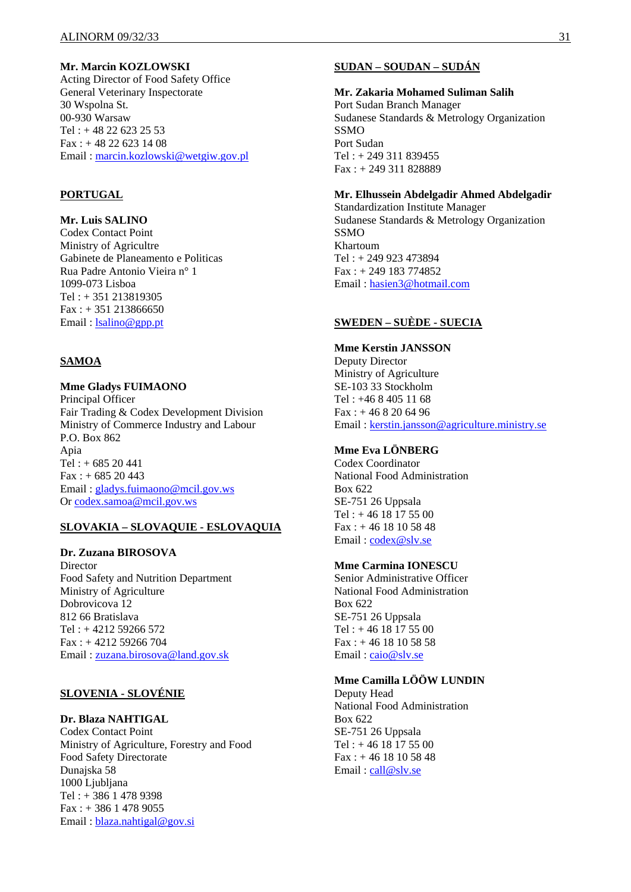**Mr. Marcin KOZLOWSKI**
Acting Director of Food Safety Office
General Veterinary Inspectorate
30 Wspolna St.
00-930 Warsaw
Tel : + 48 22 623 25 53
Fax : + 48 22 623 14 08
Email : marcin.kozlowski@wetgiw.gov.pl

**PORTUGAL**

**Mr. Luis SALINO**
Codex Contact Point
Ministry of Agricultre
Gabinete de Planeamento e Politicas
Rua Padre Antonio Vieira n° 1
1099-073 Lisboa
Tel : + 351 213819305
Fax : + 351 213866650
Email : lsalino@gpp.pt

**SAMOA**

**Mme Gladys FUIMAONO**
Principal Officer
Fair Trading & Codex Development Division
Ministry of Commerce Industry and Labour
P.O. Box 862
Apia
Tel : + 685 20 441
Fax : + 685 20 443
Email : gladys.fuimaono@mcil.gov.ws
Or codex.samoa@mcil.gov.ws

**SLOVAKIA – SLOVAQUIE - ESLOVAQUIA**

**Dr. Zuzana BIROSOVA**
Director
Food Safety and Nutrition Department
Ministry of Agriculture
Dobrovicova 12
812 66 Bratislava
Tel : + 4212 59266 572
Fax : + 4212 59266 704
Email : zuzana.birosova@land.gov.sk

**SLOVENIA - SLOVÉNIE**

**Dr. Blaza NAHTIGAL**
Codex Contact Point
Ministry of Agriculture, Forestry and Food
Food Safety Directorate
Dunajska 58
1000 Ljubljana
Tel : + 386 1 478 9398
Fax : + 386 1 478 9055
Email : blaza.nahtigal@gov.si

**SUDAN – SOUDAN – SUDÁN**

**Mr. Zakaria Mohamed Suliman Salih**
Port Sudan Branch Manager
Sudanese Standards & Metrology Organization
SSMO
Port Sudan
Tel : + 249 311 839455
Fax : + 249 311 828889

**Mr. Elhussein Abdelgadir Ahmed Abdelgadir**
Standardization Institute Manager
Sudanese Standards & Metrology Organization
SSMO
Khartoum
Tel : + 249 923 473894
Fax : + 249 183 774852
Email : hasien3@hotmail.com

**SWEDEN – SUÈDE - SUECIA**

**Mme Kerstin JANSSON**
Deputy Director
Ministry of Agriculture
SE-103 33 Stockholm
Tel : +46 8 405 11 68
Fax : + 46 8 20 64 96
Email : kerstin.jansson@agriculture.ministry.se

**Mme Eva LÖNBERG**
Codex Coordinator
National Food Administration
Box 622
SE-751 26 Uppsala
Tel : + 46 18 17 55 00
Fax : + 46 18 10 58 48
Email : codex@slv.se

**Mme Carmina IONESCU**
Senior Administrative Officer
National Food Administration
Box 622
SE-751 26 Uppsala
Tel : + 46 18 17 55 00
Fax : + 46 18 10 58 58
Email : caio@slv.se

**Mme Camilla LÖÖW LUNDIN**
Deputy Head
National Food Administration
Box 622
SE-751 26 Uppsala
Tel : + 46 18 17 55 00
Fax : + 46 18 10 58 48
Email : call@slv.se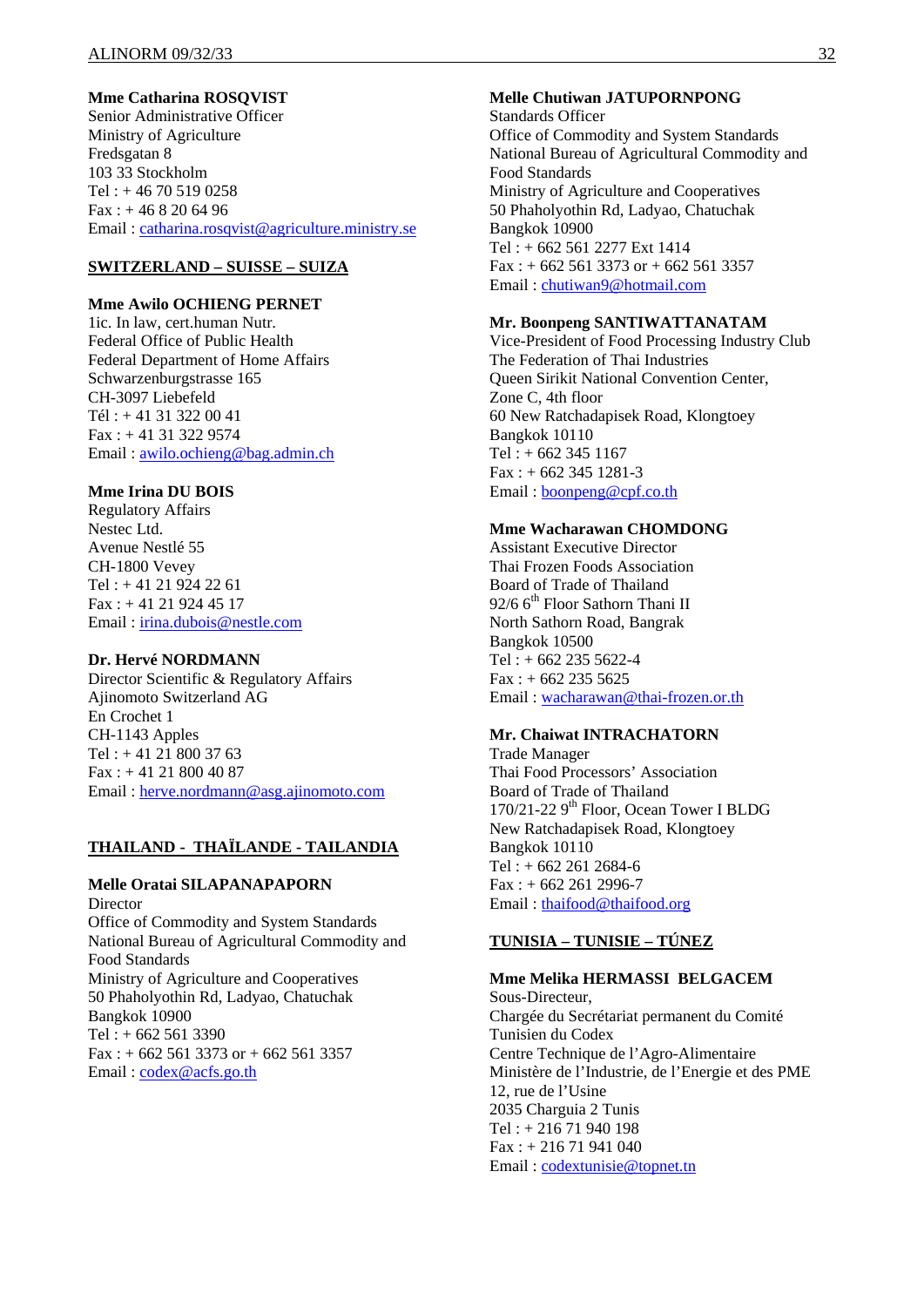**Mme Catharina ROSQVIST**
Senior Administrative Officer
Ministry of Agriculture
Fredsgatan 8
103 33 Stockholm
Tel : + 46 70 519 0258
Fax : + 46 8 20 64 96
Email : catharina.rosqvist@agriculture.ministry.se

**SWITZERLAND – SUISSE – SUIZA**

**Mme Awilo OCHIENG PERNET**
1ic. In law, cert.human Nutr.
Federal Office of Public Health
Federal Department of Home Affairs
Schwarzenburgstrasse 165
CH-3097 Liebefeld
Tél : + 41 31 322 00 41
Fax : + 41 31 322 9574
Email : awilo.ochieng@bag.admin.ch

**Mme Irina DU BOIS**
Regulatory Affairs
Nestec Ltd.
Avenue Nestlé 55
CH-1800 Vevey
Tel : + 41 21 924 22 61
Fax : + 41 21 924 45 17
Email : irina.dubois@nestle.com

**Dr. Hervé NORDMANN**
Director Scientific & Regulatory Affairs
Ajinomoto Switzerland AG
En Crochet 1
CH-1143 Apples
Tel : + 41 21 800 37 63
Fax : + 41 21 800 40 87
Email : herve.nordmann@asg.ajinomoto.com

**THAILAND - THAÏLANDE - TAILANDIA**

**Melle Oratai SILAPANAPAPORN**
Director
Office of Commodity and System Standards
National Bureau of Agricultural Commodity and Food Standards
Ministry of Agriculture and Cooperatives
50 Phaholyothin Rd, Ladyao, Chatuchak
Bangkok 10900
Tel : + 662 561 3390
Fax : + 662 561 3373 or + 662 561 3357
Email : codex@acfs.go.th

**Melle Chutiwan JATUPORNPONG**
Standards Officer
Office of Commodity and System Standards
National Bureau of Agricultural Commodity and Food Standards
Ministry of Agriculture and Cooperatives
50 Phaholyothin Rd, Ladyao, Chatuchak
Bangkok 10900
Tel : + 662 561 2277 Ext 1414
Fax : + 662 561 3373 or + 662 561 3357
Email : chutiwan9@hotmail.com

**Mr. Boonpeng SANTIWATTANATAM**
Vice-President of Food Processing Industry Club
The Federation of Thai Industries
Queen Sirikit National Convention Center, Zone C, 4th floor
60 New Ratchadapisek Road, Klongtoey
Bangkok 10110
Tel : + 662 345 1167
Fax : + 662 345 1281-3
Email : boonpeng@cpf.co.th

**Mme Wacharawan CHOMDONG**
Assistant Executive Director
Thai Frozen Foods Association
Board of Trade of Thailand
92/6 6th Floor Sathorn Thani II
North Sathorn Road, Bangrak
Bangkok 10500
Tel : + 662 235 5622-4
Fax : + 662 235 5625
Email : wacharawan@thai-frozen.or.th

**Mr. Chaiwat INTRACHATORN**
Trade Manager
Thai Food Processors' Association
Board of Trade of Thailand
170/21-22 9th Floor, Ocean Tower I BLDG
New Ratchadapisek Road, Klongtoey
Bangkok 10110
Tel : + 662 261 2684-6
Fax : + 662 261 2996-7
Email : thaifood@thaifood.org

**TUNISIA – TUNISIE – TÚNEZ**

**Mme Melika HERMASSI BELGACEM**
Sous-Directeur,
Chargée du Secrétariat permanent du Comité Tunisien du Codex
Centre Technique de l'Agro-Alimentaire
Ministère de l'Industrie, de l'Energie et des PME
12, rue de l'Usine
2035 Charguia 2 Tunis
Tel : + 216 71 940 198
Fax : + 216 71 941 040
Email : codextunisie@topnet.tn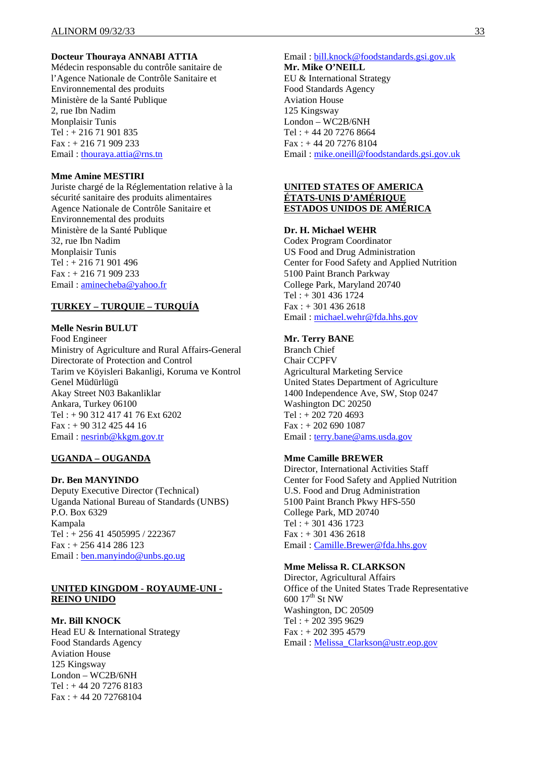**Docteur Thouraya ANNABI ATTIA**
Médecin responsable du contrôle sanitaire de l'Agence Nationale de Contrôle Sanitaire et Environnemental des produits
Ministère de la Santé Publique
2, rue Ibn Nadim
Monplaisir Tunis
Tel : + 216 71 901 835
Fax : + 216 71 909 233
Email : thouraya.attia@rns.tn

**Mme Amine MESTIRI**
Juriste chargé de la Réglementation relative à la sécurité sanitaire des produits alimentaires
Agence Nationale de Contrôle Sanitaire et Environnemental des produits
Ministère de la Santé Publique
32, rue Ibn Nadim
Monplaisir Tunis
Tel : + 216 71 901 496
Fax : + 216 71 909 233
Email : aminecheba@yahoo.fr

## TURKEY – TURQUIE – TURQUÍA

**Melle Nesrin BULUT**
Food Engineer
Ministry of Agriculture and Rural Affairs-General Directorate of Protection and Control
Tarim ve Köyisleri Bakanligi, Koruma ve Kontrol Genel Müdürlügü
Akay Street N03 Bakanliklar
Ankara, Turkey 06100
Tel : + 90 312 417 41 76 Ext 6202
Fax : + 90 312 425 44 16
Email : nesrinb@kkgm.gov.tr

## UGANDA – OUGANDA

**Dr. Ben MANYINDO**
Deputy Executive Director (Technical)
Uganda National Bureau of Standards (UNBS)
P.O. Box 6329
Kampala
Tel : + 256 41 4505995 / 222367
Fax : + 256 414 286 123
Email : ben.manyindo@unbs.go.ug

## UNITED KINGDOM - ROYAUME-UNI - REINO UNIDO

**Mr. Bill KNOCK**
Head EU & International Strategy
Food Standards Agency
Aviation House
125 Kingsway
London – WC2B/6NH
Tel : + 44 20 7276 8183
Fax : + 44 20 72768104
Email : bill.knock@foodstandards.gsi.gov.uk

**Mr. Mike O'NEILL**
EU & International Strategy
Food Standards Agency
Aviation House
125 Kingsway
London – WC2B/6NH
Tel : + 44 20 7276 8664
Fax : + 44 20 7276 8104
Email : mike.oneill@foodstandards.gsi.gov.uk

## UNITED STATES OF AMERICA ÉTATS-UNIS D'AMÉRIQUE ESTADOS UNIDOS DE AMÉRICA

**Dr. H. Michael WEHR**
Codex Program Coordinator
US Food and Drug Administration
Center for Food Safety and Applied Nutrition
5100 Paint Branch Parkway
College Park, Maryland 20740
Tel : + 301 436 1724
Fax : + 301 436 2618
Email : michael.wehr@fda.hhs.gov

**Mr. Terry BANE**
Branch Chief
Chair CCPFV
Agricultural Marketing Service
United States Department of Agriculture
1400 Independence Ave, SW, Stop 0247
Washington DC 20250
Tel : + 202 720 4693
Fax : + 202 690 1087
Email : terry.bane@ams.usda.gov

**Mme Camille BREWER**
Director, International Activities Staff
Center for Food Safety and Applied Nutrition
U.S. Food and Drug Administration
5100 Paint Branch Pkwy HFS-550
College Park, MD 20740
Tel : + 301 436 1723
Fax : + 301 436 2618
Email : Camille.Brewer@fda.hhs.gov

**Mme Melissa R. CLARKSON**
Director, Agricultural Affairs
Office of the United States Trade Representative
600 17th St NW
Washington, DC 20509
Tel : + 202 395 9629
Fax : + 202 395 4579
Email : Melissa_Clarkson@ustr.eop.gov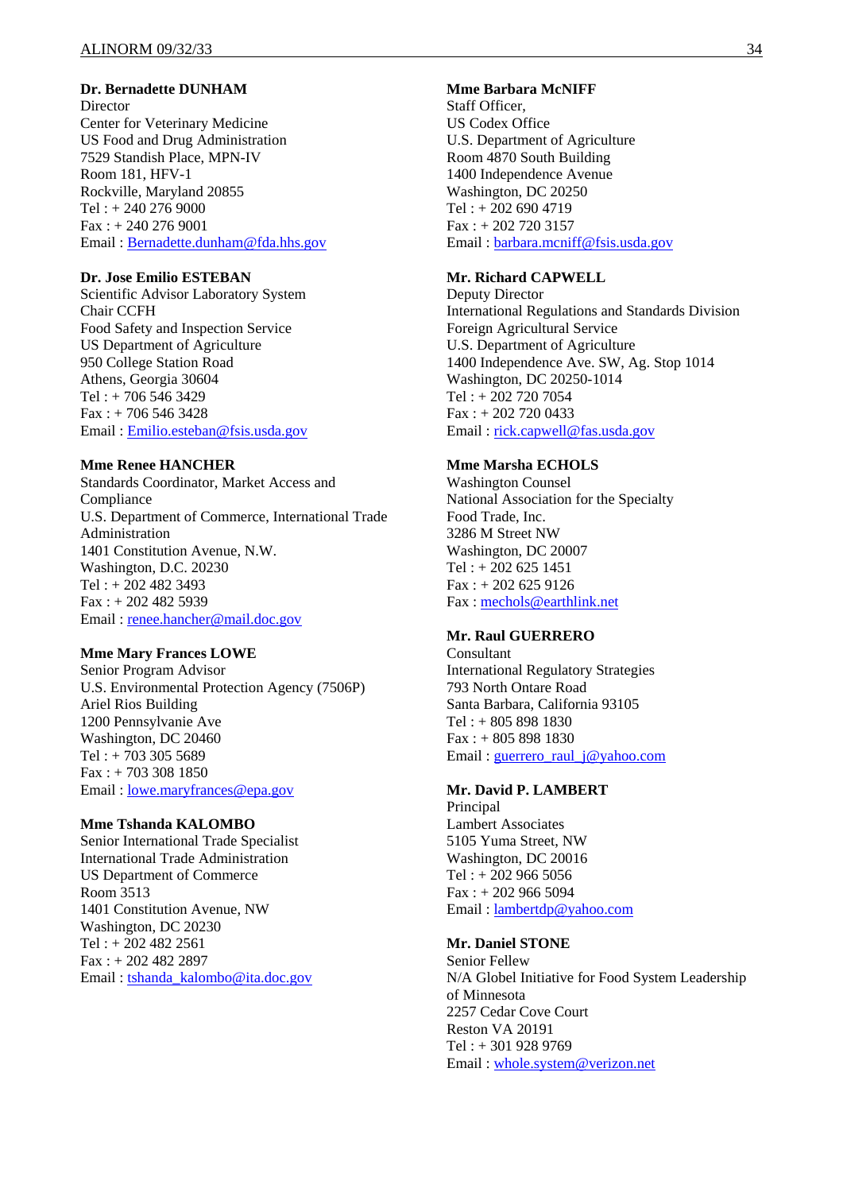**Dr. Bernadette DUNHAM**
Director
Center for Veterinary Medicine
US Food and Drug Administration
7529 Standish Place, MPN-IV
Room 181, HFV-1
Rockville, Maryland 20855
Tel : + 240 276 9000
Fax : + 240 276 9001
Email : Bernadette.dunham@fda.hhs.gov

**Dr. Jose Emilio ESTEBAN**
Scientific Advisor Laboratory System
Chair CCFH
Food Safety and Inspection Service
US Department of Agriculture
950 College Station Road
Athens, Georgia 30604
Tel : + 706 546 3429
Fax : + 706 546 3428
Email : Emilio.esteban@fsis.usda.gov

**Mme Renee HANCHER**
Standards Coordinator, Market Access and Compliance
U.S. Department of Commerce, International Trade Administration
1401 Constitution Avenue, N.W.
Washington, D.C. 20230
Tel : + 202 482 3493
Fax : + 202 482 5939
Email : renee.hancher@mail.doc.gov

**Mme Mary Frances LOWE**
Senior Program Advisor
U.S. Environmental Protection Agency (7506P)
Ariel Rios Building
1200 Pennsylvanie Ave
Washington, DC 20460
Tel : + 703 305 5689
Fax : + 703 308 1850
Email : lowe.maryfrances@epa.gov

**Mme Tshanda KALOMBO**
Senior International Trade Specialist
International Trade Administration
US Department of Commerce
Room 3513
1401 Constitution Avenue, NW
Washington, DC 20230
Tel : + 202 482 2561
Fax : + 202 482 2897
Email : tshanda_kalombo@ita.doc.gov

**Mme Barbara McNIFF**
Staff Officer,
US Codex Office
U.S. Department of Agriculture
Room 4870 South Building
1400 Independence Avenue
Washington, DC 20250
Tel : + 202 690 4719
Fax : + 202 720 3157
Email : barbara.mcniff@fsis.usda.gov

**Mr. Richard CAPWELL**
Deputy Director
International Regulations and Standards Division
Foreign Agricultural Service
U.S. Department of Agriculture
1400 Independence Ave. SW, Ag. Stop 1014
Washington, DC 20250-1014
Tel : + 202 720 7054
Fax : + 202 720 0433
Email : rick.capwell@fas.usda.gov

**Mme Marsha ECHOLS**
Washington Counsel
National Association for the Specialty Food Trade, Inc.
3286 M Street NW
Washington, DC 20007
Tel : + 202 625 1451
Fax : + 202 625 9126
Fax : mechols@earthlink.net

**Mr. Raul GUERRERO**
Consultant
International Regulatory Strategies
793 North Ontare Road
Santa Barbara, California 93105
Tel : + 805 898 1830
Fax : + 805 898 1830
Email : guerrero_raul_j@yahoo.com

**Mr. David P. LAMBERT**
Principal
Lambert Associates
5105 Yuma Street, NW
Washington, DC 20016
Tel : + 202 966 5056
Fax : + 202 966 5094
Email : lambertdp@yahoo.com

**Mr. Daniel STONE**
Senior Fellow
N/A Globel Initiative for Food System Leadership of Minnesota
2257 Cedar Cove Court
Reston VA 20191
Tel : + 301 928 9769
Email : whole.system@verizon.net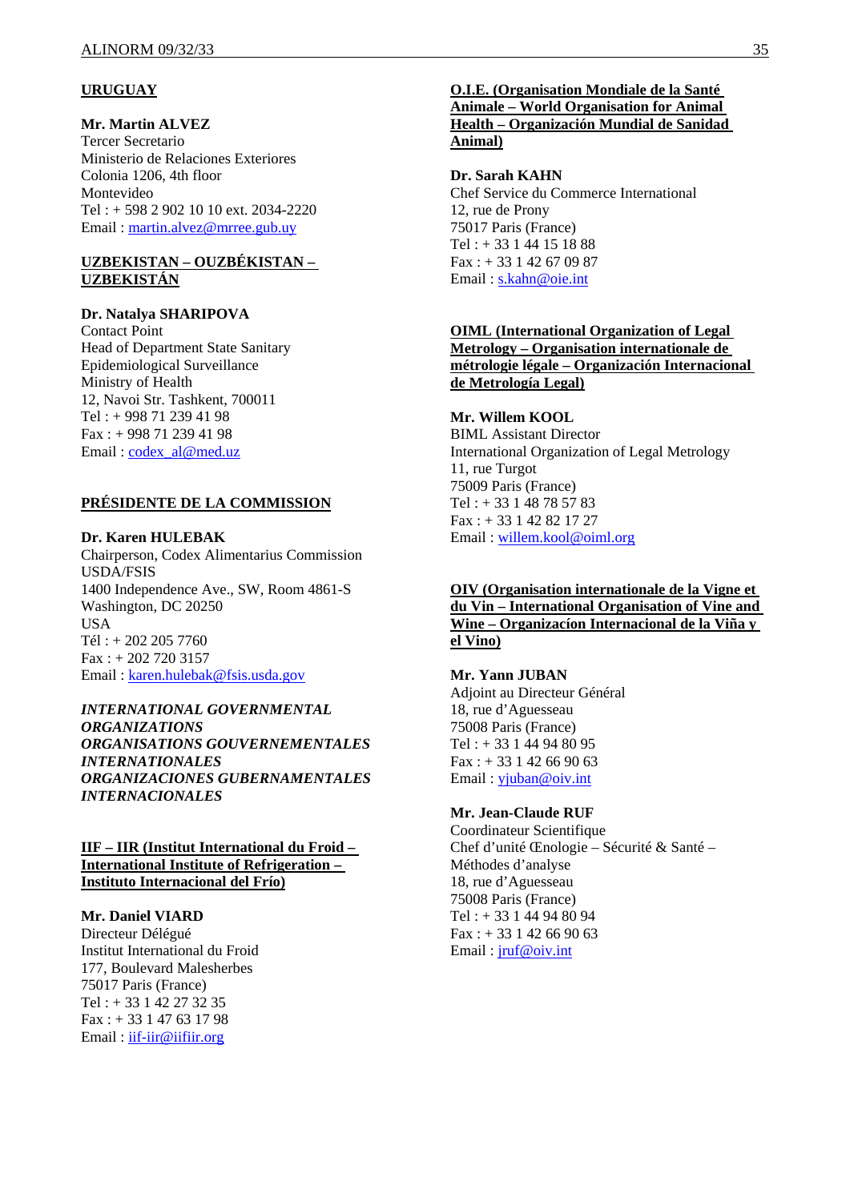**URUGUAY**

**Mr. Martin ALVEZ**
Tercer Secretario
Ministerio de Relaciones Exteriores
Colonia 1206, 4th floor
Montevideo
Tel : + 598 2 902 10 10 ext. 2034-2220
Email : martin.alvez@mrree.gub.uy

**UZBEKISTAN – OUZBÉKISTAN – UZBEKISTÁN**

**Dr. Natalya SHARIPOVA**
Contact Point
Head of Department State Sanitary
Epidemiological Surveillance
Ministry of Health
12, Navoi Str. Tashkent, 700011
Tel : + 998 71 239 41 98
Fax : + 998 71 239 41 98
Email : codex_al@med.uz

**PRÉSIDENTE DE LA COMMISSION**

**Dr. Karen HULEBAK**
Chairperson, Codex Alimentarius Commission
USDA/FSIS
1400 Independence Ave., SW, Room 4861-S
Washington, DC 20250
USA
Tél : + 202 205 7760
Fax : + 202 720 3157
Email : karen.hulebak@fsis.usda.gov

***INTERNATIONAL GOVERNMENTAL ORGANIZATIONS***
***ORGANISATIONS GOUVERNEMENTALES INTERNATIONALES***
***ORGANIZACIONES GUBERNAMENTALES INTERNACIONALES***

**IIF – IIR (Institut International du Froid – International Institute of Refrigeration – Instituto Internacional del Frío)**

**Mr. Daniel VIARD**
Directeur Délégué
Institut International du Froid
177, Boulevard Malesherbes
75017 Paris (France)
Tel : + 33 1 42 27 32 35
Fax : + 33 1 47 63 17 98
Email : iif-iir@iifiir.org

**O.I.E. (Organisation Mondiale de la Santé Animale – World Organisation for Animal Health – Organización Mundial de Sanidad Animal)**

**Dr. Sarah KAHN**
Chef Service du Commerce International
12, rue de Prony
75017 Paris (France)
Tel : + 33 1 44 15 18 88
Fax : + 33 1 42 67 09 87
Email : s.kahn@oie.int

**OIML (International Organization of Legal Metrology – Organisation internationale de métrologie légale – Organización Internacional de Metrología Legal)**

**Mr. Willem KOOL**
BIML Assistant Director
International Organization of Legal Metrology
11, rue Turgot
75009 Paris (France)
Tel : + 33 1 48 78 57 83
Fax : + 33 1 42 82 17 27
Email : willem.kool@oiml.org

**OIV (Organisation internationale de la Vigne et du Vin – International Organisation of Vine and Wine – Organizacíon Internacional de la Viña y el Vino)**

**Mr. Yann JUBAN**
Adjoint au Directeur Général
18, rue d'Aguesseau
75008 Paris (France)
Tel : + 33 1 44 94 80 95
Fax : + 33 1 42 66 90 63
Email : yjuban@oiv.int

**Mr. Jean-Claude RUF**
Coordinateur Scientifique
Chef d'unité Œnologie – Sécurité & Santé – Méthodes d'analyse
18, rue d'Aguesseau
75008 Paris (France)
Tel : + 33 1 44 94 80 94
Fax : + 33 1 42 66 90 63
Email : jruf@oiv.int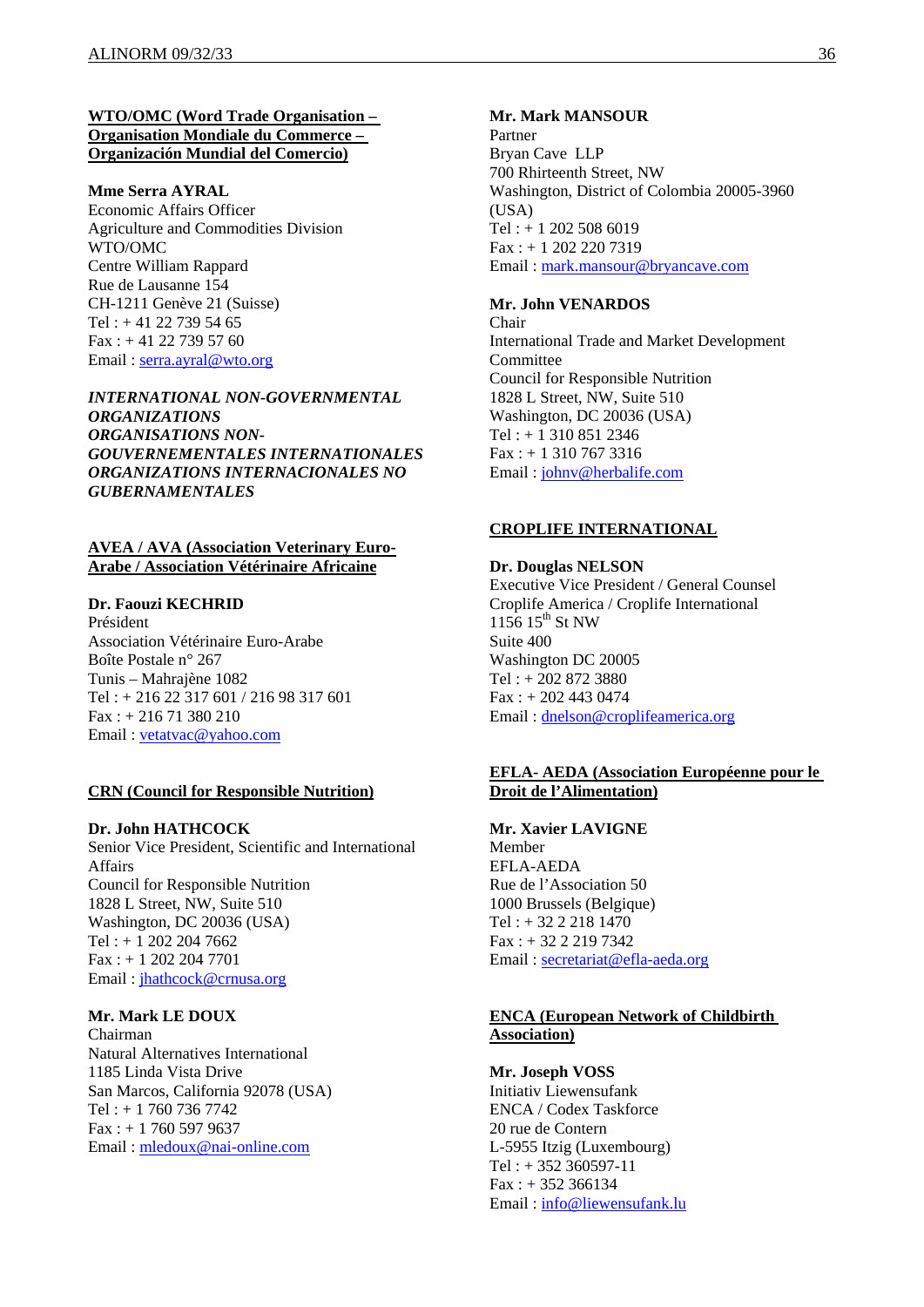**WTO/OMC (Word Trade Organisation – Organisation Mondiale du Commerce – Organización Mundial del Comercio)**

**Mme Serra AYRAL**
Economic Affairs Officer
Agriculture and Commodities Division
WTO/OMC
Centre William Rappard
Rue de Lausanne 154
CH-1211 Genève 21 (Suisse)
Tel : + 41 22 739 54 65
Fax : + 41 22 739 57 60
Email : serra.ayral@wto.org

***INTERNATIONAL NON-GOVERNMENTAL ORGANIZATIONS***
***ORGANISATIONS NON-GOUVERNEMENTALES INTERNATIONALES***
***ORGANIZATIONS INTERNACIONALES NO GUBERNAMENTALES***

**AVEA / AVA (Association Veterinary Euro-Arabe / Association Vétérinaire Africaine**

**Dr. Faouzi KECHRID**
Président
Association Vétérinaire Euro-Arabe
Boîte Postale n° 267
Tunis – Mahrajène 1082
Tel : + 216 22 317 601 / 216 98 317 601
Fax : + 216 71 380 210
Email : vetatvac@yahoo.com

**CRN (Council for Responsible Nutrition)**

**Dr. John HATHCOCK**
Senior Vice President, Scientific and International Affairs
Council for Responsible Nutrition
1828 L Street, NW, Suite 510
Washington, DC 20036 (USA)
Tel : + 1 202 204 7662
Fax : + 1 202 204 7701
Email : jhathcock@crnusa.org

**Mr. Mark LE DOUX**
Chairman
Natural Alternatives International
1185 Linda Vista Drive
San Marcos, California 92078 (USA)
Tel : + 1 760 736 7742
Fax : + 1 760 597 9637
Email : mledoux@nai-online.com

**Mr. Mark MANSOUR**
Partner
Bryan Cave LLP
700 Rhirteenth Street, NW
Washington, District of Colombia 20005-3960 (USA)
Tel : + 1 202 508 6019
Fax : + 1 202 220 7319
Email : mark.mansour@bryancave.com

**Mr. John VENARDOS**
Chair
International Trade and Market Development Committee
Council for Responsible Nutrition
1828 L Street, NW, Suite 510
Washington, DC 20036 (USA)
Tel : + 1 310 851 2346
Fax : + 1 310 767 3316
Email : johnv@herbalife.com

**CROPLIFE INTERNATIONAL**

**Dr. Douglas NELSON**
Executive Vice President / General Counsel
Croplife America / Croplife International
1156 15th St NW
Suite 400
Washington DC 20005
Tel : + 202 872 3880
Fax : + 202 443 0474
Email : dnelson@croplifeamerica.org

**EFLA- AEDA (Association Européenne pour le Droit de l'Alimentation)**

**Mr. Xavier LAVIGNE**
Member
EFLA-AEDA
Rue de l'Association 50
1000 Brussels (Belgique)
Tel : + 32 2 218 1470
Fax : + 32 2 219 7342
Email : secretariat@efla-aeda.org

**ENCA (European Network of Childbirth Association)**

**Mr. Joseph VOSS**
Initiativ Liewensufank
ENCA / Codex Taskforce
20 rue de Contern
L-5955 Itzig (Luxembourg)
Tel : + 352 360597-11
Fax : + 352 366134
Email : info@liewensufank.lu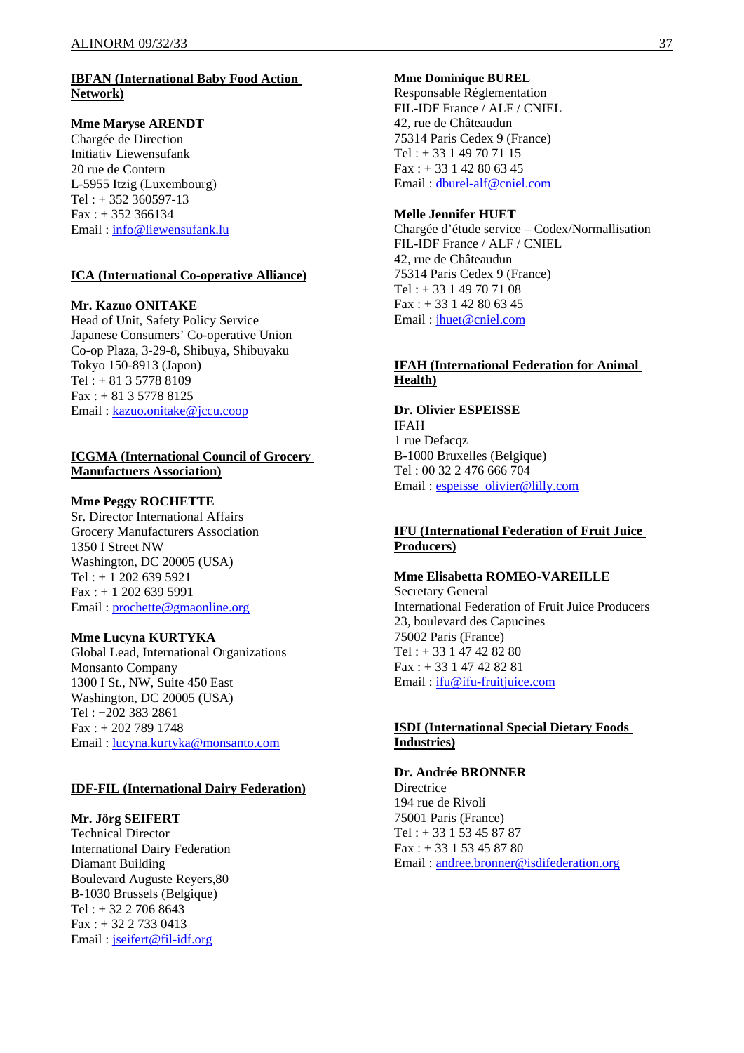**IBFAN (International Baby Food Action Network)**

**Mme Maryse ARENDT**
Chargée de Direction
Initiativ Liewensufank
20 rue de Contern
L-5955 Itzig (Luxembourg)
Tel : + 352 360597-13
Fax : + 352 366134
Email : info@liewensufank.lu

**ICA (International Co-operative Alliance)**

**Mr. Kazuo ONITAKE**
Head of Unit, Safety Policy Service
Japanese Consumers' Co-operative Union
Co-op Plaza, 3-29-8, Shibuya, Shibuyaku
Tokyo 150-8913 (Japon)
Tel : + 81 3 5778 8109
Fax : + 81 3 5778 8125
Email : kazuo.onitake@jccu.coop

**ICGMA (International Council of Grocery Manufactuers Association)**

**Mme Peggy ROCHETTE**
Sr. Director International Affairs
Grocery Manufacturers Association
1350 I Street NW
Washington, DC 20005 (USA)
Tel : + 1 202 639 5921
Fax : + 1 202 639 5991
Email : prochette@gmaonline.org

**Mme Lucyna KURTYKA**
Global Lead, International Organizations
Monsanto Company
1300 I St., NW, Suite 450 East
Washington, DC 20005 (USA)
Tel : +202 383 2861
Fax : + 202 789 1748
Email : lucyna.kurtyka@monsanto.com

**IDF-FIL (International Dairy Federation)**

**Mr. Jörg SEIFERT**
Technical Director
International Dairy Federation
Diamant Building
Boulevard Auguste Reyers,80
B-1030 Brussels (Belgique)
Tel : + 32 2 706 8643
Fax : + 32 2 733 0413
Email : jseifert@fil-idf.org

**Mme Dominique BUREL**
Responsable Réglementation
FIL-IDF France / ALF / CNIEL
42, rue de Châteaudun
75314 Paris Cedex 9 (France)
Tel : + 33 1 49 70 71 15
Fax : + 33 1 42 80 63 45
Email : dburel-alf@cniel.com

**Melle Jennifer HUET**
Chargée d'étude service – Codex/Normallisation
FIL-IDF France / ALF / CNIEL
42, rue de Châteaudun
75314 Paris Cedex 9 (France)
Tel : + 33 1 49 70 71 08
Fax : + 33 1 42 80 63 45
Email : jhuet@cniel.com

**IFAH (International Federation for Animal Health)**

**Dr. Olivier ESPEISSE**
IFAH
1 rue Defacqz
B-1000 Bruxelles (Belgique)
Tel : 00 32 2 476 666 704
Email : espeisse_olivier@lilly.com

**IFU (International Federation of Fruit Juice Producers)**

**Mme Elisabetta ROMEO-VAREILLE**
Secretary General
International Federation of Fruit Juice Producers
23, boulevard des Capucines
75002 Paris (France)
Tel : + 33 1 47 42 82 80
Fax : + 33 1 47 42 82 81
Email : ifu@ifu-fruitjuice.com

**ISDI (International Special Dietary Foods Industries)**

**Dr. Andrée BRONNER**
Directrice
194 rue de Rivoli
75001 Paris (France)
Tel : + 33 1 53 45 87 87
Fax : + 33 1 53 45 87 80
Email : andree.bronner@isdifederation.org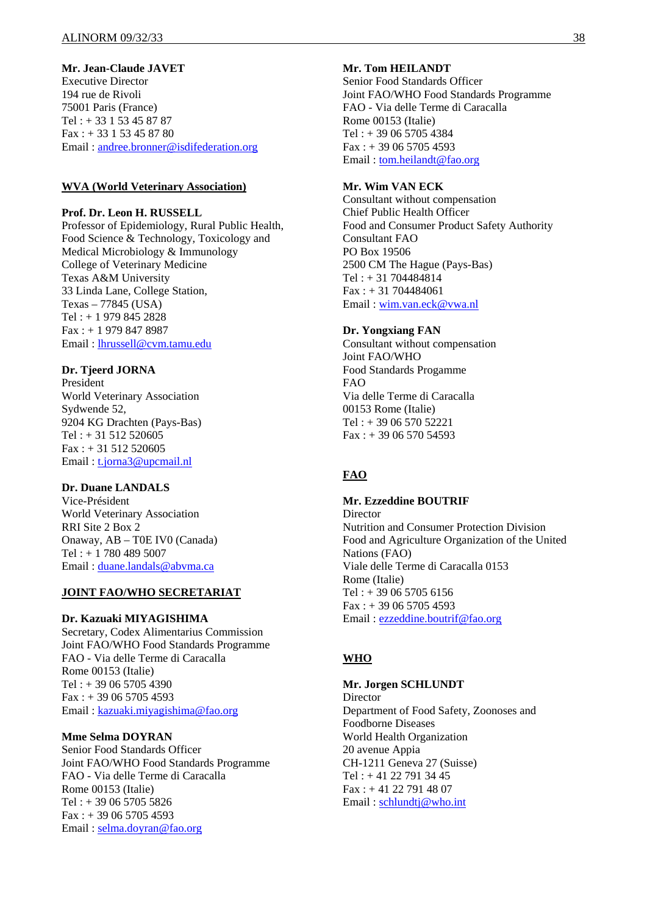**Mr. Jean-Claude JAVET**
Executive Director
194 rue de Rivoli
75001 Paris (France)
Tel : + 33 1 53 45 87 87
Fax : + 33 1 53 45 87 80
Email : andree.bronner@isdifederation.org

**WVA (World Veterinary Association)**

**Prof. Dr. Leon H. RUSSELL**
Professor of Epidemiology, Rural Public Health, Food Science & Technology, Toxicology and Medical Microbiology & Immunology
College of Veterinary Medicine
Texas A&M University
33 Linda Lane, College Station,
Texas – 77845 (USA)
Tel : + 1 979 845 2828
Fax : + 1 979 847 8987
Email : lhrussell@cvm.tamu.edu

**Dr. Tjeerd JORNA**
President
World Veterinary Association
Sydwende 52,
9204 KG Drachten (Pays-Bas)
Tel : + 31 512 520605
Fax : + 31 512 520605
Email : t.jorna3@upcmail.nl

**Dr. Duane LANDALS**
Vice-Président
World Veterinary Association
RRI Site 2 Box 2
Onaway, AB – T0E IV0 (Canada)
Tel : + 1 780 489 5007
Email : duane.landals@abvma.ca

**JOINT FAO/WHO SECRETARIAT**

**Dr. Kazuaki MIYAGISHIMA**
Secretary, Codex Alimentarius Commission
Joint FAO/WHO Food Standards Programme
FAO - Via delle Terme di Caracalla
Rome 00153 (Italie)
Tel : + 39 06 5705 4390
Fax : + 39 06 5705 4593
Email : kazuaki.miyagishima@fao.org

**Mme Selma DOYRAN**
Senior Food Standards Officer
Joint FAO/WHO Food Standards Programme
FAO - Via delle Terme di Caracalla
Rome 00153 (Italie)
Tel : + 39 06 5705 5826
Fax : + 39 06 5705 4593
Email : selma.doyran@fao.org

**Mr. Tom HEILANDT**
Senior Food Standards Officer
Joint FAO/WHO Food Standards Programme
FAO - Via delle Terme di Caracalla
Rome 00153 (Italie)
Tel : + 39 06 5705 4384
Fax : + 39 06 5705 4593
Email : tom.heilandt@fao.org

**Mr. Wim VAN ECK**
Consultant without compensation
Chief Public Health Officer
Food and Consumer Product Safety Authority
Consultant FAO
PO Box 19506
2500 CM The Hague (Pays-Bas)
Tel : + 31 704484814
Fax : + 31 704484061
Email : wim.van.eck@vwa.nl

**Dr. Yongxiang FAN**
Consultant without compensation
Joint FAO/WHO
Food Standards Progamme
FAO
Via delle Terme di Caracalla
00153 Rome (Italie)
Tel : + 39 06 570 52221
Fax : + 39 06 570 54593

**FAO**

**Mr. Ezzeddine BOUTRIF**
Director
Nutrition and Consumer Protection Division
Food and Agriculture Organization of the United Nations (FAO)
Viale delle Terme di Caracalla 0153
Rome (Italie)
Tel : + 39 06 5705 6156
Fax : + 39 06 5705 4593
Email : ezzeddine.boutrif@fao.org

**WHO**

**Mr. Jorgen SCHLUNDT**
Director
Department of Food Safety, Zoonoses and Foodborne Diseases
World Health Organization
20 avenue Appia
CH-1211 Geneva 27 (Suisse)
Tel : + 41 22 791 34 45
Fax : + 41 22 791 48 07
Email : schlundtj@who.int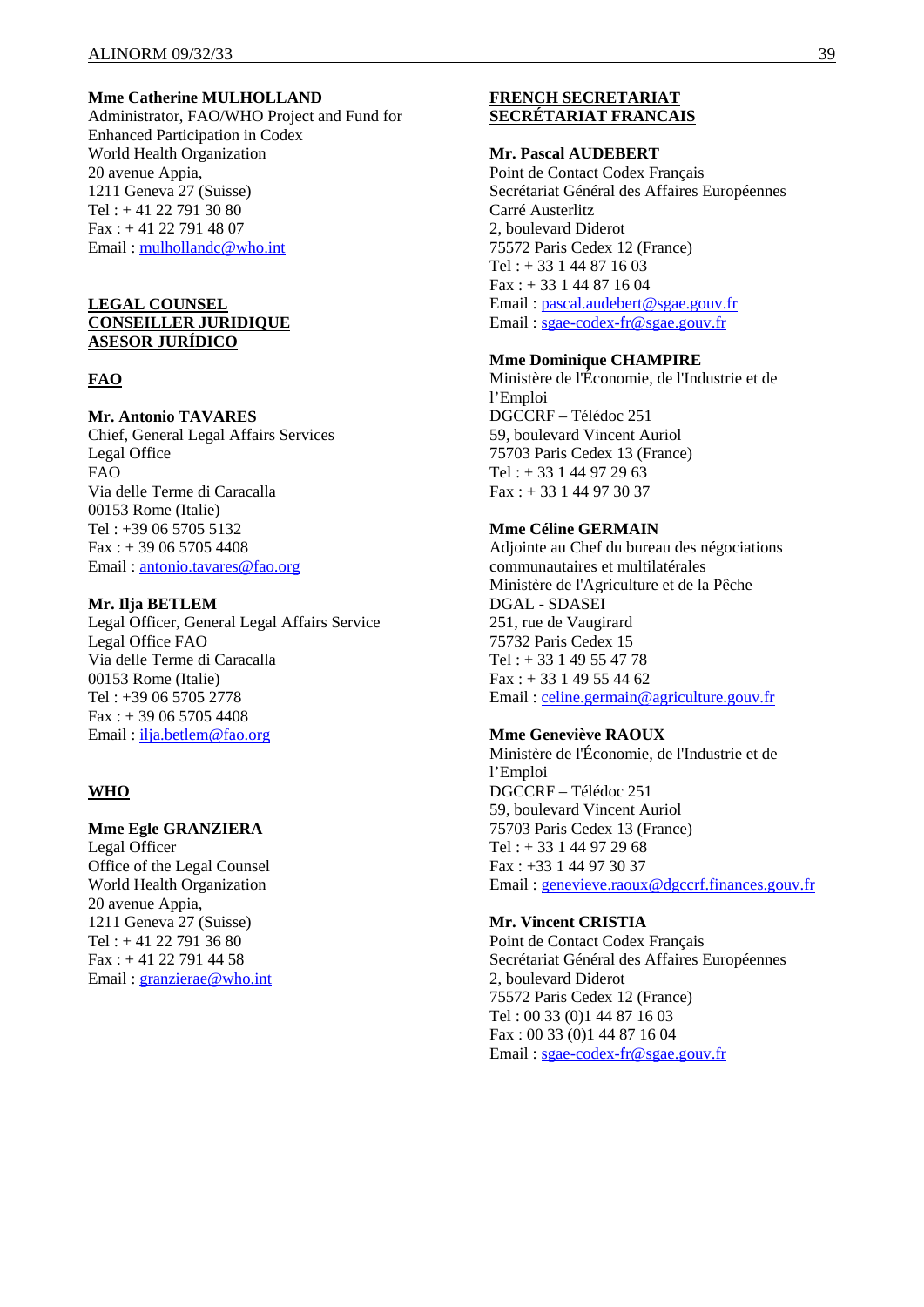**Mme Catherine MULHOLLAND**
Administrator, FAO/WHO Project and Fund for Enhanced Participation in Codex
World Health Organization
20 avenue Appia,
1211 Geneva 27 (Suisse)
Tel : + 41 22 791 30 80
Fax : + 41 22 791 48 07
Email : mulhollandc@who.int

**LEGAL COUNSEL**
**CONSEILLER JURIDIQUE**
**ASESOR JURÍDICO**

**FAO**

**Mr. Antonio TAVARES**
Chief, General Legal Affairs Services
Legal Office
FAO
Via delle Terme di Caracalla
00153 Rome (Italie)
Tel : +39 06 5705 5132
Fax : + 39 06 5705 4408
Email : antonio.tavares@fao.org

**Mr. Ilja BETLEM**
Legal Officer, General Legal Affairs Service
Legal Office FAO
Via delle Terme di Caracalla
00153 Rome (Italie)
Tel : +39 06 5705 2778
Fax : + 39 06 5705 4408
Email : ilja.betlem@fao.org

**WHO**

**Mme Egle GRANZIERA**
Legal Officer
Office of the Legal Counsel
World Health Organization
20 avenue Appia,
1211 Geneva 27 (Suisse)
Tel : + 41 22 791 36 80
Fax : + 41 22 791 44 58
Email : granzierae@who.int

**FRENCH SECRETARIAT**
**SECRÉTARIAT FRANCAIS**

**Mr. Pascal AUDEBERT**
Point de Contact Codex Français
Secrétariat Général des Affaires Européennes
Carré Austerlitz
2, boulevard Diderot
75572 Paris Cedex 12 (France)
Tel : + 33 1 44 87 16 03
Fax : + 33 1 44 87 16 04
Email : pascal.audebert@sgae.gouv.fr
Email : sgae-codex-fr@sgae.gouv.fr

**Mme Dominique CHAMPIRE**
Ministère de l'Économie, de l'Industrie et de l'Emploi
DGCCRF – Télédoc 251
59, boulevard Vincent Auriol
75703 Paris Cedex 13 (France)
Tel : + 33 1 44 97 29 63
Fax : + 33 1 44 97 30 37

**Mme Céline GERMAIN**
Adjointe au Chef du bureau des négociations communautaires et multilatérales
Ministère de l'Agriculture et de la Pêche
DGAL - SDASEI
251, rue de Vaugirard
75732 Paris Cedex 15
Tel : + 33 1 49 55 47 78
Fax : + 33 1 49 55 44 62
Email : celine.germain@agriculture.gouv.fr

**Mme Geneviève RAOUX**
Ministère de l'Économie, de l'Industrie et de l'Emploi
DGCCRF – Télédoc 251
59, boulevard Vincent Auriol
75703 Paris Cedex 13 (France)
Tel : + 33 1 44 97 29 68
Fax : +33 1 44 97 30 37
Email : genevieve.raoux@dgccrf.finances.gouv.fr

**Mr. Vincent CRISTIA**
Point de Contact Codex Français
Secrétariat Général des Affaires Européennes
2, boulevard Diderot
75572 Paris Cedex 12 (France)
Tel : 00 33 (0)1 44 87 16 03
Fax : 00 33 (0)1 44 87 16 04
Email : sgae-codex-fr@sgae.gouv.fr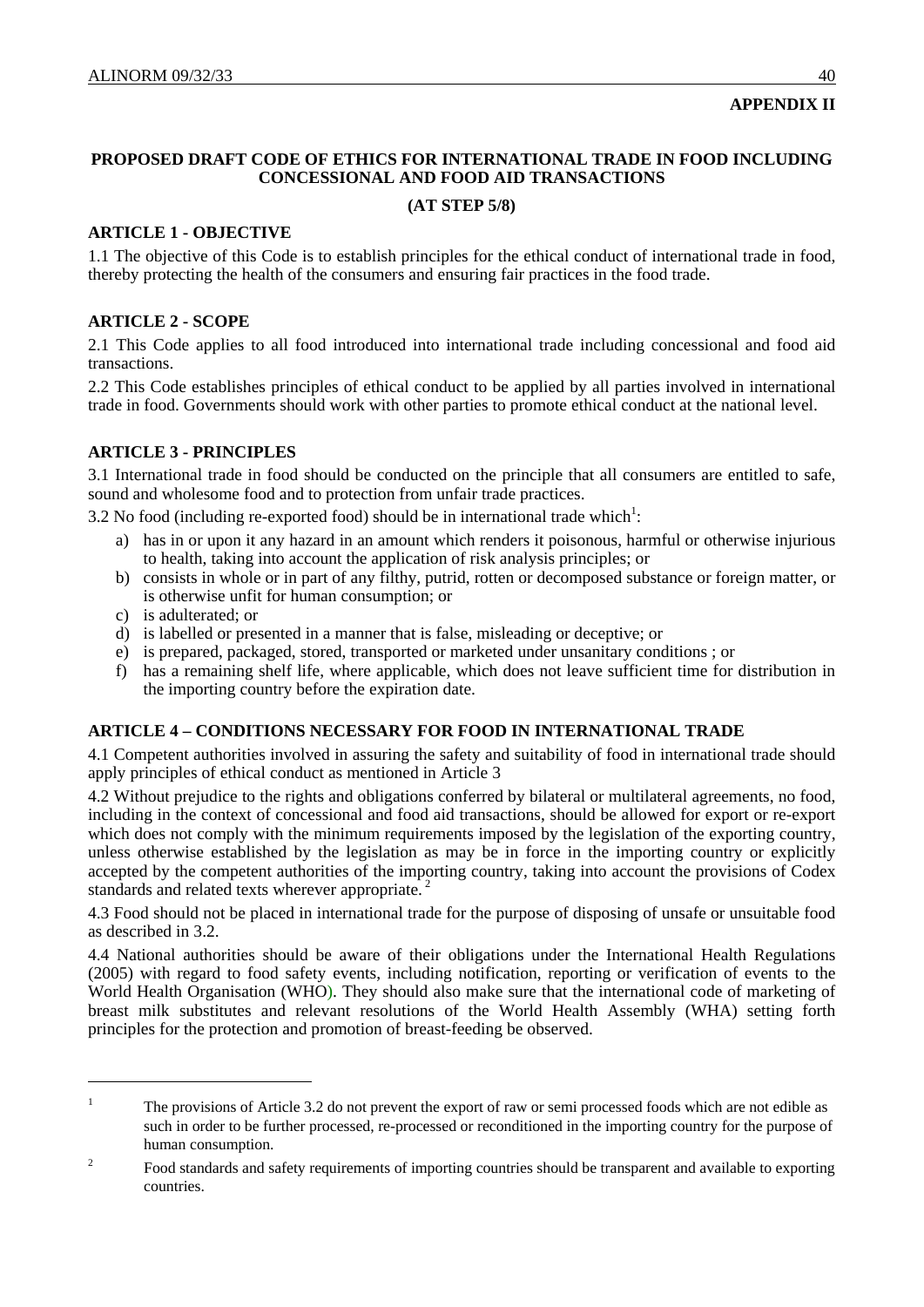**APPENDIX II**

# PROPOSED DRAFT CODE OF ETHICS FOR INTERNATIONAL TRADE IN FOOD INCLUDING CONCESSIONAL AND FOOD AID TRANSACTIONS

**(AT STEP 5/8)**

## ARTICLE 1 - OBJECTIVE

1.1 The objective of this Code is to establish principles for the ethical conduct of international trade in food, thereby protecting the health of the consumers and ensuring fair practices in the food trade.

## ARTICLE 2 - SCOPE

2.1 This Code applies to all food introduced into international trade including concessional and food aid transactions.

2.2 This Code establishes principles of ethical conduct to be applied by all parties involved in international trade in food. Governments should work with other parties to promote ethical conduct at the national level.

## ARTICLE 3 - PRINCIPLES

3.1 International trade in food should be conducted on the principle that all consumers are entitled to safe, sound and wholesome food and to protection from unfair trade practices.

3.2 No food (including re-exported food) should be in international trade which[1]:

a) has in or upon it any hazard in an amount which renders it poisonous, harmful or otherwise injurious to health, taking into account the application of risk analysis principles; or

b) consists in whole or in part of any filthy, putrid, rotten or decomposed substance or foreign matter, or is otherwise unfit for human consumption; or

c) is adulterated; or

d) is labelled or presented in a manner that is false, misleading or deceptive; or

e) is prepared, packaged, stored, transported or marketed under unsanitary conditions ; or

f) has a remaining shelf life, where applicable, which does not leave sufficient time for distribution in the importing country before the expiration date.

## ARTICLE 4 – CONDITIONS NECESSARY FOR FOOD IN INTERNATIONAL TRADE

4.1 Competent authorities involved in assuring the safety and suitability of food in international trade should apply principles of ethical conduct as mentioned in Article 3

4.2 Without prejudice to the rights and obligations conferred by bilateral or multilateral agreements, no food, including in the context of concessional and food aid transactions, should be allowed for export or re-export which does not comply with the minimum requirements imposed by the legislation of the exporting country, unless otherwise established by the legislation as may be in force in the importing country or explicitly accepted by the competent authorities of the importing country, taking into account the provisions of Codex standards and related texts wherever appropriate.[2]

4.3 Food should not be placed in international trade for the purpose of disposing of unsafe or unsuitable food as described in 3.2.

4.4 National authorities should be aware of their obligations under the International Health Regulations (2005) with regard to food safety events, including notification, reporting or verification of events to the World Health Organisation (WHO). They should also make sure that the international code of marketing of breast milk substitutes and relevant resolutions of the World Health Assembly (WHA) setting forth principles for the protection and promotion of breast-feeding be observed.

---

[1] The provisions of Article 3.2 do not prevent the export of raw or semi processed foods which are not edible as such in order to be further processed, re-processed or reconditioned in the importing country for the purpose of human consumption.

[2] Food standards and safety requirements of importing countries should be transparent and available to exporting countries.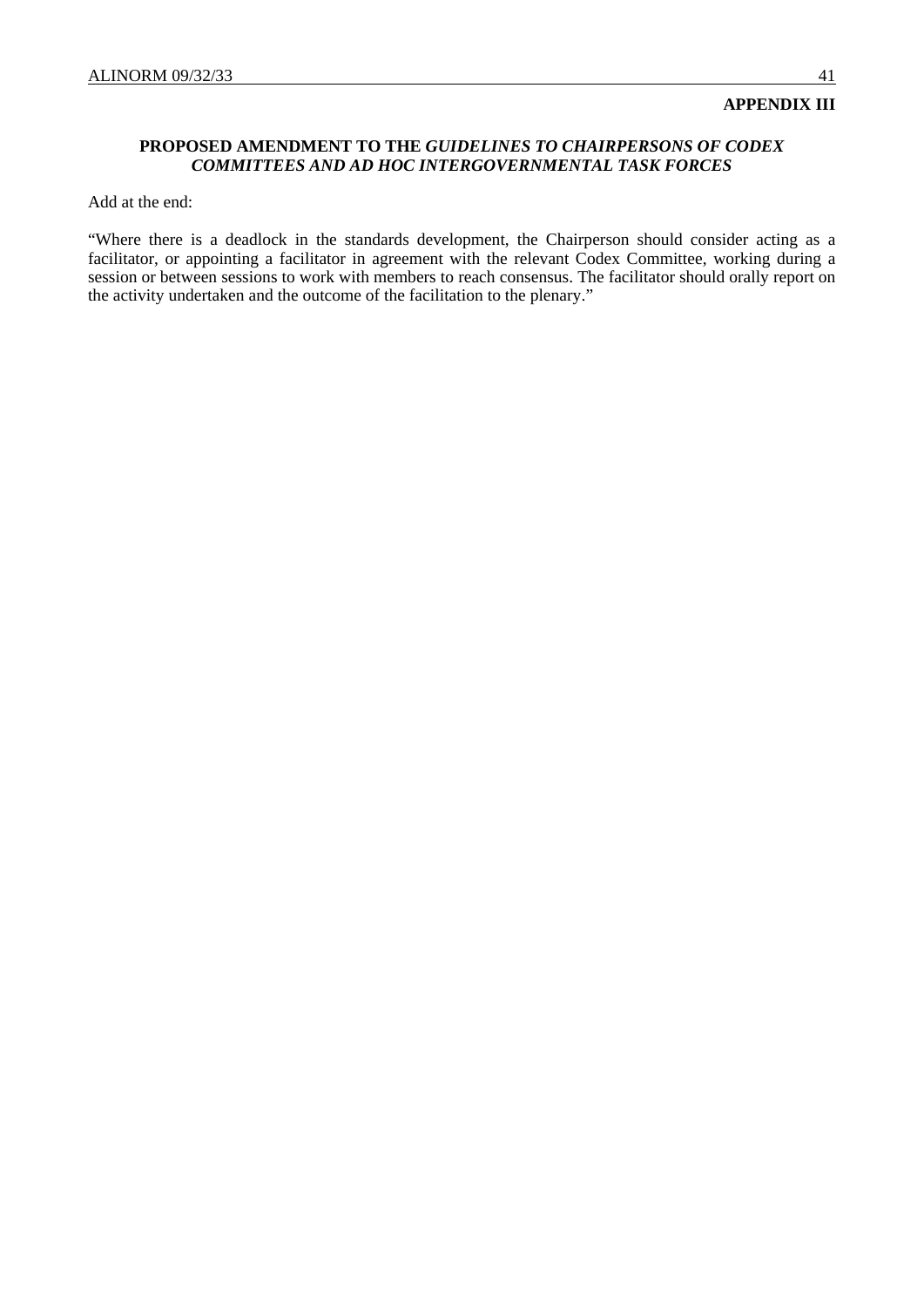**APPENDIX III**

## PROPOSED AMENDMENT TO THE *GUIDELINES TO CHAIRPERSONS OF CODEX COMMITTEES AND AD HOC INTERGOVERNMENTAL TASK FORCES*

Add at the end:

"Where there is a deadlock in the standards development, the Chairperson should consider acting as a facilitator, or appointing a facilitator in agreement with the relevant Codex Committee, working during a session or between sessions to work with members to reach consensus. The facilitator should orally report on the activity undertaken and the outcome of the facilitation to the plenary."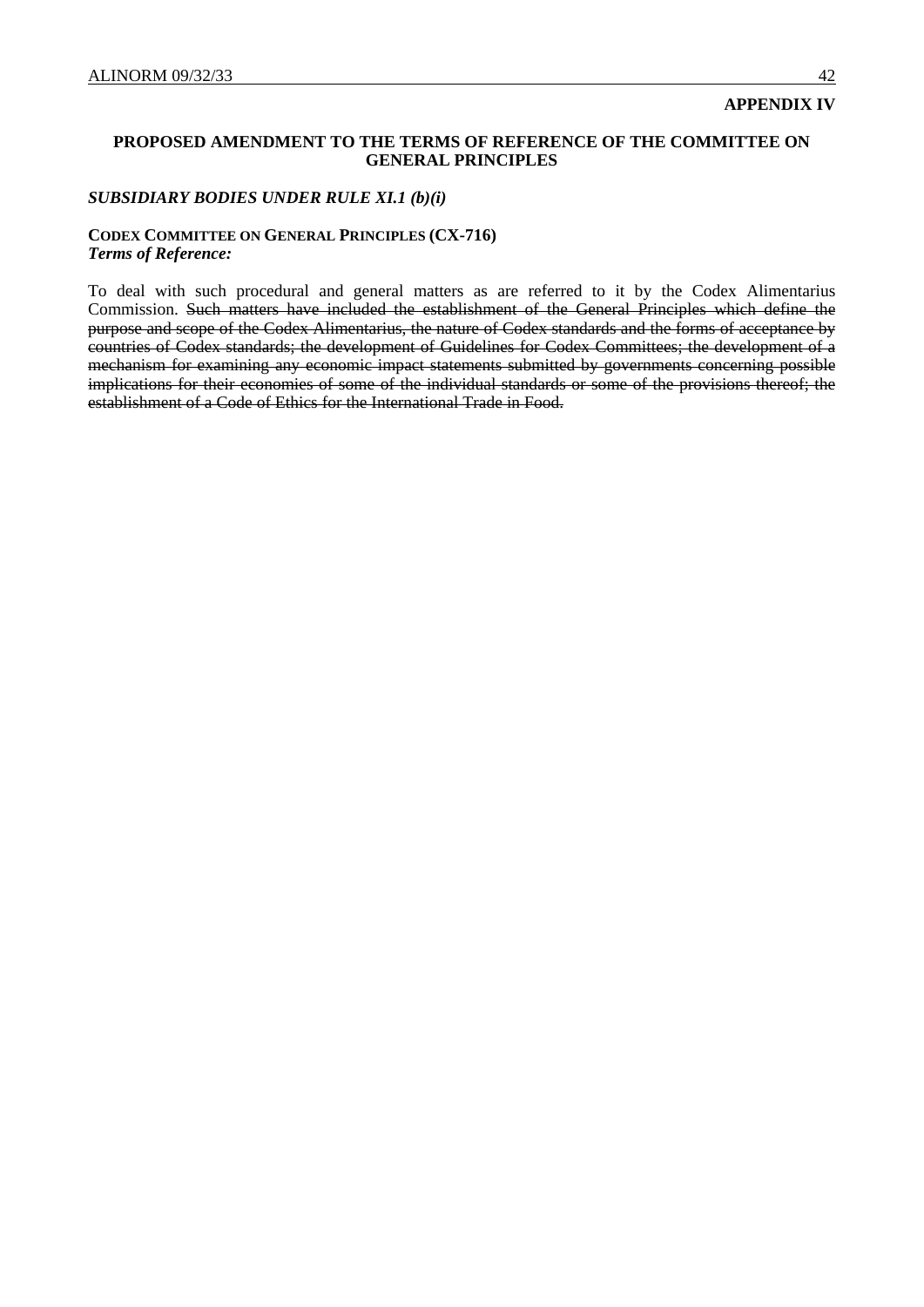**APPENDIX IV**

## PROPOSED AMENDMENT TO THE TERMS OF REFERENCE OF THE COMMITTEE ON GENERAL PRINCIPLES

### *SUBSIDIARY BODIES UNDER RULE XI.1 (b)(i)*

**CODEX COMMITTEE ON GENERAL PRINCIPLES (CX-716)**
***Terms of Reference:***

To deal with such procedural and general matters as are referred to it by the Codex Alimentarius Commission. ~~Such matters have included the establishment of the General Principles which define the purpose and scope of the Codex Alimentarius, the nature of Codex standards and the forms of acceptance by countries of Codex standards; the development of Guidelines for Codex Committees; the development of a mechanism for examining any economic impact statements submitted by governments concerning possible implications for their economies of some of the individual standards or some of the provisions thereof; the establishment of a Code of Ethics for the International Trade in Food.~~